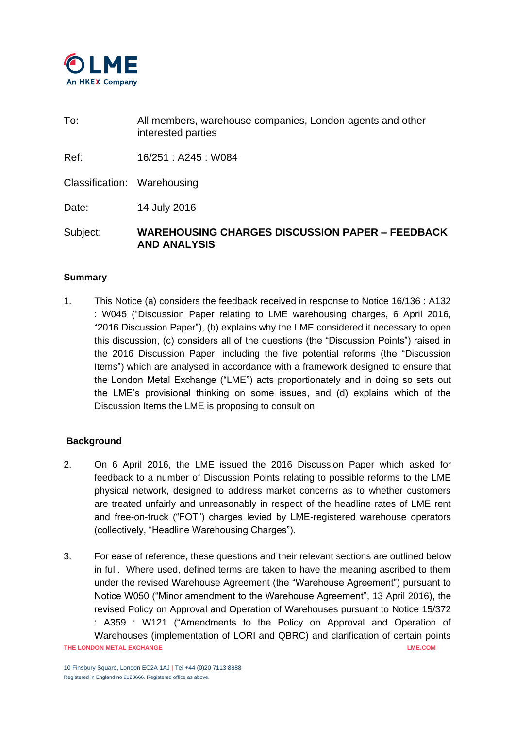| | |
|---|---|
| To: | All members, warehouse companies, London agents and other interested parties |
| Ref: | 16/251 : A245 : W084 |
| Classification: | Warehousing |
| Date: | 14 July 2016 |
| Subject: | **WAREHOUSING CHARGES DISCUSSION PAPER – FEEDBACK AND ANALYSIS** |

## Summary

1. This Notice (a) considers the feedback received in response to Notice 16/136 : A132 : W045 ("Discussion Paper relating to LME warehousing charges, 6 April 2016, "2016 Discussion Paper"), (b) explains why the LME considered it necessary to open this discussion, (c) considers all of the questions (the "Discussion Points") raised in the 2016 Discussion Paper, including the five potential reforms (the "Discussion Items") which are analysed in accordance with a framework designed to ensure that the London Metal Exchange ("LME") acts proportionately and in doing so sets out the LME's provisional thinking on some issues, and (d) explains which of the Discussion Items the LME is proposing to consult on.

## Background

2. On 6 April 2016, the LME issued the 2016 Discussion Paper which asked for feedback to a number of Discussion Points relating to possible reforms to the LME physical network, designed to address market concerns as to whether customers are treated unfairly and unreasonably in respect of the headline rates of LME rent and free-on-truck ("FOT") charges levied by LME-registered warehouse operators (collectively, "Headline Warehousing Charges").

3. For ease of reference, these questions and their relevant sections are outlined below in full. Where used, defined terms are taken to have the meaning ascribed to them under the revised Warehouse Agreement (the "Warehouse Agreement") pursuant to Notice W050 ("Minor amendment to the Warehouse Agreement", 13 April 2016), the revised Policy on Approval and Operation of Warehouses pursuant to Notice 15/372 : A359 : W121 ("Amendments to the Policy on Approval and Operation of Warehouses (implementation of LORI and QBRC) and clarification of certain points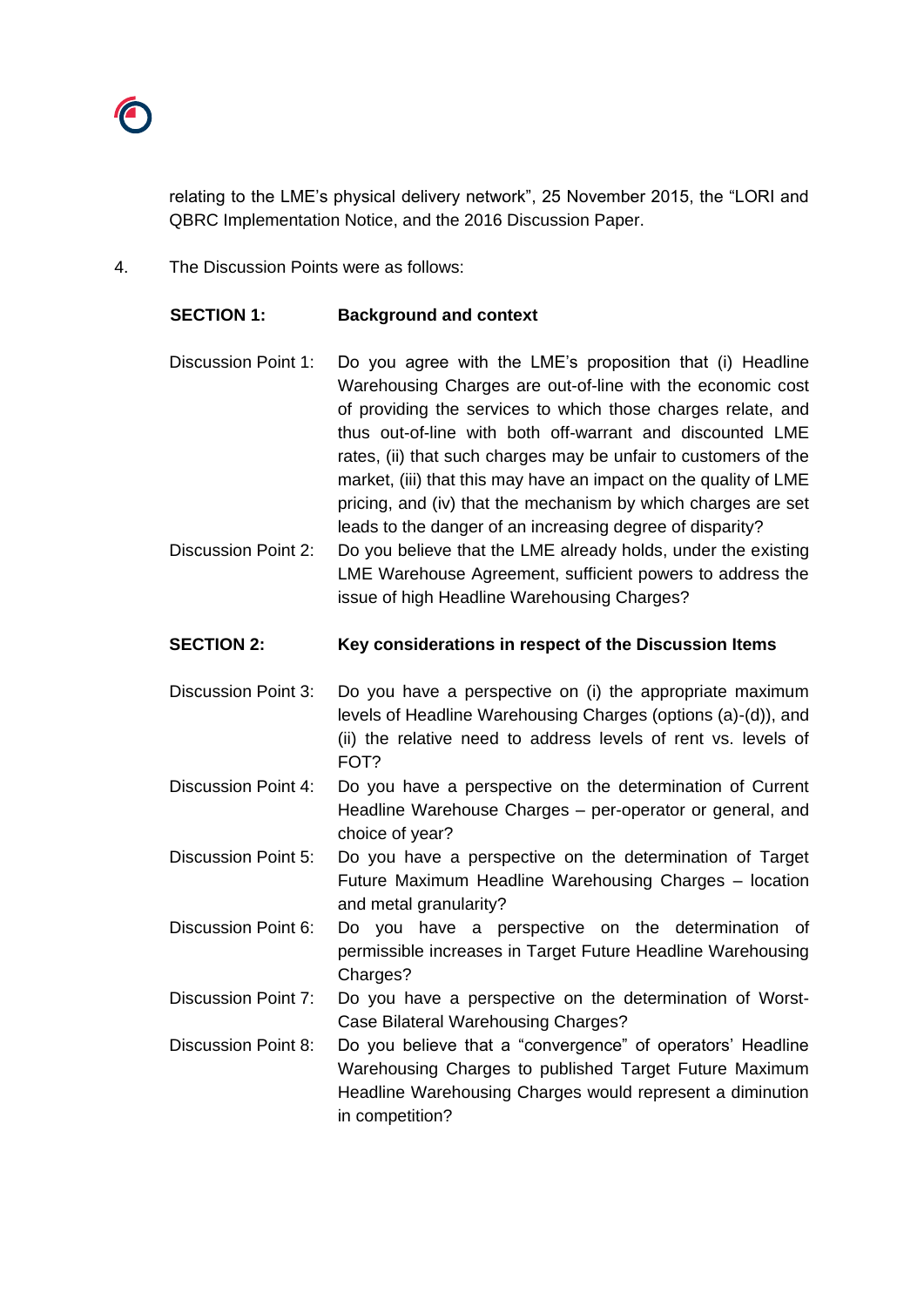relating to the LME's physical delivery network", 25 November 2015, the "LORI and QBRC Implementation Notice, and the 2016 Discussion Paper.

4. The Discussion Points were as follows:

**SECTION 1: Background and context**

Discussion Point 1: Do you agree with the LME's proposition that (i) Headline Warehousing Charges are out-of-line with the economic cost of providing the services to which those charges relate, and thus out-of-line with both off-warrant and discounted LME rates, (ii) that such charges may be unfair to customers of the market, (iii) that this may have an impact on the quality of LME pricing, and (iv) that the mechanism by which charges are set leads to the danger of an increasing degree of disparity?

Discussion Point 2: Do you believe that the LME already holds, under the existing LME Warehouse Agreement, sufficient powers to address the issue of high Headline Warehousing Charges?

**SECTION 2: Key considerations in respect of the Discussion Items**

Discussion Point 3: Do you have a perspective on (i) the appropriate maximum levels of Headline Warehousing Charges (options (a)-(d)), and (ii) the relative need to address levels of rent vs. levels of FOT?

Discussion Point 4: Do you have a perspective on the determination of Current Headline Warehouse Charges – per-operator or general, and choice of year?

Discussion Point 5: Do you have a perspective on the determination of Target Future Maximum Headline Warehousing Charges – location and metal granularity?

Discussion Point 6: Do you have a perspective on the determination of permissible increases in Target Future Headline Warehousing Charges?

Discussion Point 7: Do you have a perspective on the determination of Worst-Case Bilateral Warehousing Charges?

Discussion Point 8: Do you believe that a "convergence" of operators' Headline Warehousing Charges to published Target Future Maximum Headline Warehousing Charges would represent a diminution in competition?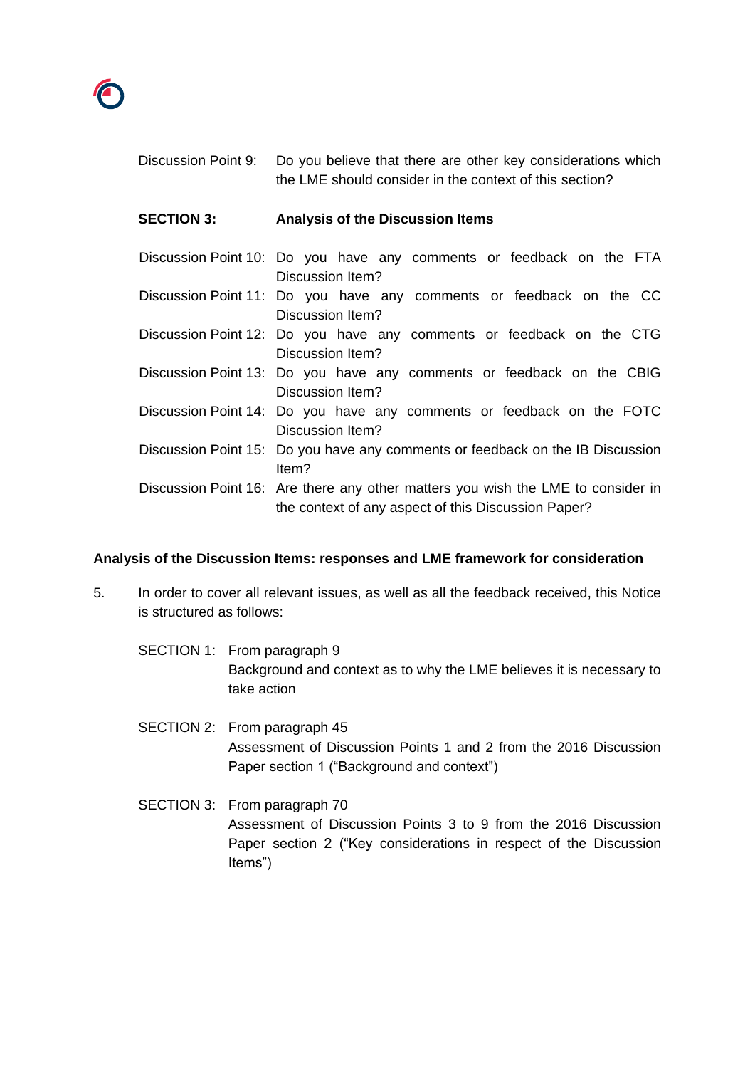Discussion Point 9: Do you believe that there are other key considerations which the LME should consider in the context of this section?

**SECTION 3: Analysis of the Discussion Items**

Discussion Point 10: Do you have any comments or feedback on the FTA Discussion Item?

Discussion Point 11: Do you have any comments or feedback on the CC Discussion Item?

Discussion Point 12: Do you have any comments or feedback on the CTG Discussion Item?

Discussion Point 13: Do you have any comments or feedback on the CBIG Discussion Item?

Discussion Point 14: Do you have any comments or feedback on the FOTC Discussion Item?

Discussion Point 15: Do you have any comments or feedback on the IB Discussion Item?

Discussion Point 16: Are there any other matters you wish the LME to consider in the context of any aspect of this Discussion Paper?

**Analysis of the Discussion Items: responses and LME framework for consideration**

5. In order to cover all relevant issues, as well as all the feedback received, this Notice is structured as follows:

SECTION 1: From paragraph 9
Background and context as to why the LME believes it is necessary to take action

SECTION 2: From paragraph 45
Assessment of Discussion Points 1 and 2 from the 2016 Discussion Paper section 1 ("Background and context")

SECTION 3: From paragraph 70
Assessment of Discussion Points 3 to 9 from the 2016 Discussion Paper section 2 ("Key considerations in respect of the Discussion Items")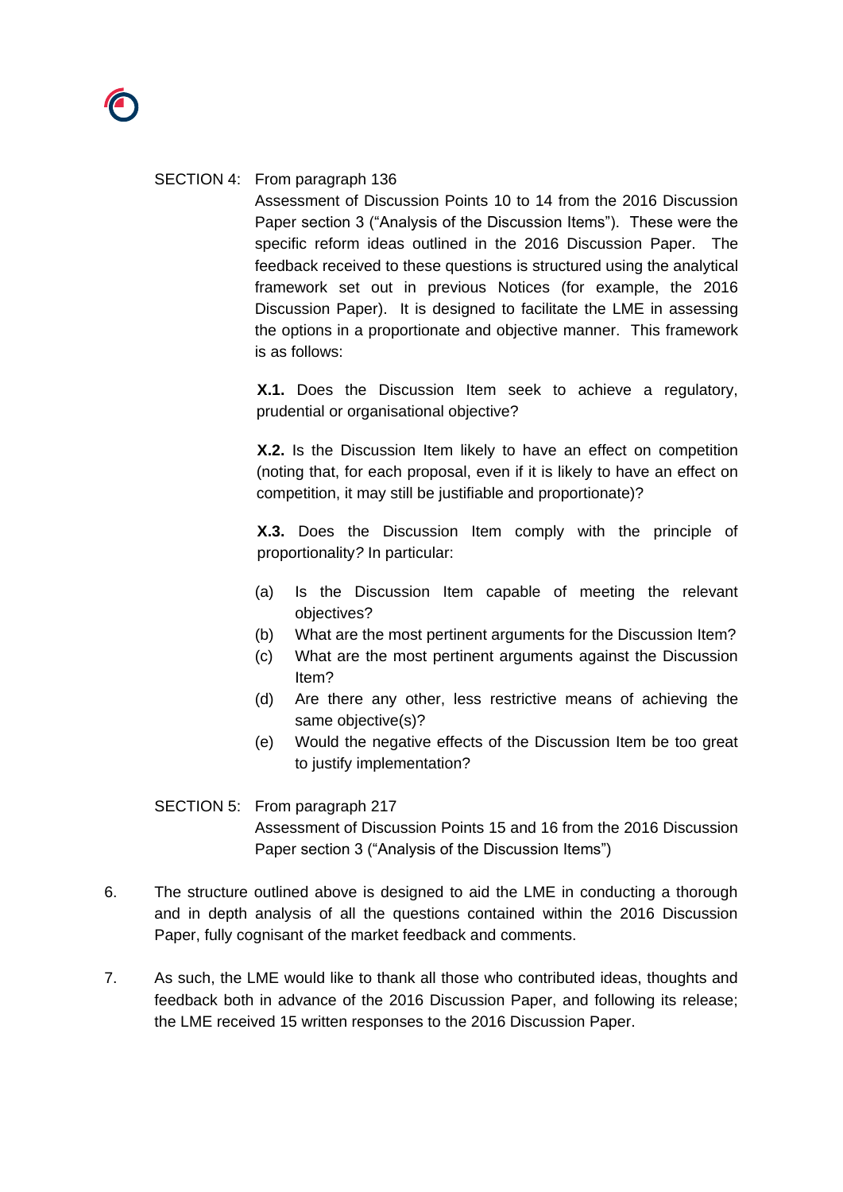SECTION 4: From paragraph 136

Assessment of Discussion Points 10 to 14 from the 2016 Discussion Paper section 3 ("Analysis of the Discussion Items"). These were the specific reform ideas outlined in the 2016 Discussion Paper. The feedback received to these questions is structured using the analytical framework set out in previous Notices (for example, the 2016 Discussion Paper). It is designed to facilitate the LME in assessing the options in a proportionate and objective manner. This framework is as follows:

**X.1.** Does the Discussion Item seek to achieve a regulatory, prudential or organisational objective?

**X.2.** Is the Discussion Item likely to have an effect on competition (noting that, for each proposal, even if it is likely to have an effect on competition, it may still be justifiable and proportionate)?

**X.3.** Does the Discussion Item comply with the principle of proportionality? In particular:

(a) Is the Discussion Item capable of meeting the relevant objectives?

(b) What are the most pertinent arguments for the Discussion Item?

(c) What are the most pertinent arguments against the Discussion Item?

(d) Are there any other, less restrictive means of achieving the same objective(s)?

(e) Would the negative effects of the Discussion Item be too great to justify implementation?

SECTION 5: From paragraph 217

Assessment of Discussion Points 15 and 16 from the 2016 Discussion Paper section 3 ("Analysis of the Discussion Items")

6. The structure outlined above is designed to aid the LME in conducting a thorough and in depth analysis of all the questions contained within the 2016 Discussion Paper, fully cognisant of the market feedback and comments.

7. As such, the LME would like to thank all those who contributed ideas, thoughts and feedback both in advance of the 2016 Discussion Paper, and following its release; the LME received 15 written responses to the 2016 Discussion Paper.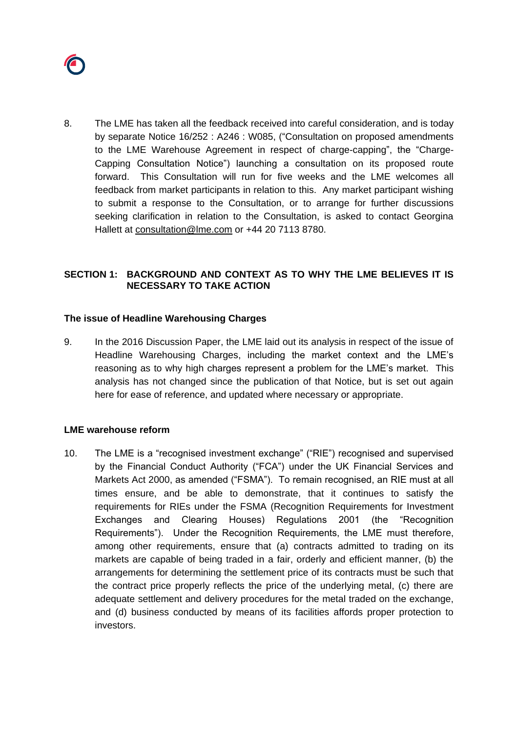8. The LME has taken all the feedback received into careful consideration, and is today by separate Notice 16/252 : A246 : W085, ("Consultation on proposed amendments to the LME Warehouse Agreement in respect of charge-capping", the "Charge-Capping Consultation Notice") launching a consultation on its proposed route forward. This Consultation will run for five weeks and the LME welcomes all feedback from market participants in relation to this. Any market participant wishing to submit a response to the Consultation, or to arrange for further discussions seeking clarification in relation to the Consultation, is asked to contact Georgina Hallett at consultation@lme.com or +44 20 7113 8780.

## SECTION 1: BACKGROUND AND CONTEXT AS TO WHY THE LME BELIEVES IT IS NECESSARY TO TAKE ACTION

### The issue of Headline Warehousing Charges

9. In the 2016 Discussion Paper, the LME laid out its analysis in respect of the issue of Headline Warehousing Charges, including the market context and the LME's reasoning as to why high charges represent a problem for the LME's market. This analysis has not changed since the publication of that Notice, but is set out again here for ease of reference, and updated where necessary or appropriate.

### LME warehouse reform

10. The LME is a "recognised investment exchange" ("RIE") recognised and supervised by the Financial Conduct Authority ("FCA") under the UK Financial Services and Markets Act 2000, as amended ("FSMA"). To remain recognised, an RIE must at all times ensure, and be able to demonstrate, that it continues to satisfy the requirements for RIEs under the FSMA (Recognition Requirements for Investment Exchanges and Clearing Houses) Regulations 2001 (the "Recognition Requirements"). Under the Recognition Requirements, the LME must therefore, among other requirements, ensure that (a) contracts admitted to trading on its markets are capable of being traded in a fair, orderly and efficient manner, (b) the arrangements for determining the settlement price of its contracts must be such that the contract price properly reflects the price of the underlying metal, (c) there are adequate settlement and delivery procedures for the metal traded on the exchange, and (d) business conducted by means of its facilities affords proper protection to investors.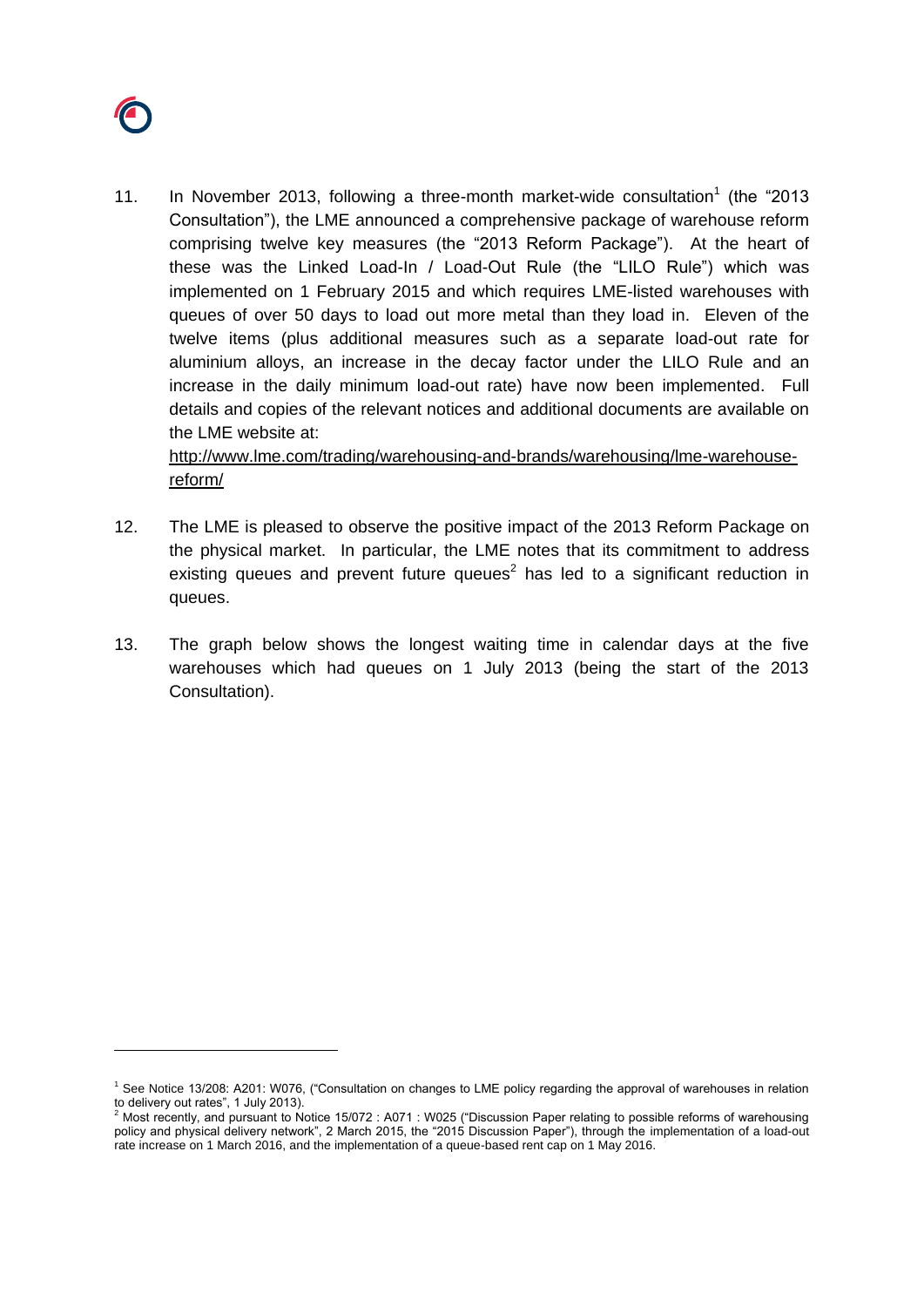11. In November 2013, following a three-month market-wide consultation[1] (the "2013 Consultation"), the LME announced a comprehensive package of warehouse reform comprising twelve key measures (the "2013 Reform Package"). At the heart of these was the Linked Load-In / Load-Out Rule (the "LILO Rule") which was implemented on 1 February 2015 and which requires LME-listed warehouses with queues of over 50 days to load out more metal than they load in. Eleven of the twelve items (plus additional measures such as a separate load-out rate for aluminium alloys, an increase in the decay factor under the LILO Rule and an increase in the daily minimum load-out rate) have now been implemented. Full details and copies of the relevant notices and additional documents are available on the LME website at: [http://www.lme.com/trading/warehousing-and-brands/warehousing/lme-warehouse-reform/](http://www.lme.com/trading/warehousing-and-brands/warehousing/lme-warehouse-reform/)

12. The LME is pleased to observe the positive impact of the 2013 Reform Package on the physical market. In particular, the LME notes that its commitment to address existing queues and prevent future queues[2] has led to a significant reduction in queues.

13. The graph below shows the longest waiting time in calendar days at the five warehouses which had queues on 1 July 2013 (being the start of the 2013 Consultation).

---

[1] See Notice 13/208: A201: W076, ("Consultation on changes to LME policy regarding the approval of warehouses in relation to delivery out rates", 1 July 2013).

[2] Most recently, and pursuant to Notice 15/072 : A071 : W025 ("Discussion Paper relating to possible reforms of warehousing policy and physical delivery network", 2 March 2015, the "2015 Discussion Paper"), through the implementation of a load-out rate increase on 1 March 2016, and the implementation of a queue-based rent cap on 1 May 2016.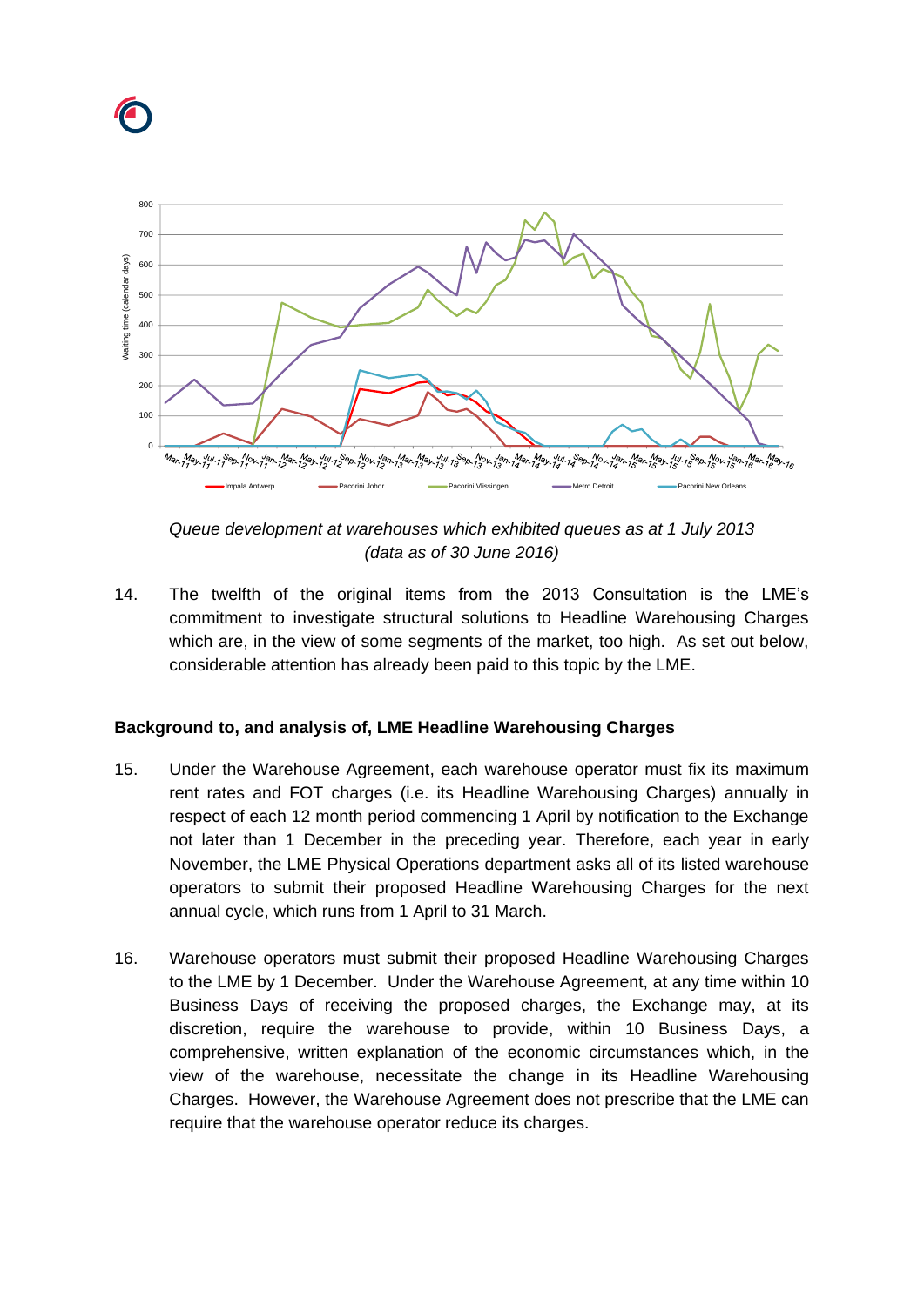*Queue development at warehouses which exhibited queues as at 1 July 2013 (data as of 30 June 2016)*

14. The twelfth of the original items from the 2013 Consultation is the LME's commitment to investigate structural solutions to Headline Warehousing Charges which are, in the view of some segments of the market, too high. As set out below, considerable attention has already been paid to this topic by the LME.

**Background to, and analysis of, LME Headline Warehousing Charges**

15. Under the Warehouse Agreement, each warehouse operator must fix its maximum rent rates and FOT charges (i.e. its Headline Warehousing Charges) annually in respect of each 12 month period commencing 1 April by notification to the Exchange not later than 1 December in the preceding year. Therefore, each year in early November, the LME Physical Operations department asks all of its listed warehouse operators to submit their proposed Headline Warehousing Charges for the next annual cycle, which runs from 1 April to 31 March.

16. Warehouse operators must submit their proposed Headline Warehousing Charges to the LME by 1 December. Under the Warehouse Agreement, at any time within 10 Business Days of receiving the proposed charges, the Exchange may, at its discretion, require the warehouse to provide, within 10 Business Days, a comprehensive, written explanation of the economic circumstances which, in the view of the warehouse, necessitate the change in its Headline Warehousing Charges. However, the Warehouse Agreement does not prescribe that the LME can require that the warehouse operator reduce its charges.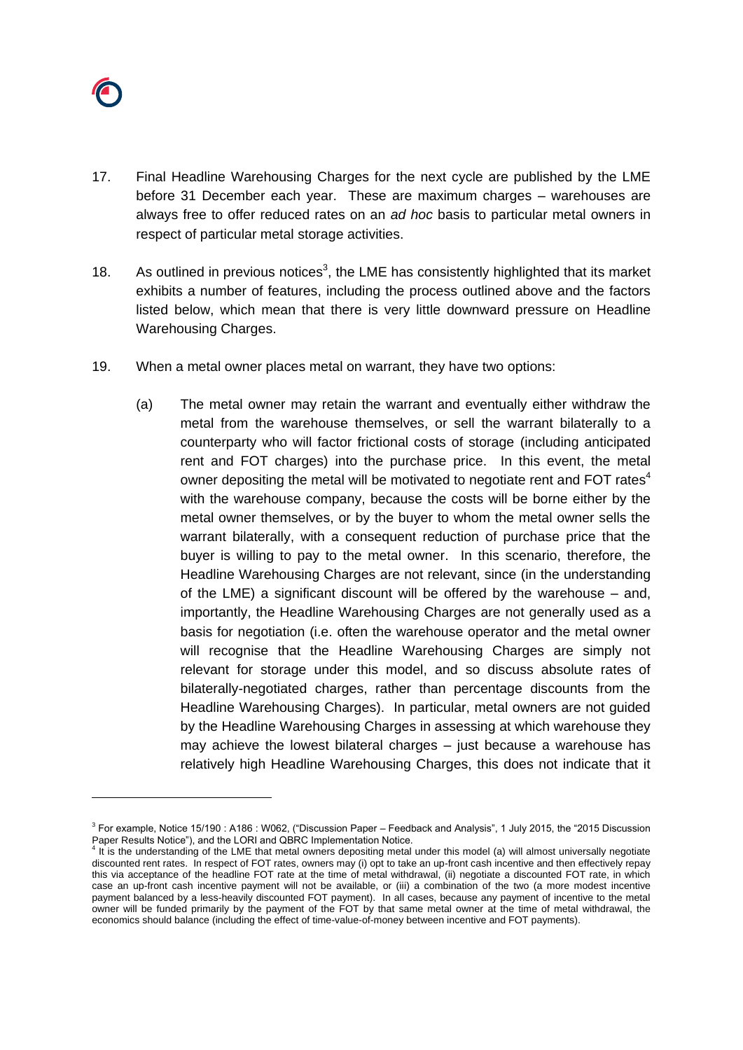17. Final Headline Warehousing Charges for the next cycle are published by the LME before 31 December each year. These are maximum charges – warehouses are always free to offer reduced rates on an *ad hoc* basis to particular metal owners in respect of particular metal storage activities.

18. As outlined in previous notices[3], the LME has consistently highlighted that its market exhibits a number of features, including the process outlined above and the factors listed below, which mean that there is very little downward pressure on Headline Warehousing Charges.

19. When a metal owner places metal on warrant, they have two options:

    (a) The metal owner may retain the warrant and eventually either withdraw the metal from the warehouse themselves, or sell the warrant bilaterally to a counterparty who will factor frictional costs of storage (including anticipated rent and FOT charges) into the purchase price. In this event, the metal owner depositing the metal will be motivated to negotiate rent and FOT rates[4] with the warehouse company, because the costs will be borne either by the metal owner themselves, or by the buyer to whom the metal owner sells the warrant bilaterally, with a consequent reduction of purchase price that the buyer is willing to pay to the metal owner. In this scenario, therefore, the Headline Warehousing Charges are not relevant, since (in the understanding of the LME) a significant discount will be offered by the warehouse – and, importantly, the Headline Warehousing Charges are not generally used as a basis for negotiation (i.e. often the warehouse operator and the metal owner will recognise that the Headline Warehousing Charges are simply not relevant for storage under this model, and so discuss absolute rates of bilaterally-negotiated charges, rather than percentage discounts from the Headline Warehousing Charges). In particular, metal owners are not guided by the Headline Warehousing Charges in assessing at which warehouse they may achieve the lowest bilateral charges – just because a warehouse has relatively high Headline Warehousing Charges, this does not indicate that it

---

[3] For example, Notice 15/190 : A186 : W062, ("Discussion Paper – Feedback and Analysis", 1 July 2015, the "2015 Discussion Paper Results Notice"), and the LORI and QBRC Implementation Notice.

[4] It is the understanding of the LME that metal owners depositing metal under this model (a) will almost universally negotiate discounted rent rates. In respect of FOT rates, owners may (i) opt to take an up-front cash incentive and then effectively repay this via acceptance of the headline FOT rate at the time of metal withdrawal, (ii) negotiate a discounted FOT rate, in which case an up-front cash incentive payment will not be available, or (iii) a combination of the two (a more modest incentive payment balanced by a less-heavily discounted FOT payment). In all cases, because any payment of incentive to the metal owner will be funded primarily by the payment of the FOT by that same metal owner at the time of metal withdrawal, the economics should balance (including the effect of time-value-of-money between incentive and FOT payments).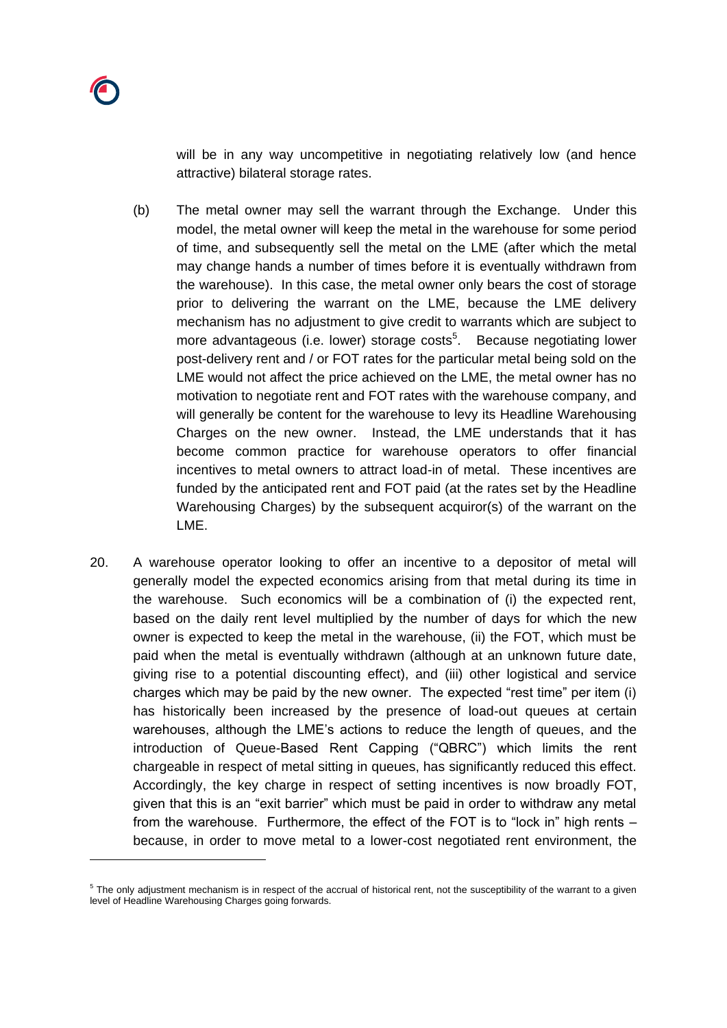will be in any way uncompetitive in negotiating relatively low (and hence attractive) bilateral storage rates.

(b) The metal owner may sell the warrant through the Exchange. Under this model, the metal owner will keep the metal in the warehouse for some period of time, and subsequently sell the metal on the LME (after which the metal may change hands a number of times before it is eventually withdrawn from the warehouse). In this case, the metal owner only bears the cost of storage prior to delivering the warrant on the LME, because the LME delivery mechanism has no adjustment to give credit to warrants which are subject to more advantageous (i.e. lower) storage costs[5]. Because negotiating lower post-delivery rent and / or FOT rates for the particular metal being sold on the LME would not affect the price achieved on the LME, the metal owner has no motivation to negotiate rent and FOT rates with the warehouse company, and will generally be content for the warehouse to levy its Headline Warehousing Charges on the new owner. Instead, the LME understands that it has become common practice for warehouse operators to offer financial incentives to metal owners to attract load-in of metal. These incentives are funded by the anticipated rent and FOT paid (at the rates set by the Headline Warehousing Charges) by the subsequent acquiror(s) of the warrant on the LME.

20. A warehouse operator looking to offer an incentive to a depositor of metal will generally model the expected economics arising from that metal during its time in the warehouse. Such economics will be a combination of (i) the expected rent, based on the daily rent level multiplied by the number of days for which the new owner is expected to keep the metal in the warehouse, (ii) the FOT, which must be paid when the metal is eventually withdrawn (although at an unknown future date, giving rise to a potential discounting effect), and (iii) other logistical and service charges which may be paid by the new owner. The expected "rest time" per item (i) has historically been increased by the presence of load-out queues at certain warehouses, although the LME's actions to reduce the length of queues, and the introduction of Queue-Based Rent Capping ("QBRC") which limits the rent chargeable in respect of metal sitting in queues, has significantly reduced this effect. Accordingly, the key charge in respect of setting incentives is now broadly FOT, given that this is an "exit barrier" which must be paid in order to withdraw any metal from the warehouse. Furthermore, the effect of the FOT is to "lock in" high rents – because, in order to move metal to a lower-cost negotiated rent environment, the

[5] The only adjustment mechanism is in respect of the accrual of historical rent, not the susceptibility of the warrant to a given level of Headline Warehousing Charges going forwards.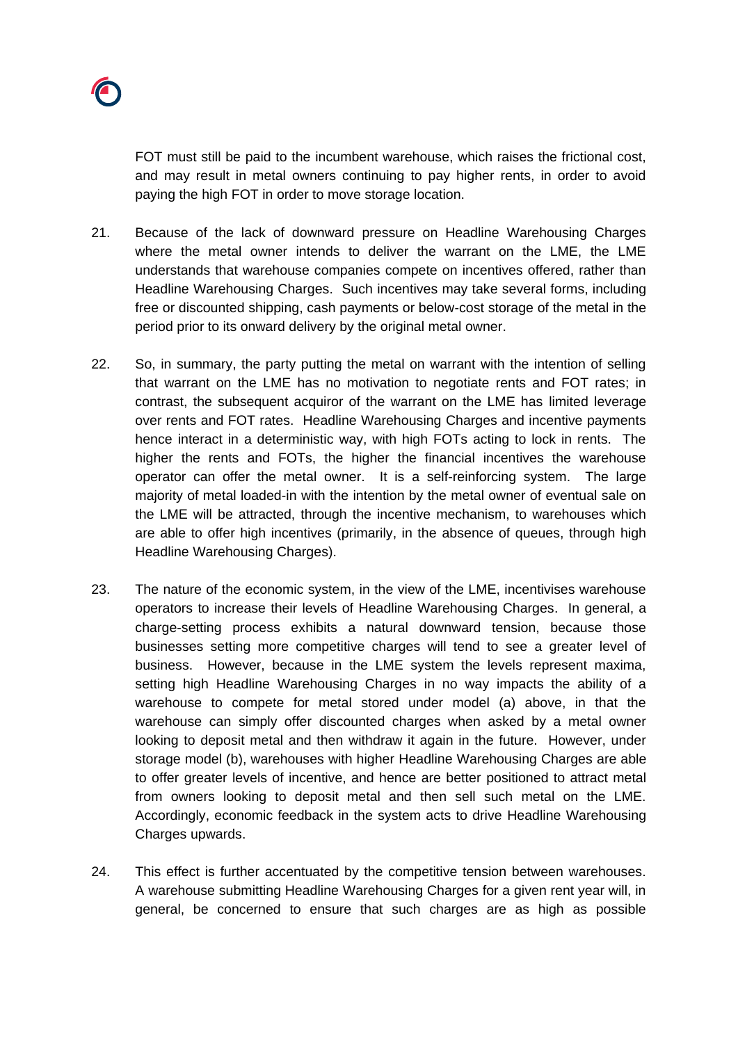FOT must still be paid to the incumbent warehouse, which raises the frictional cost, and may result in metal owners continuing to pay higher rents, in order to avoid paying the high FOT in order to move storage location.

21. Because of the lack of downward pressure on Headline Warehousing Charges where the metal owner intends to deliver the warrant on the LME, the LME understands that warehouse companies compete on incentives offered, rather than Headline Warehousing Charges. Such incentives may take several forms, including free or discounted shipping, cash payments or below-cost storage of the metal in the period prior to its onward delivery by the original metal owner.

22. So, in summary, the party putting the metal on warrant with the intention of selling that warrant on the LME has no motivation to negotiate rents and FOT rates; in contrast, the subsequent acquiror of the warrant on the LME has limited leverage over rents and FOT rates. Headline Warehousing Charges and incentive payments hence interact in a deterministic way, with high FOTs acting to lock in rents. The higher the rents and FOTs, the higher the financial incentives the warehouse operator can offer the metal owner. It is a self-reinforcing system. The large majority of metal loaded-in with the intention by the metal owner of eventual sale on the LME will be attracted, through the incentive mechanism, to warehouses which are able to offer high incentives (primarily, in the absence of queues, through high Headline Warehousing Charges).

23. The nature of the economic system, in the view of the LME, incentivises warehouse operators to increase their levels of Headline Warehousing Charges. In general, a charge-setting process exhibits a natural downward tension, because those businesses setting more competitive charges will tend to see a greater level of business. However, because in the LME system the levels represent maxima, setting high Headline Warehousing Charges in no way impacts the ability of a warehouse to compete for metal stored under model (a) above, in that the warehouse can simply offer discounted charges when asked by a metal owner looking to deposit metal and then withdraw it again in the future. However, under storage model (b), warehouses with higher Headline Warehousing Charges are able to offer greater levels of incentive, and hence are better positioned to attract metal from owners looking to deposit metal and then sell such metal on the LME. Accordingly, economic feedback in the system acts to drive Headline Warehousing Charges upwards.

24. This effect is further accentuated by the competitive tension between warehouses. A warehouse submitting Headline Warehousing Charges for a given rent year will, in general, be concerned to ensure that such charges are as high as possible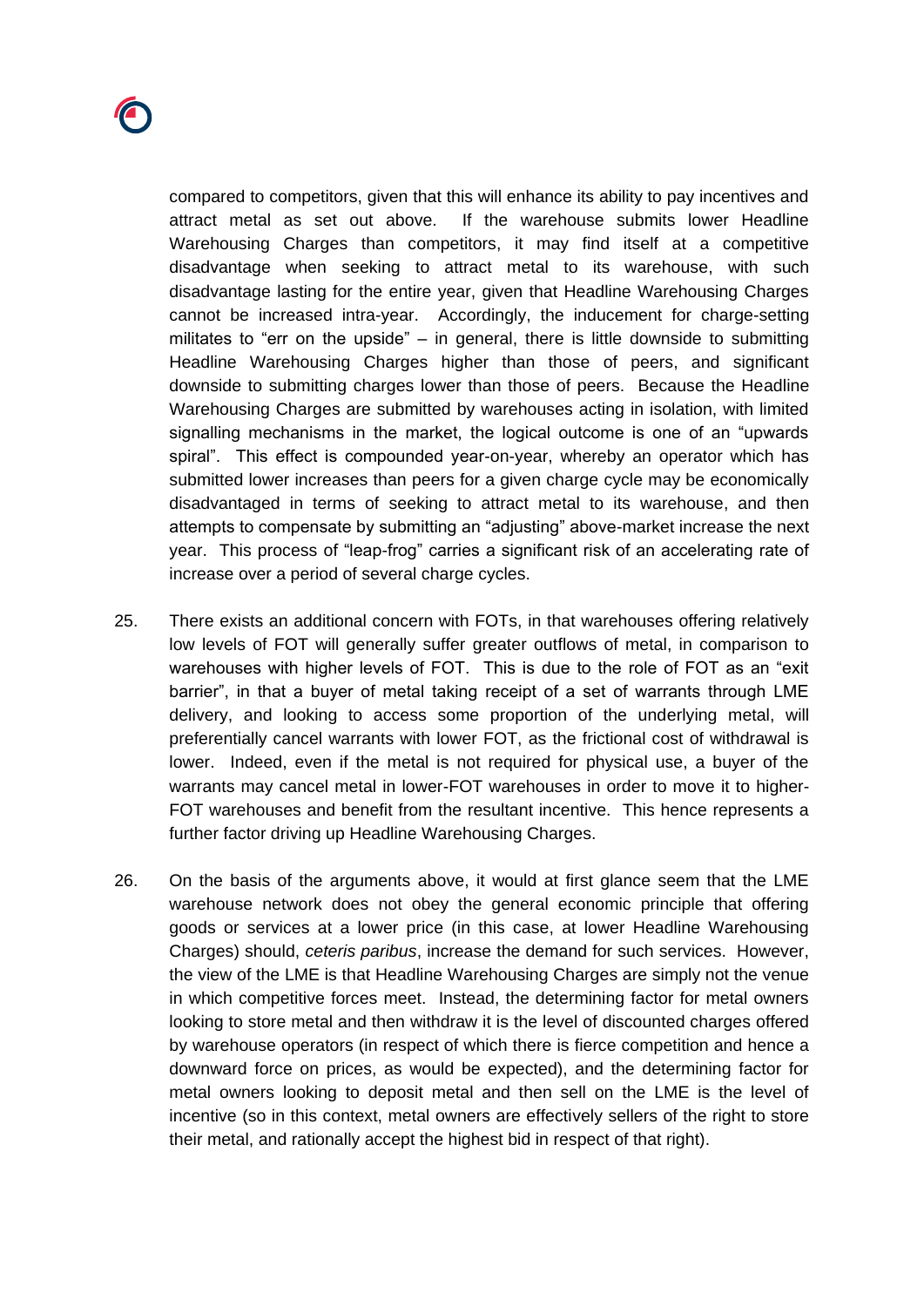compared to competitors, given that this will enhance its ability to pay incentives and attract metal as set out above. If the warehouse submits lower Headline Warehousing Charges than competitors, it may find itself at a competitive disadvantage when seeking to attract metal to its warehouse, with such disadvantage lasting for the entire year, given that Headline Warehousing Charges cannot be increased intra-year. Accordingly, the inducement for charge-setting militates to "err on the upside" – in general, there is little downside to submitting Headline Warehousing Charges higher than those of peers, and significant downside to submitting charges lower than those of peers. Because the Headline Warehousing Charges are submitted by warehouses acting in isolation, with limited signalling mechanisms in the market, the logical outcome is one of an "upwards spiral". This effect is compounded year-on-year, whereby an operator which has submitted lower increases than peers for a given charge cycle may be economically disadvantaged in terms of seeking to attract metal to its warehouse, and then attempts to compensate by submitting an "adjusting" above-market increase the next year. This process of "leap-frog" carries a significant risk of an accelerating rate of increase over a period of several charge cycles.

25. There exists an additional concern with FOTs, in that warehouses offering relatively low levels of FOT will generally suffer greater outflows of metal, in comparison to warehouses with higher levels of FOT. This is due to the role of FOT as an "exit barrier", in that a buyer of metal taking receipt of a set of warrants through LME delivery, and looking to access some proportion of the underlying metal, will preferentially cancel warrants with lower FOT, as the frictional cost of withdrawal is lower. Indeed, even if the metal is not required for physical use, a buyer of the warrants may cancel metal in lower-FOT warehouses in order to move it to higher-FOT warehouses and benefit from the resultant incentive. This hence represents a further factor driving up Headline Warehousing Charges.

26. On the basis of the arguments above, it would at first glance seem that the LME warehouse network does not obey the general economic principle that offering goods or services at a lower price (in this case, at lower Headline Warehousing Charges) should, *ceteris paribus*, increase the demand for such services. However, the view of the LME is that Headline Warehousing Charges are simply not the venue in which competitive forces meet. Instead, the determining factor for metal owners looking to store metal and then withdraw it is the level of discounted charges offered by warehouse operators (in respect of which there is fierce competition and hence a downward force on prices, as would be expected), and the determining factor for metal owners looking to deposit metal and then sell on the LME is the level of incentive (so in this context, metal owners are effectively sellers of the right to store their metal, and rationally accept the highest bid in respect of that right).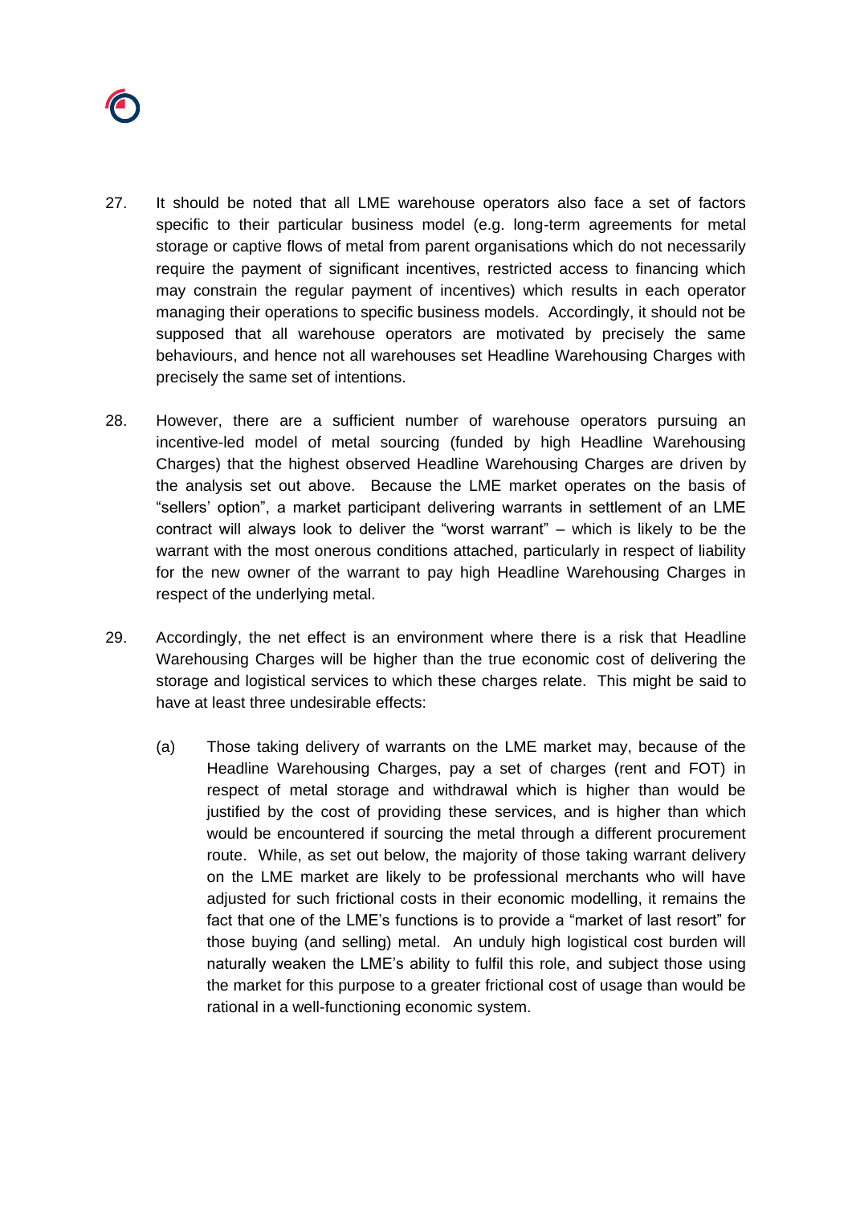27. It should be noted that all LME warehouse operators also face a set of factors specific to their particular business model (e.g. long-term agreements for metal storage or captive flows of metal from parent organisations which do not necessarily require the payment of significant incentives, restricted access to financing which may constrain the regular payment of incentives) which results in each operator managing their operations to specific business models. Accordingly, it should not be supposed that all warehouse operators are motivated by precisely the same behaviours, and hence not all warehouses set Headline Warehousing Charges with precisely the same set of intentions.

28. However, there are a sufficient number of warehouse operators pursuing an incentive-led model of metal sourcing (funded by high Headline Warehousing Charges) that the highest observed Headline Warehousing Charges are driven by the analysis set out above. Because the LME market operates on the basis of "sellers' option", a market participant delivering warrants in settlement of an LME contract will always look to deliver the "worst warrant" – which is likely to be the warrant with the most onerous conditions attached, particularly in respect of liability for the new owner of the warrant to pay high Headline Warehousing Charges in respect of the underlying metal.

29. Accordingly, the net effect is an environment where there is a risk that Headline Warehousing Charges will be higher than the true economic cost of delivering the storage and logistical services to which these charges relate. This might be said to have at least three undesirable effects:

    (a) Those taking delivery of warrants on the LME market may, because of the Headline Warehousing Charges, pay a set of charges (rent and FOT) in respect of metal storage and withdrawal which is higher than would be justified by the cost of providing these services, and is higher than which would be encountered if sourcing the metal through a different procurement route. While, as set out below, the majority of those taking warrant delivery on the LME market are likely to be professional merchants who will have adjusted for such frictional costs in their economic modelling, it remains the fact that one of the LME's functions is to provide a "market of last resort" for those buying (and selling) metal. An unduly high logistical cost burden will naturally weaken the LME's ability to fulfil this role, and subject those using the market for this purpose to a greater frictional cost of usage than would be rational in a well-functioning economic system.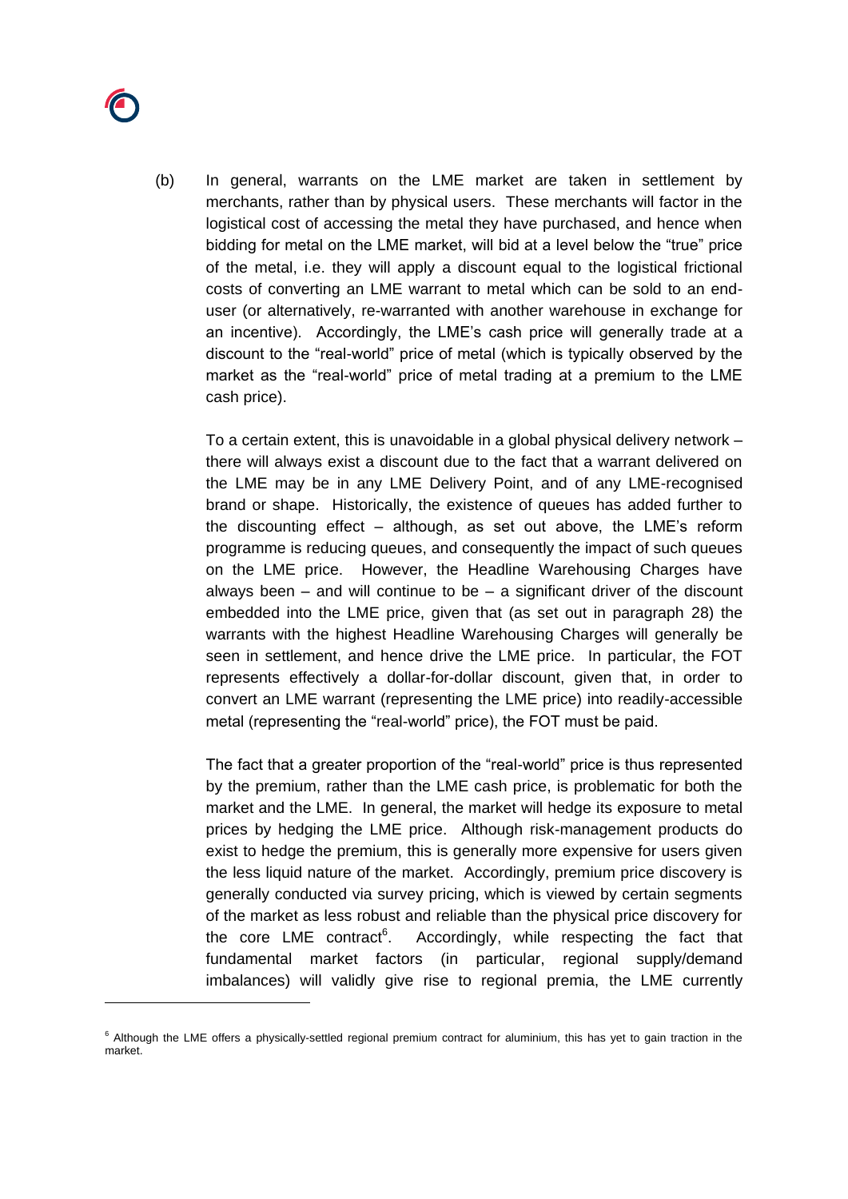(b) In general, warrants on the LME market are taken in settlement by merchants, rather than by physical users. These merchants will factor in the logistical cost of accessing the metal they have purchased, and hence when bidding for metal on the LME market, will bid at a level below the "true" price of the metal, i.e. they will apply a discount equal to the logistical frictional costs of converting an LME warrant to metal which can be sold to an end-user (or alternatively, re-warranted with another warehouse in exchange for an incentive). Accordingly, the LME's cash price will generally trade at a discount to the "real-world" price of metal (which is typically observed by the market as the "real-world" price of metal trading at a premium to the LME cash price).

To a certain extent, this is unavoidable in a global physical delivery network – there will always exist a discount due to the fact that a warrant delivered on the LME may be in any LME Delivery Point, and of any LME-recognised brand or shape. Historically, the existence of queues has added further to the discounting effect – although, as set out above, the LME's reform programme is reducing queues, and consequently the impact of such queues on the LME price. However, the Headline Warehousing Charges have always been – and will continue to be – a significant driver of the discount embedded into the LME price, given that (as set out in paragraph 28) the warrants with the highest Headline Warehousing Charges will generally be seen in settlement, and hence drive the LME price. In particular, the FOT represents effectively a dollar-for-dollar discount, given that, in order to convert an LME warrant (representing the LME price) into readily-accessible metal (representing the "real-world" price), the FOT must be paid.

The fact that a greater proportion of the "real-world" price is thus represented by the premium, rather than the LME cash price, is problematic for both the market and the LME. In general, the market will hedge its exposure to metal prices by hedging the LME price. Although risk-management products do exist to hedge the premium, this is generally more expensive for users given the less liquid nature of the market. Accordingly, premium price discovery is generally conducted via survey pricing, which is viewed by certain segments of the market as less robust and reliable than the physical price discovery for the core LME contract[6]. Accordingly, while respecting the fact that fundamental market factors (in particular, regional supply/demand imbalances) will validly give rise to regional premia, the LME currently

[6] Although the LME offers a physically-settled regional premium contract for aluminium, this has yet to gain traction in the market.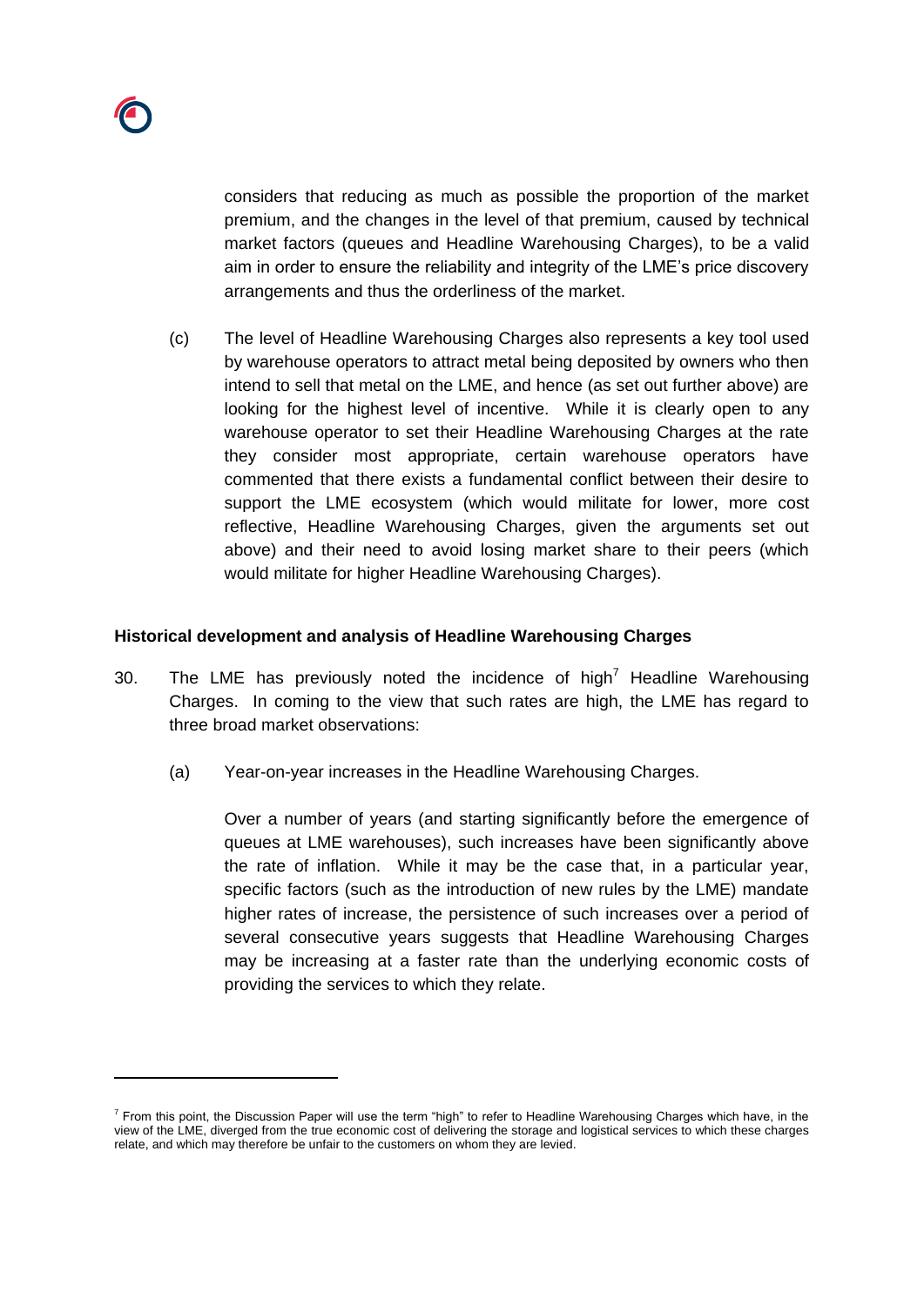considers that reducing as much as possible the proportion of the market premium, and the changes in the level of that premium, caused by technical market factors (queues and Headline Warehousing Charges), to be a valid aim in order to ensure the reliability and integrity of the LME's price discovery arrangements and thus the orderliness of the market.

(c) The level of Headline Warehousing Charges also represents a key tool used by warehouse operators to attract metal being deposited by owners who then intend to sell that metal on the LME, and hence (as set out further above) are looking for the highest level of incentive. While it is clearly open to any warehouse operator to set their Headline Warehousing Charges at the rate they consider most appropriate, certain warehouse operators have commented that there exists a fundamental conflict between their desire to support the LME ecosystem (which would militate for lower, more cost reflective, Headline Warehousing Charges, given the arguments set out above) and their need to avoid losing market share to their peers (which would militate for higher Headline Warehousing Charges).

**Historical development and analysis of Headline Warehousing Charges**

30. The LME has previously noted the incidence of high[7] Headline Warehousing Charges. In coming to the view that such rates are high, the LME has regard to three broad market observations:

    (a) Year-on-year increases in the Headline Warehousing Charges.

    Over a number of years (and starting significantly before the emergence of queues at LME warehouses), such increases have been significantly above the rate of inflation. While it may be the case that, in a particular year, specific factors (such as the introduction of new rules by the LME) mandate higher rates of increase, the persistence of such increases over a period of several consecutive years suggests that Headline Warehousing Charges may be increasing at a faster rate than the underlying economic costs of providing the services to which they relate.

---

[7] From this point, the Discussion Paper will use the term "high" to refer to Headline Warehousing Charges which have, in the view of the LME, diverged from the true economic cost of delivering the storage and logistical services to which these charges relate, and which may therefore be unfair to the customers on whom they are levied.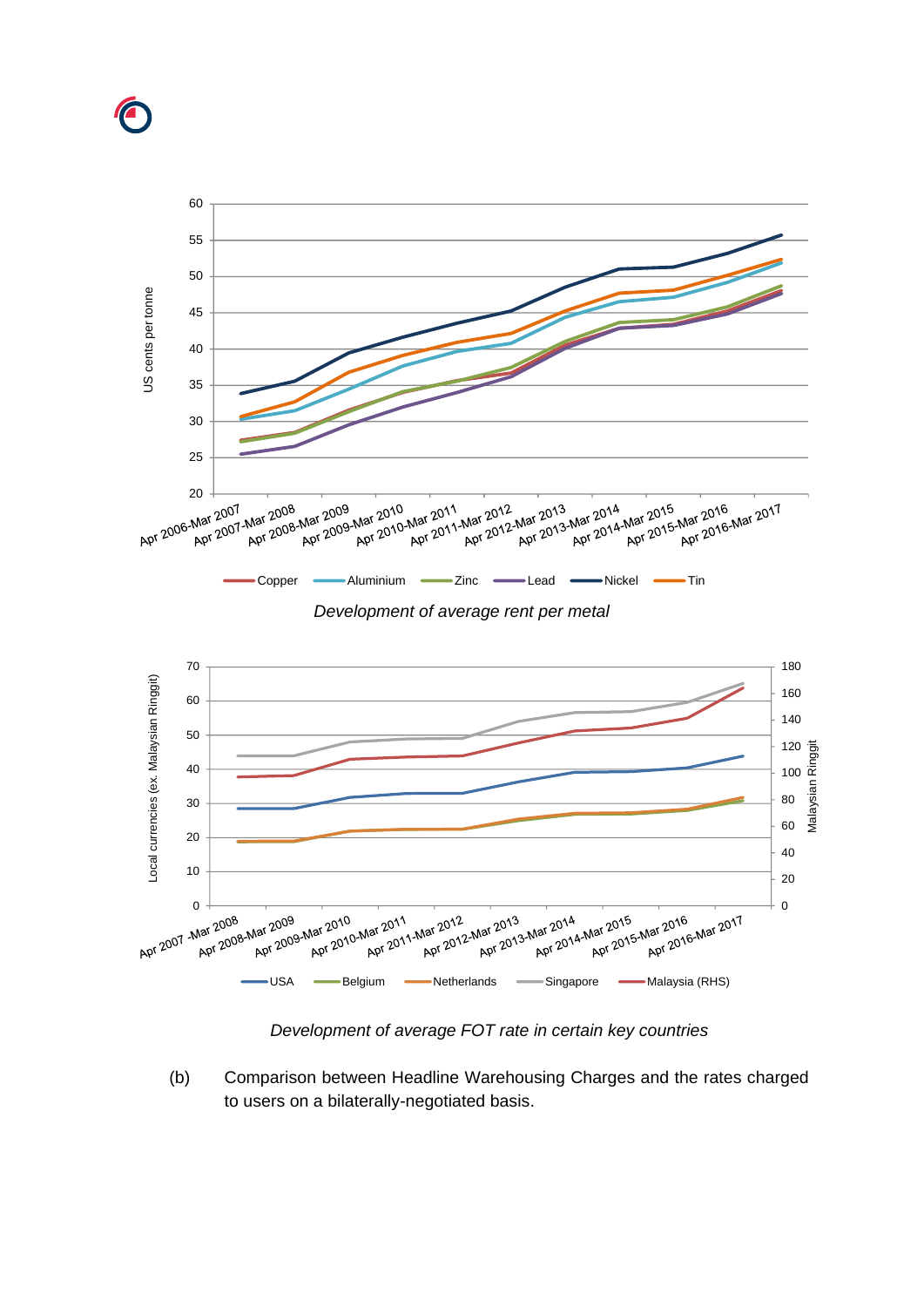*Development of average rent per metal*

*Development of average FOT rate in certain key countries*

(b) Comparison between Headline Warehousing Charges and the rates charged to users on a bilaterally-negotiated basis.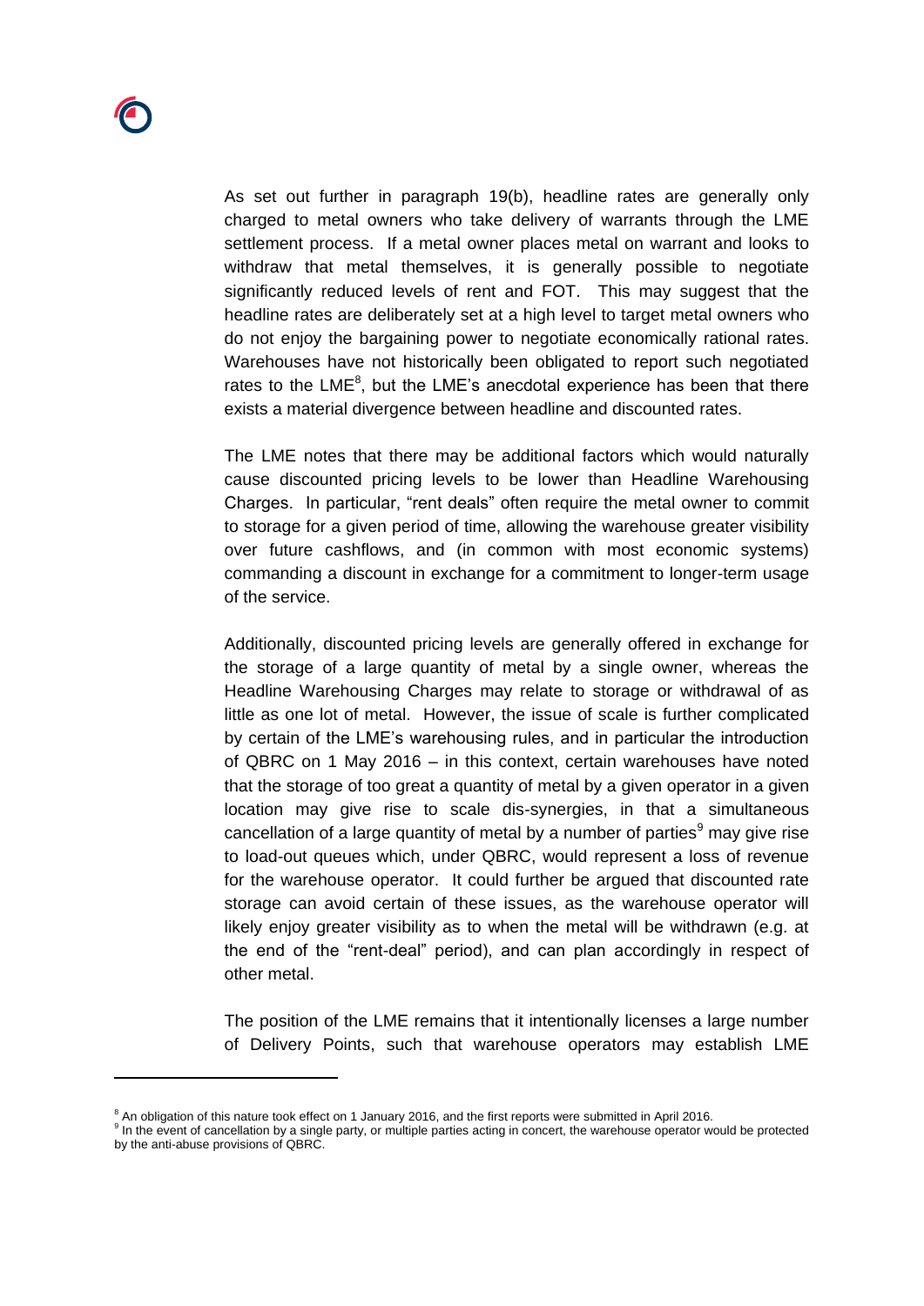As set out further in paragraph 19(b), headline rates are generally only charged to metal owners who take delivery of warrants through the LME settlement process. If a metal owner places metal on warrant and looks to withdraw that metal themselves, it is generally possible to negotiate significantly reduced levels of rent and FOT. This may suggest that the headline rates are deliberately set at a high level to target metal owners who do not enjoy the bargaining power to negotiate economically rational rates. Warehouses have not historically been obligated to report such negotiated rates to the LME[8], but the LME's anecdotal experience has been that there exists a material divergence between headline and discounted rates.

The LME notes that there may be additional factors which would naturally cause discounted pricing levels to be lower than Headline Warehousing Charges. In particular, "rent deals" often require the metal owner to commit to storage for a given period of time, allowing the warehouse greater visibility over future cashflows, and (in common with most economic systems) commanding a discount in exchange for a commitment to longer-term usage of the service.

Additionally, discounted pricing levels are generally offered in exchange for the storage of a large quantity of metal by a single owner, whereas the Headline Warehousing Charges may relate to storage or withdrawal of as little as one lot of metal. However, the issue of scale is further complicated by certain of the LME's warehousing rules, and in particular the introduction of QBRC on 1 May 2016 – in this context, certain warehouses have noted that the storage of too great a quantity of metal by a given operator in a given location may give rise to scale dis-synergies, in that a simultaneous cancellation of a large quantity of metal by a number of parties[9] may give rise to load-out queues which, under QBRC, would represent a loss of revenue for the warehouse operator. It could further be argued that discounted rate storage can avoid certain of these issues, as the warehouse operator will likely enjoy greater visibility as to when the metal will be withdrawn (e.g. at the end of the "rent-deal" period), and can plan accordingly in respect of other metal.

The position of the LME remains that it intentionally licenses a large number of Delivery Points, such that warehouse operators may establish LME

---

[8] An obligation of this nature took effect on 1 January 2016, and the first reports were submitted in April 2016.

[9] In the event of cancellation by a single party, or multiple parties acting in concert, the warehouse operator would be protected by the anti-abuse provisions of QBRC.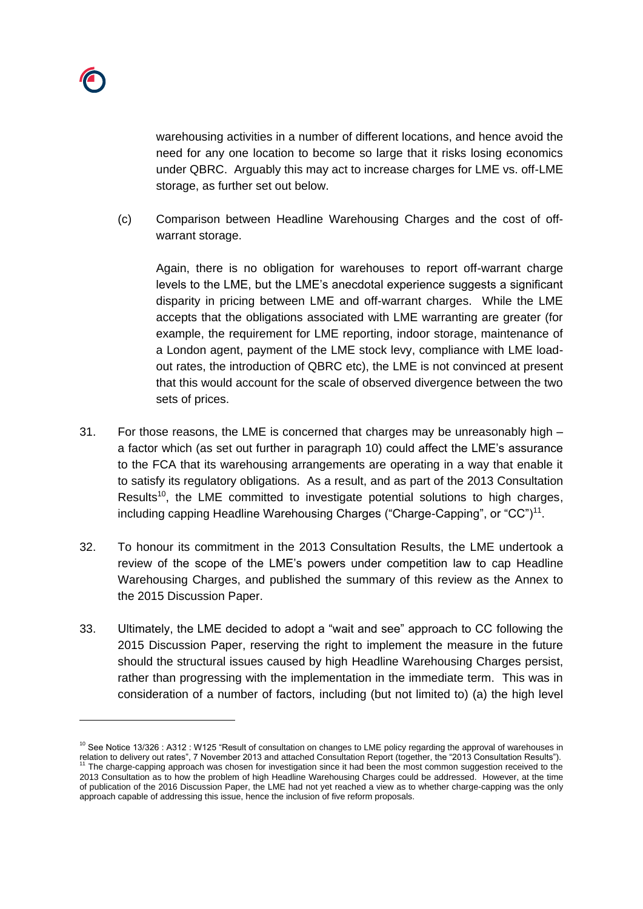warehousing activities in a number of different locations, and hence avoid the need for any one location to become so large that it risks losing economics under QBRC. Arguably this may act to increase charges for LME vs. off-LME storage, as further set out below.

(c) Comparison between Headline Warehousing Charges and the cost of off-warrant storage.

Again, there is no obligation for warehouses to report off-warrant charge levels to the LME, but the LME's anecdotal experience suggests a significant disparity in pricing between LME and off-warrant charges. While the LME accepts that the obligations associated with LME warranting are greater (for example, the requirement for LME reporting, indoor storage, maintenance of a London agent, payment of the LME stock levy, compliance with LME load-out rates, the introduction of QBRC etc), the LME is not convinced at present that this would account for the scale of observed divergence between the two sets of prices.

31. For those reasons, the LME is concerned that charges may be unreasonably high – a factor which (as set out further in paragraph 10) could affect the LME's assurance to the FCA that its warehousing arrangements are operating in a way that enable it to satisfy its regulatory obligations. As a result, and as part of the 2013 Consultation Results[10], the LME committed to investigate potential solutions to high charges, including capping Headline Warehousing Charges ("Charge-Capping", or "CC")[11].

32. To honour its commitment in the 2013 Consultation Results, the LME undertook a review of the scope of the LME's powers under competition law to cap Headline Warehousing Charges, and published the summary of this review as the Annex to the 2015 Discussion Paper.

33. Ultimately, the LME decided to adopt a "wait and see" approach to CC following the 2015 Discussion Paper, reserving the right to implement the measure in the future should the structural issues caused by high Headline Warehousing Charges persist, rather than progressing with the implementation in the immediate term. This was in consideration of a number of factors, including (but not limited to) (a) the high level

---

[10] See Notice 13/326 : A312 : W125 "Result of consultation on changes to LME policy regarding the approval of warehouses in relation to delivery out rates", 7 November 2013 and attached Consultation Report (together, the "2013 Consultation Results").

[11] The charge-capping approach was chosen for investigation since it had been the most common suggestion received to the 2013 Consultation as to how the problem of high Headline Warehousing Charges could be addressed. However, at the time of publication of the 2016 Discussion Paper, the LME had not yet reached a view as to whether charge-capping was the only approach capable of addressing this issue, hence the inclusion of five reform proposals.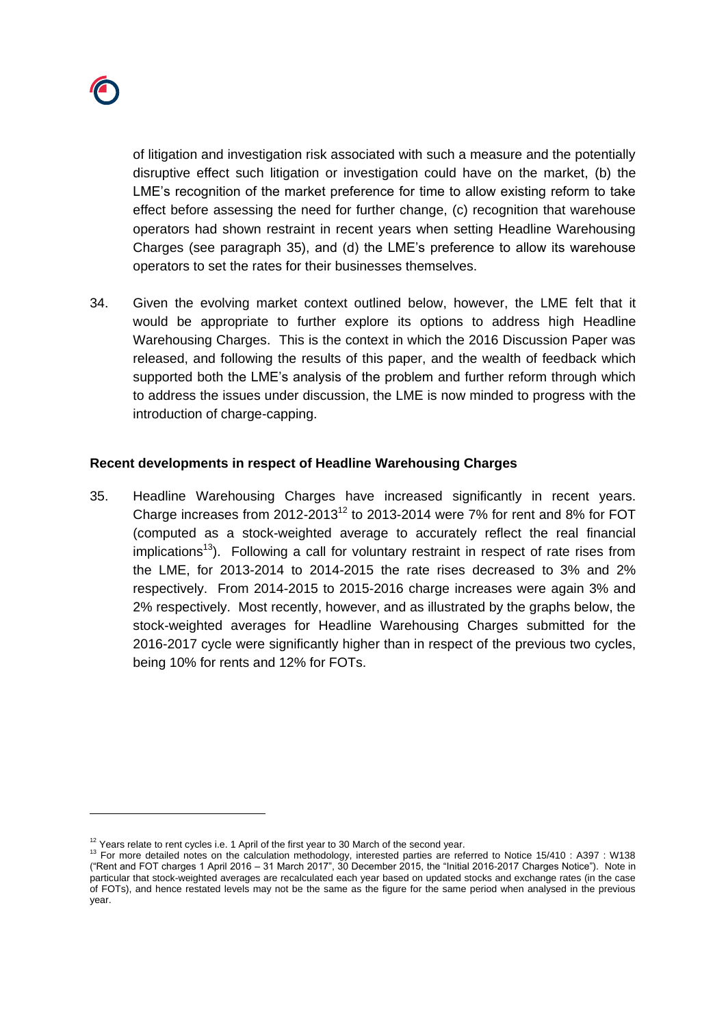of litigation and investigation risk associated with such a measure and the potentially disruptive effect such litigation or investigation could have on the market, (b) the LME's recognition of the market preference for time to allow existing reform to take effect before assessing the need for further change, (c) recognition that warehouse operators had shown restraint in recent years when setting Headline Warehousing Charges (see paragraph 35), and (d) the LME's preference to allow its warehouse operators to set the rates for their businesses themselves.

34. Given the evolving market context outlined below, however, the LME felt that it would be appropriate to further explore its options to address high Headline Warehousing Charges. This is the context in which the 2016 Discussion Paper was released, and following the results of this paper, and the wealth of feedback which supported both the LME's analysis of the problem and further reform through which to address the issues under discussion, the LME is now minded to progress with the introduction of charge-capping.

**Recent developments in respect of Headline Warehousing Charges**

35. Headline Warehousing Charges have increased significantly in recent years. Charge increases from 2012-2013[12] to 2013-2014 were 7% for rent and 8% for FOT (computed as a stock-weighted average to accurately reflect the real financial implications[13]). Following a call for voluntary restraint in respect of rate rises from the LME, for 2013-2014 to 2014-2015 the rate rises decreased to 3% and 2% respectively. From 2014-2015 to 2015-2016 charge increases were again 3% and 2% respectively. Most recently, however, and as illustrated by the graphs below, the stock-weighted averages for Headline Warehousing Charges submitted for the 2016-2017 cycle were significantly higher than in respect of the previous two cycles, being 10% for rents and 12% for FOTs.

---

[12] Years relate to rent cycles i.e. 1 April of the first year to 30 March of the second year.

[13] For more detailed notes on the calculation methodology, interested parties are referred to Notice 15/410 : A397 : W138 ("Rent and FOT charges 1 April 2016 – 31 March 2017", 30 December 2015, the "Initial 2016-2017 Charges Notice"). Note in particular that stock-weighted averages are recalculated each year based on updated stocks and exchange rates (in the case of FOTs), and hence restated levels may not be the same as the figure for the same period when analysed in the previous year.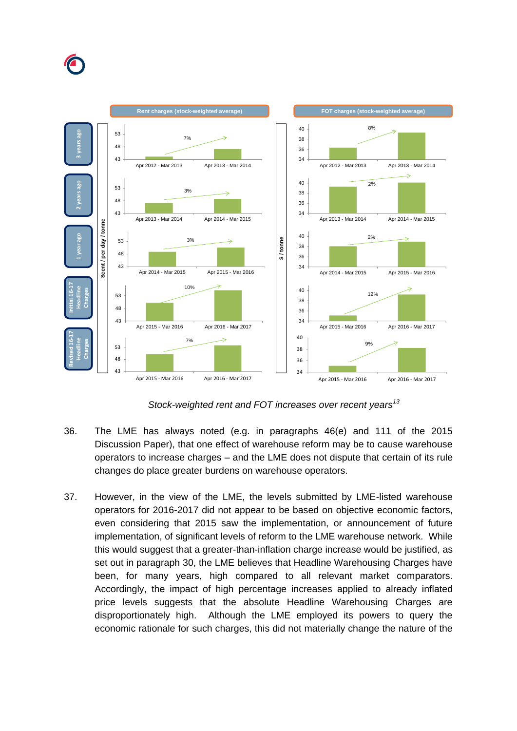*Stock-weighted rent and FOT increases over recent years*[13]

36. The LME has always noted (e.g. in paragraphs 46(e) and 111 of the 2015 Discussion Paper), that one effect of warehouse reform may be to cause warehouse operators to increase charges – and the LME does not dispute that certain of its rule changes do place greater burdens on warehouse operators.

37. However, in the view of the LME, the levels submitted by LME-listed warehouse operators for 2016-2017 did not appear to be based on objective economic factors, even considering that 2015 saw the implementation, or announcement of future implementation, of significant levels of reform to the LME warehouse network. While this would suggest that a greater-than-inflation charge increase would be justified, as set out in paragraph 30, the LME believes that Headline Warehousing Charges have been, for many years, high compared to all relevant market comparators. Accordingly, the impact of high percentage increases applied to already inflated price levels suggests that the absolute Headline Warehousing Charges are disproportionately high. Although the LME employed its powers to query the economic rationale for such charges, this did not materially change the nature of the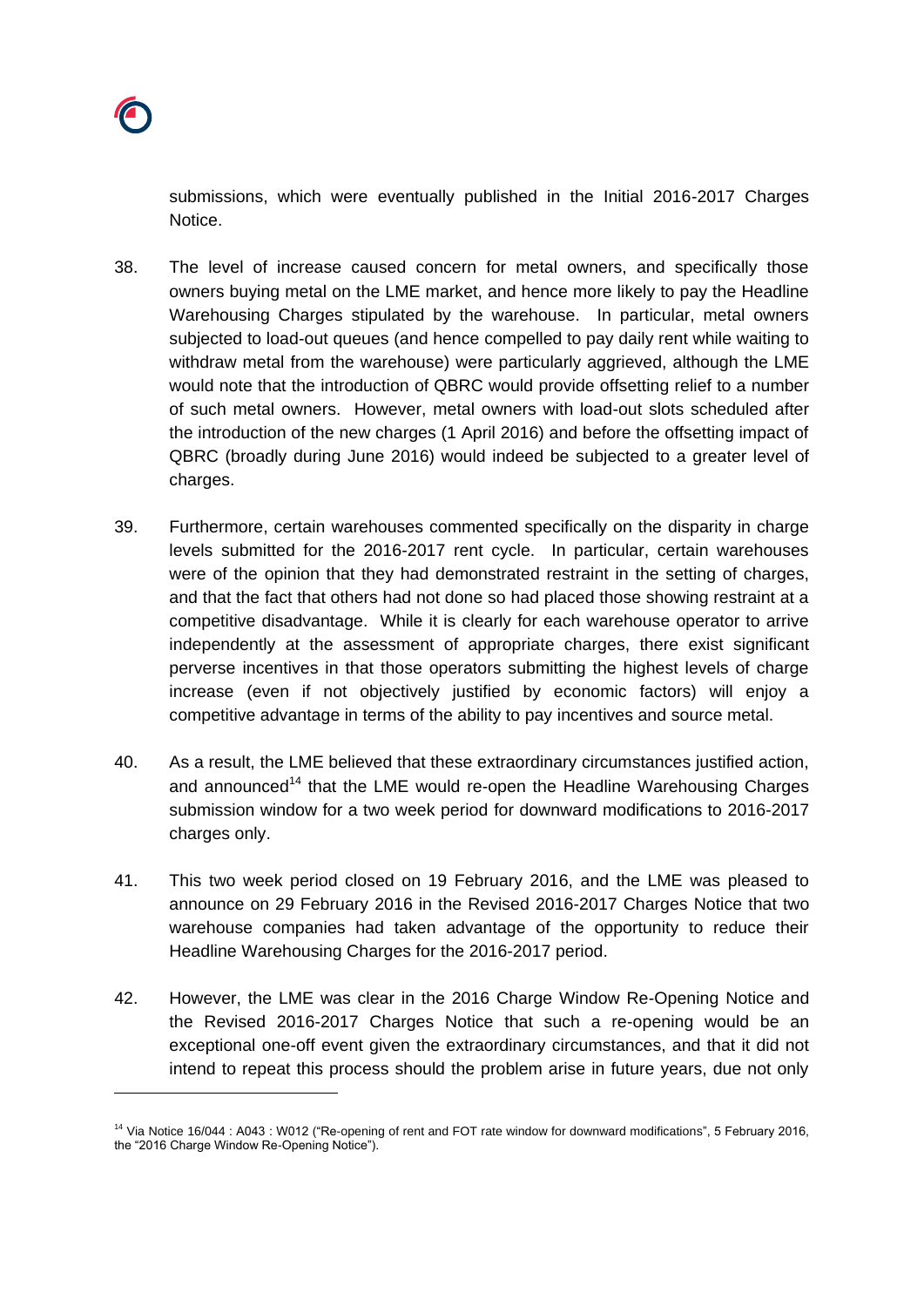submissions, which were eventually published in the Initial 2016-2017 Charges Notice.

38. The level of increase caused concern for metal owners, and specifically those owners buying metal on the LME market, and hence more likely to pay the Headline Warehousing Charges stipulated by the warehouse. In particular, metal owners subjected to load-out queues (and hence compelled to pay daily rent while waiting to withdraw metal from the warehouse) were particularly aggrieved, although the LME would note that the introduction of QBRC would provide offsetting relief to a number of such metal owners. However, metal owners with load-out slots scheduled after the introduction of the new charges (1 April 2016) and before the offsetting impact of QBRC (broadly during June 2016) would indeed be subjected to a greater level of charges.

39. Furthermore, certain warehouses commented specifically on the disparity in charge levels submitted for the 2016-2017 rent cycle. In particular, certain warehouses were of the opinion that they had demonstrated restraint in the setting of charges, and that the fact that others had not done so had placed those showing restraint at a competitive disadvantage. While it is clearly for each warehouse operator to arrive independently at the assessment of appropriate charges, there exist significant perverse incentives in that those operators submitting the highest levels of charge increase (even if not objectively justified by economic factors) will enjoy a competitive advantage in terms of the ability to pay incentives and source metal.

40. As a result, the LME believed that these extraordinary circumstances justified action, and announced[14] that the LME would re-open the Headline Warehousing Charges submission window for a two week period for downward modifications to 2016-2017 charges only.

41. This two week period closed on 19 February 2016, and the LME was pleased to announce on 29 February 2016 in the Revised 2016-2017 Charges Notice that two warehouse companies had taken advantage of the opportunity to reduce their Headline Warehousing Charges for the 2016-2017 period.

42. However, the LME was clear in the 2016 Charge Window Re-Opening Notice and the Revised 2016-2017 Charges Notice that such a re-opening would be an exceptional one-off event given the extraordinary circumstances, and that it did not intend to repeat this process should the problem arise in future years, due not only

[14] Via Notice 16/044 : A043 : W012 ("Re-opening of rent and FOT rate window for downward modifications", 5 February 2016, the "2016 Charge Window Re-Opening Notice").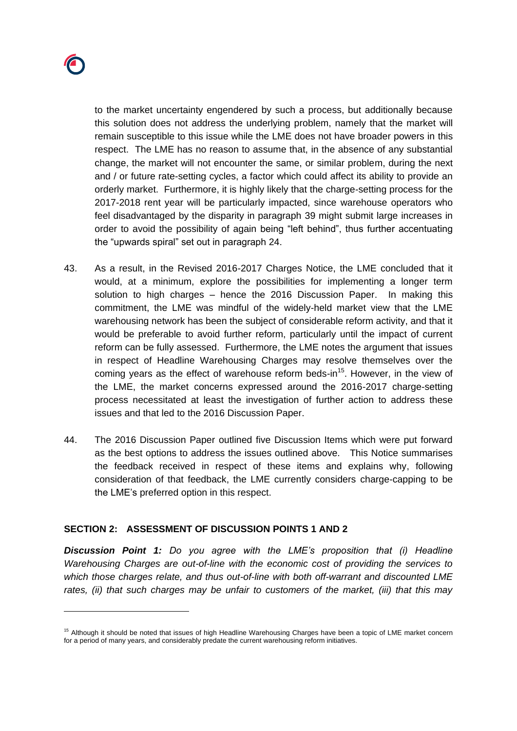to the market uncertainty engendered by such a process, but additionally because this solution does not address the underlying problem, namely that the market will remain susceptible to this issue while the LME does not have broader powers in this respect. The LME has no reason to assume that, in the absence of any substantial change, the market will not encounter the same, or similar problem, during the next and / or future rate-setting cycles, a factor which could affect its ability to provide an orderly market. Furthermore, it is highly likely that the charge-setting process for the 2017-2018 rent year will be particularly impacted, since warehouse operators who feel disadvantaged by the disparity in paragraph 39 might submit large increases in order to avoid the possibility of again being "left behind", thus further accentuating the "upwards spiral" set out in paragraph 24.

43. As a result, in the Revised 2016-2017 Charges Notice, the LME concluded that it would, at a minimum, explore the possibilities for implementing a longer term solution to high charges – hence the 2016 Discussion Paper. In making this commitment, the LME was mindful of the widely-held market view that the LME warehousing network has been the subject of considerable reform activity, and that it would be preferable to avoid further reform, particularly until the impact of current reform can be fully assessed. Furthermore, the LME notes the argument that issues in respect of Headline Warehousing Charges may resolve themselves over the coming years as the effect of warehouse reform beds-in[15]. However, in the view of the LME, the market concerns expressed around the 2016-2017 charge-setting process necessitated at least the investigation of further action to address these issues and that led to the 2016 Discussion Paper.

44. The 2016 Discussion Paper outlined five Discussion Items which were put forward as the best options to address the issues outlined above. This Notice summarises the feedback received in respect of these items and explains why, following consideration of that feedback, the LME currently considers charge-capping to be the LME's preferred option in this respect.

## SECTION 2: ASSESSMENT OF DISCUSSION POINTS 1 AND 2

***Discussion Point 1:*** *Do you agree with the LME's proposition that (i) Headline Warehousing Charges are out-of-line with the economic cost of providing the services to which those charges relate, and thus out-of-line with both off-warrant and discounted LME rates, (ii) that such charges may be unfair to customers of the market, (iii) that this may*

[15] Although it should be noted that issues of high Headline Warehousing Charges have been a topic of LME market concern for a period of many years, and considerably predate the current warehousing reform initiatives.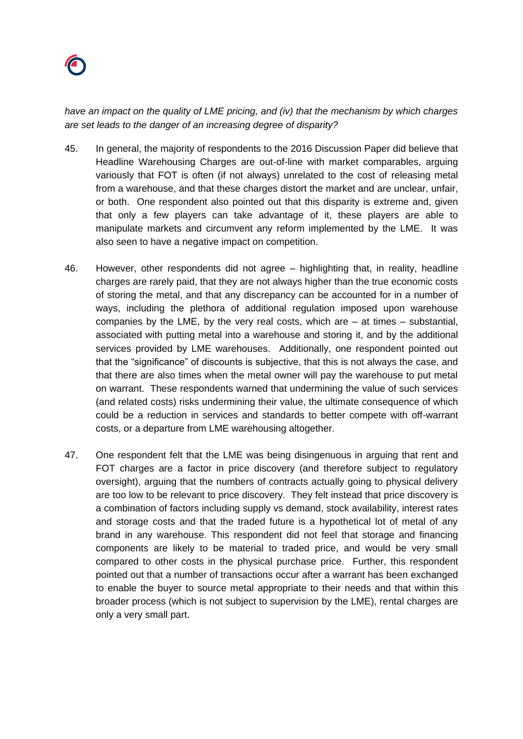*have an impact on the quality of LME pricing, and (iv) that the mechanism by which charges are set leads to the danger of an increasing degree of disparity?*

45. In general, the majority of respondents to the 2016 Discussion Paper did believe that Headline Warehousing Charges are out-of-line with market comparables, arguing variously that FOT is often (if not always) unrelated to the cost of releasing metal from a warehouse, and that these charges distort the market and are unclear, unfair, or both. One respondent also pointed out that this disparity is extreme and, given that only a few players can take advantage of it, these players are able to manipulate markets and circumvent any reform implemented by the LME. It was also seen to have a negative impact on competition.

46. However, other respondents did not agree – highlighting that, in reality, headline charges are rarely paid, that they are not always higher than the true economic costs of storing the metal, and that any discrepancy can be accounted for in a number of ways, including the plethora of additional regulation imposed upon warehouse companies by the LME, by the very real costs, which are – at times – substantial, associated with putting metal into a warehouse and storing it, and by the additional services provided by LME warehouses. Additionally, one respondent pointed out that the "significance" of discounts is subjective, that this is not always the case, and that there are also times when the metal owner will pay the warehouse to put metal on warrant. These respondents warned that undermining the value of such services (and related costs) risks undermining their value, the ultimate consequence of which could be a reduction in services and standards to better compete with off-warrant costs, or a departure from LME warehousing altogether.

47. One respondent felt that the LME was being disingenuous in arguing that rent and FOT charges are a factor in price discovery (and therefore subject to regulatory oversight), arguing that the numbers of contracts actually going to physical delivery are too low to be relevant to price discovery. They felt instead that price discovery is a combination of factors including supply vs demand, stock availability, interest rates and storage costs and that the traded future is a hypothetical lot of metal of any brand in any warehouse. This respondent did not feel that storage and financing components are likely to be material to traded price, and would be very small compared to other costs in the physical purchase price. Further, this respondent pointed out that a number of transactions occur after a warrant has been exchanged to enable the buyer to source metal appropriate to their needs and that within this broader process (which is not subject to supervision by the LME), rental charges are only a very small part.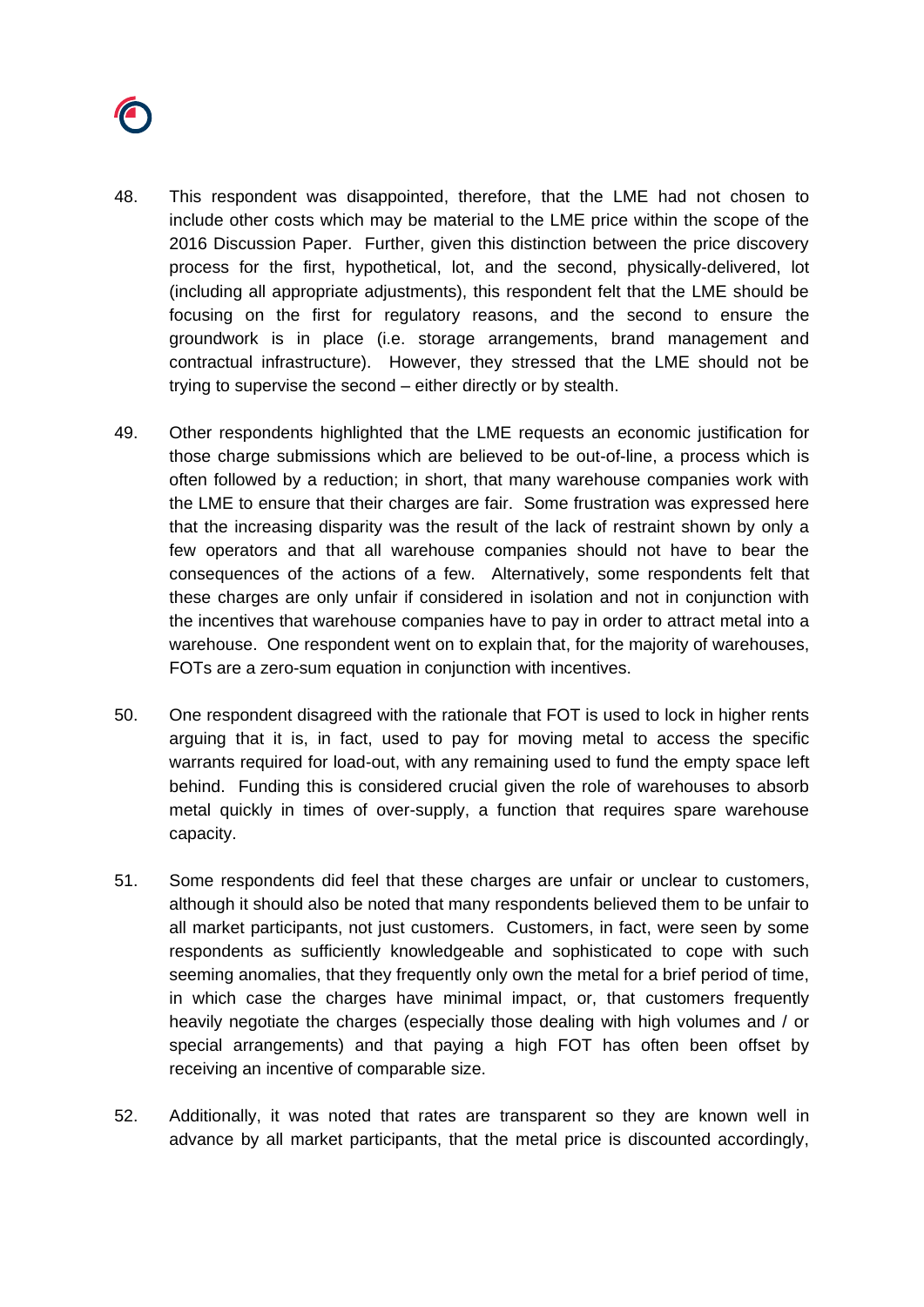48. This respondent was disappointed, therefore, that the LME had not chosen to include other costs which may be material to the LME price within the scope of the 2016 Discussion Paper. Further, given this distinction between the price discovery process for the first, hypothetical, lot, and the second, physically-delivered, lot (including all appropriate adjustments), this respondent felt that the LME should be focusing on the first for regulatory reasons, and the second to ensure the groundwork is in place (i.e. storage arrangements, brand management and contractual infrastructure). However, they stressed that the LME should not be trying to supervise the second – either directly or by stealth.

49. Other respondents highlighted that the LME requests an economic justification for those charge submissions which are believed to be out-of-line, a process which is often followed by a reduction; in short, that many warehouse companies work with the LME to ensure that their charges are fair. Some frustration was expressed here that the increasing disparity was the result of the lack of restraint shown by only a few operators and that all warehouse companies should not have to bear the consequences of the actions of a few. Alternatively, some respondents felt that these charges are only unfair if considered in isolation and not in conjunction with the incentives that warehouse companies have to pay in order to attract metal into a warehouse. One respondent went on to explain that, for the majority of warehouses, FOTs are a zero-sum equation in conjunction with incentives.

50. One respondent disagreed with the rationale that FOT is used to lock in higher rents arguing that it is, in fact, used to pay for moving metal to access the specific warrants required for load-out, with any remaining used to fund the empty space left behind. Funding this is considered crucial given the role of warehouses to absorb metal quickly in times of over-supply, a function that requires spare warehouse capacity.

51. Some respondents did feel that these charges are unfair or unclear to customers, although it should also be noted that many respondents believed them to be unfair to all market participants, not just customers. Customers, in fact, were seen by some respondents as sufficiently knowledgeable and sophisticated to cope with such seeming anomalies, that they frequently only own the metal for a brief period of time, in which case the charges have minimal impact, or, that customers frequently heavily negotiate the charges (especially those dealing with high volumes and / or special arrangements) and that paying a high FOT has often been offset by receiving an incentive of comparable size.

52. Additionally, it was noted that rates are transparent so they are known well in advance by all market participants, that the metal price is discounted accordingly,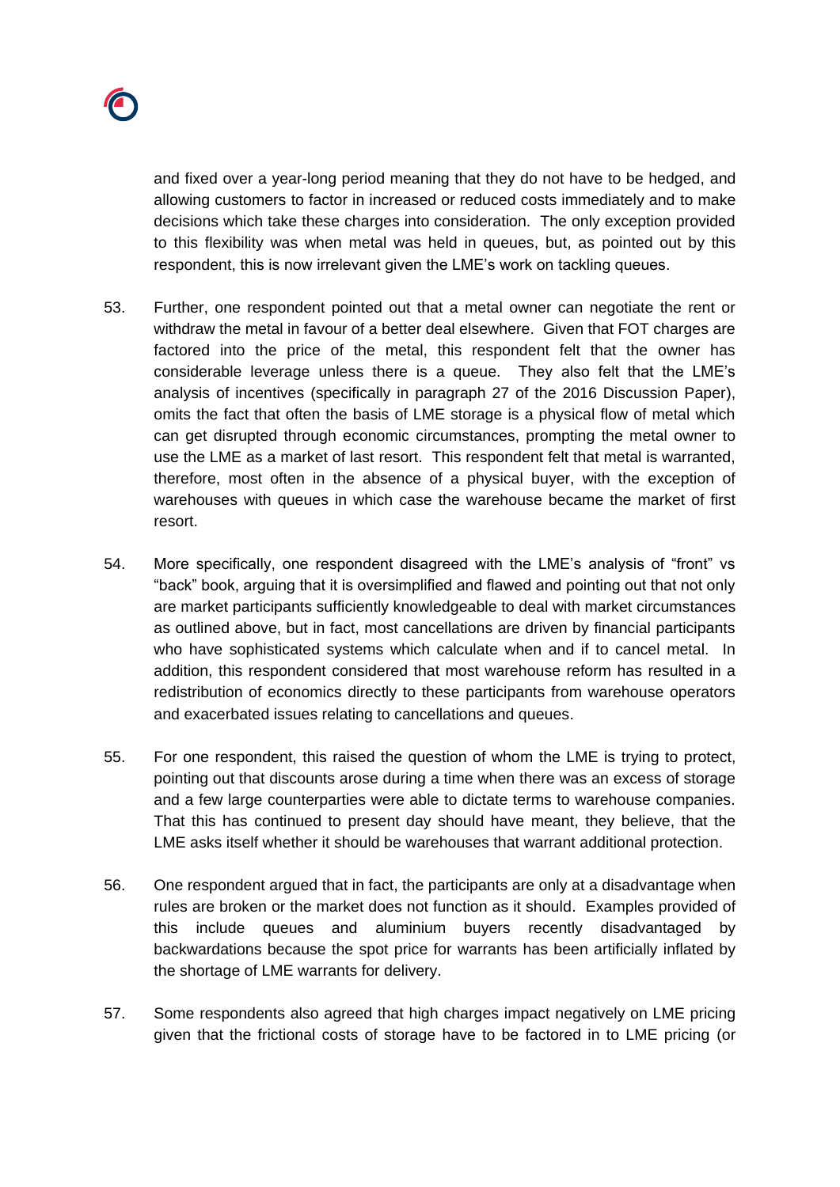and fixed over a year-long period meaning that they do not have to be hedged, and allowing customers to factor in increased or reduced costs immediately and to make decisions which take these charges into consideration. The only exception provided to this flexibility was when metal was held in queues, but, as pointed out by this respondent, this is now irrelevant given the LME's work on tackling queues.

53. Further, one respondent pointed out that a metal owner can negotiate the rent or withdraw the metal in favour of a better deal elsewhere. Given that FOT charges are factored into the price of the metal, this respondent felt that the owner has considerable leverage unless there is a queue. They also felt that the LME's analysis of incentives (specifically in paragraph 27 of the 2016 Discussion Paper), omits the fact that often the basis of LME storage is a physical flow of metal which can get disrupted through economic circumstances, prompting the metal owner to use the LME as a market of last resort. This respondent felt that metal is warranted, therefore, most often in the absence of a physical buyer, with the exception of warehouses with queues in which case the warehouse became the market of first resort.

54. More specifically, one respondent disagreed with the LME's analysis of "front" vs "back" book, arguing that it is oversimplified and flawed and pointing out that not only are market participants sufficiently knowledgeable to deal with market circumstances as outlined above, but in fact, most cancellations are driven by financial participants who have sophisticated systems which calculate when and if to cancel metal. In addition, this respondent considered that most warehouse reform has resulted in a redistribution of economics directly to these participants from warehouse operators and exacerbated issues relating to cancellations and queues.

55. For one respondent, this raised the question of whom the LME is trying to protect, pointing out that discounts arose during a time when there was an excess of storage and a few large counterparties were able to dictate terms to warehouse companies. That this has continued to present day should have meant, they believe, that the LME asks itself whether it should be warehouses that warrant additional protection.

56. One respondent argued that in fact, the participants are only at a disadvantage when rules are broken or the market does not function as it should. Examples provided of this include queues and aluminium buyers recently disadvantaged by backwardations because the spot price for warrants has been artificially inflated by the shortage of LME warrants for delivery.

57. Some respondents also agreed that high charges impact negatively on LME pricing given that the frictional costs of storage have to be factored in to LME pricing (or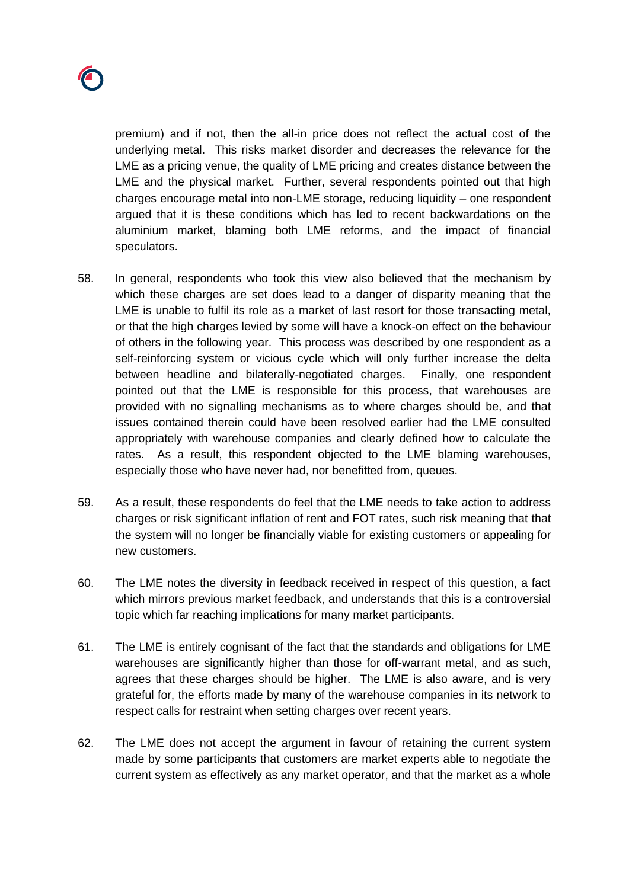premium) and if not, then the all-in price does not reflect the actual cost of the underlying metal. This risks market disorder and decreases the relevance for the LME as a pricing venue, the quality of LME pricing and creates distance between the LME and the physical market. Further, several respondents pointed out that high charges encourage metal into non-LME storage, reducing liquidity – one respondent argued that it is these conditions which has led to recent backwardations on the aluminium market, blaming both LME reforms, and the impact of financial speculators.

58. In general, respondents who took this view also believed that the mechanism by which these charges are set does lead to a danger of disparity meaning that the LME is unable to fulfil its role as a market of last resort for those transacting metal, or that the high charges levied by some will have a knock-on effect on the behaviour of others in the following year. This process was described by one respondent as a self-reinforcing system or vicious cycle which will only further increase the delta between headline and bilaterally-negotiated charges. Finally, one respondent pointed out that the LME is responsible for this process, that warehouses are provided with no signalling mechanisms as to where charges should be, and that issues contained therein could have been resolved earlier had the LME consulted appropriately with warehouse companies and clearly defined how to calculate the rates. As a result, this respondent objected to the LME blaming warehouses, especially those who have never had, nor benefitted from, queues.

59. As a result, these respondents do feel that the LME needs to take action to address charges or risk significant inflation of rent and FOT rates, such risk meaning that that the system will no longer be financially viable for existing customers or appealing for new customers.

60. The LME notes the diversity in feedback received in respect of this question, a fact which mirrors previous market feedback, and understands that this is a controversial topic which far reaching implications for many market participants.

61. The LME is entirely cognisant of the fact that the standards and obligations for LME warehouses are significantly higher than those for off-warrant metal, and as such, agrees that these charges should be higher. The LME is also aware, and is very grateful for, the efforts made by many of the warehouse companies in its network to respect calls for restraint when setting charges over recent years.

62. The LME does not accept the argument in favour of retaining the current system made by some participants that customers are market experts able to negotiate the current system as effectively as any market operator, and that the market as a whole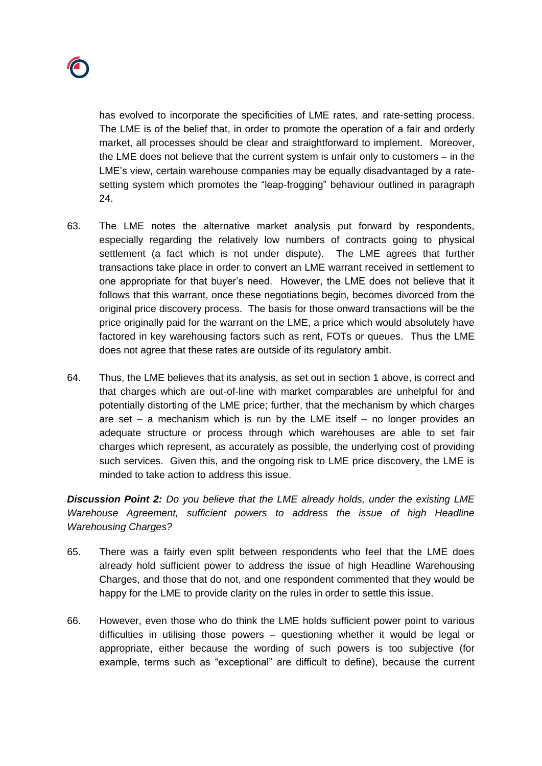has evolved to incorporate the specificities of LME rates, and rate-setting process. The LME is of the belief that, in order to promote the operation of a fair and orderly market, all processes should be clear and straightforward to implement. Moreover, the LME does not believe that the current system is unfair only to customers – in the LME's view, certain warehouse companies may be equally disadvantaged by a rate-setting system which promotes the "leap-frogging" behaviour outlined in paragraph 24.

63. The LME notes the alternative market analysis put forward by respondents, especially regarding the relatively low numbers of contracts going to physical settlement (a fact which is not under dispute). The LME agrees that further transactions take place in order to convert an LME warrant received in settlement to one appropriate for that buyer's need. However, the LME does not believe that it follows that this warrant, once these negotiations begin, becomes divorced from the original price discovery process. The basis for those onward transactions will be the price originally paid for the warrant on the LME, a price which would absolutely have factored in key warehousing factors such as rent, FOTs or queues. Thus the LME does not agree that these rates are outside of its regulatory ambit.

64. Thus, the LME believes that its analysis, as set out in section 1 above, is correct and that charges which are out-of-line with market comparables are unhelpful for and potentially distorting of the LME price; further, that the mechanism by which charges are set – a mechanism which is run by the LME itself – no longer provides an adequate structure or process through which warehouses are able to set fair charges which represent, as accurately as possible, the underlying cost of providing such services. Given this, and the ongoing risk to LME price discovery, the LME is minded to take action to address this issue.

***Discussion Point 2:*** *Do you believe that the LME already holds, under the existing LME Warehouse Agreement, sufficient powers to address the issue of high Headline Warehousing Charges?*

65. There was a fairly even split between respondents who feel that the LME does already hold sufficient power to address the issue of high Headline Warehousing Charges, and those that do not, and one respondent commented that they would be happy for the LME to provide clarity on the rules in order to settle this issue.

66. However, even those who do think the LME holds sufficient power point to various difficulties in utilising those powers – questioning whether it would be legal or appropriate, either because the wording of such powers is too subjective (for example, terms such as "exceptional" are difficult to define), because the current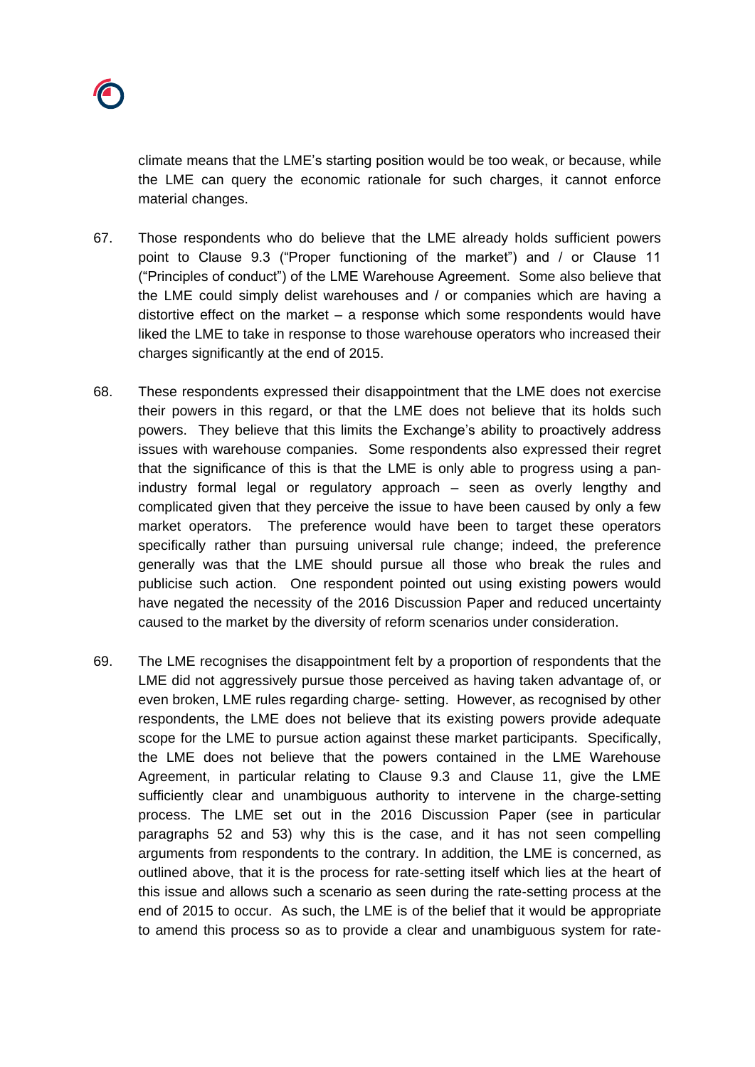climate means that the LME's starting position would be too weak, or because, while the LME can query the economic rationale for such charges, it cannot enforce material changes.

67. Those respondents who do believe that the LME already holds sufficient powers point to Clause 9.3 ("Proper functioning of the market") and / or Clause 11 ("Principles of conduct") of the LME Warehouse Agreement. Some also believe that the LME could simply delist warehouses and / or companies which are having a distortive effect on the market – a response which some respondents would have liked the LME to take in response to those warehouse operators who increased their charges significantly at the end of 2015.

68. These respondents expressed their disappointment that the LME does not exercise their powers in this regard, or that the LME does not believe that its holds such powers. They believe that this limits the Exchange's ability to proactively address issues with warehouse companies. Some respondents also expressed their regret that the significance of this is that the LME is only able to progress using a pan-industry formal legal or regulatory approach – seen as overly lengthy and complicated given that they perceive the issue to have been caused by only a few market operators. The preference would have been to target these operators specifically rather than pursuing universal rule change; indeed, the preference generally was that the LME should pursue all those who break the rules and publicise such action. One respondent pointed out using existing powers would have negated the necessity of the 2016 Discussion Paper and reduced uncertainty caused to the market by the diversity of reform scenarios under consideration.

69. The LME recognises the disappointment felt by a proportion of respondents that the LME did not aggressively pursue those perceived as having taken advantage of, or even broken, LME rules regarding charge- setting. However, as recognised by other respondents, the LME does not believe that its existing powers provide adequate scope for the LME to pursue action against these market participants. Specifically, the LME does not believe that the powers contained in the LME Warehouse Agreement, in particular relating to Clause 9.3 and Clause 11, give the LME sufficiently clear and unambiguous authority to intervene in the charge-setting process. The LME set out in the 2016 Discussion Paper (see in particular paragraphs 52 and 53) why this is the case, and it has not seen compelling arguments from respondents to the contrary. In addition, the LME is concerned, as outlined above, that it is the process for rate-setting itself which lies at the heart of this issue and allows such a scenario as seen during the rate-setting process at the end of 2015 to occur. As such, the LME is of the belief that it would be appropriate to amend this process so as to provide a clear and unambiguous system for rate-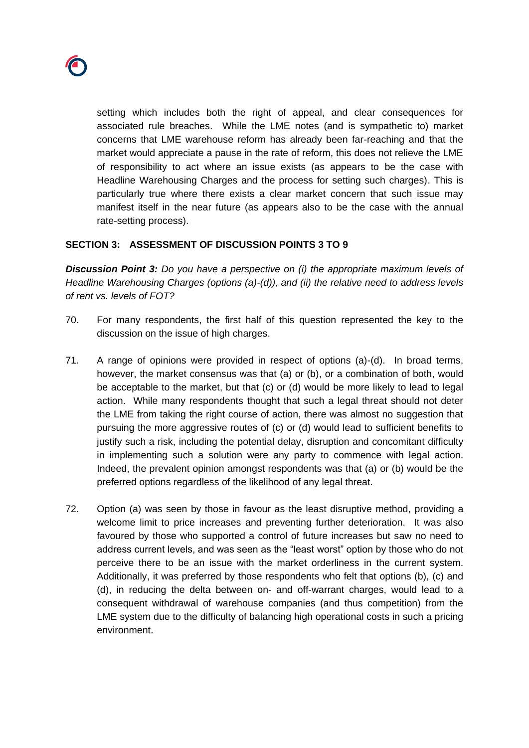setting which includes both the right of appeal, and clear consequences for associated rule breaches. While the LME notes (and is sympathetic to) market concerns that LME warehouse reform has already been far-reaching and that the market would appreciate a pause in the rate of reform, this does not relieve the LME of responsibility to act where an issue exists (as appears to be the case with Headline Warehousing Charges and the process for setting such charges). This is particularly true where there exists a clear market concern that such issue may manifest itself in the near future (as appears also to be the case with the annual rate-setting process).

## SECTION 3: ASSESSMENT OF DISCUSSION POINTS 3 TO 9

***Discussion Point 3:*** *Do you have a perspective on (i) the appropriate maximum levels of Headline Warehousing Charges (options (a)-(d)), and (ii) the relative need to address levels of rent vs. levels of FOT?*

70. For many respondents, the first half of this question represented the key to the discussion on the issue of high charges.

71. A range of opinions were provided in respect of options (a)-(d). In broad terms, however, the market consensus was that (a) or (b), or a combination of both, would be acceptable to the market, but that (c) or (d) would be more likely to lead to legal action. While many respondents thought that such a legal threat should not deter the LME from taking the right course of action, there was almost no suggestion that pursuing the more aggressive routes of (c) or (d) would lead to sufficient benefits to justify such a risk, including the potential delay, disruption and concomitant difficulty in implementing such a solution were any party to commence with legal action. Indeed, the prevalent opinion amongst respondents was that (a) or (b) would be the preferred options regardless of the likelihood of any legal threat.

72. Option (a) was seen by those in favour as the least disruptive method, providing a welcome limit to price increases and preventing further deterioration. It was also favoured by those who supported a control of future increases but saw no need to address current levels, and was seen as the "least worst" option by those who do not perceive there to be an issue with the market orderliness in the current system. Additionally, it was preferred by those respondents who felt that options (b), (c) and (d), in reducing the delta between on- and off-warrant charges, would lead to a consequent withdrawal of warehouse companies (and thus competition) from the LME system due to the difficulty of balancing high operational costs in such a pricing environment.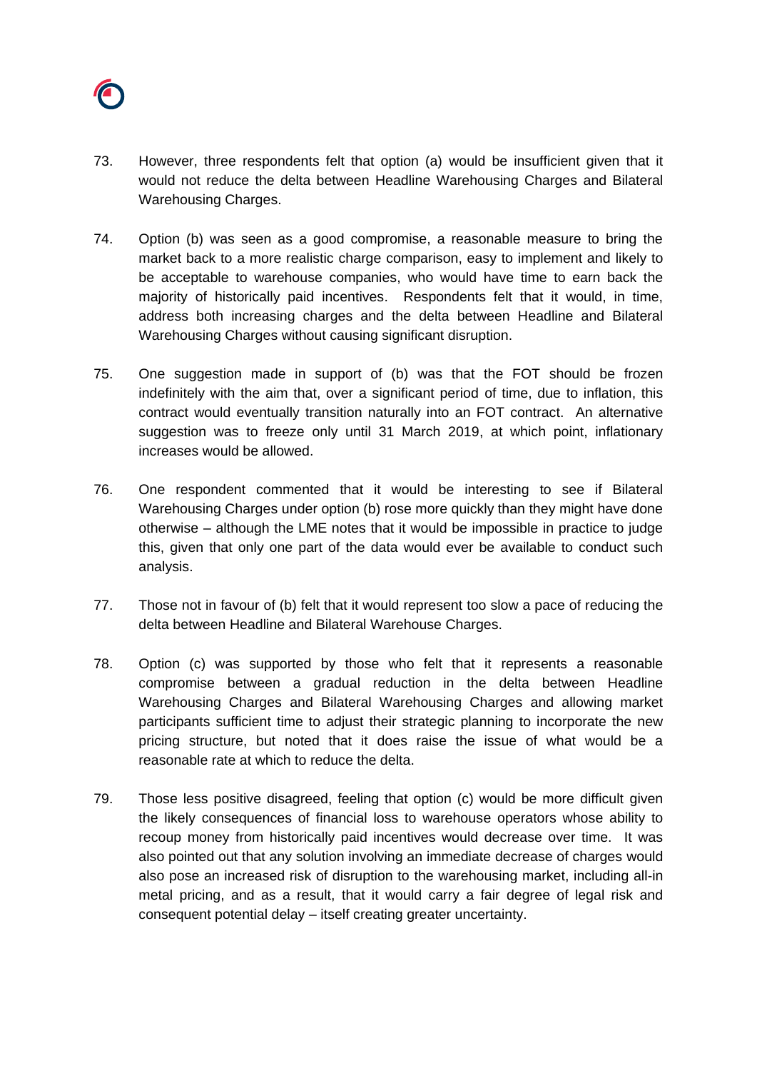73. However, three respondents felt that option (a) would be insufficient given that it would not reduce the delta between Headline Warehousing Charges and Bilateral Warehousing Charges.

74. Option (b) was seen as a good compromise, a reasonable measure to bring the market back to a more realistic charge comparison, easy to implement and likely to be acceptable to warehouse companies, who would have time to earn back the majority of historically paid incentives. Respondents felt that it would, in time, address both increasing charges and the delta between Headline and Bilateral Warehousing Charges without causing significant disruption.

75. One suggestion made in support of (b) was that the FOT should be frozen indefinitely with the aim that, over a significant period of time, due to inflation, this contract would eventually transition naturally into an FOT contract. An alternative suggestion was to freeze only until 31 March 2019, at which point, inflationary increases would be allowed.

76. One respondent commented that it would be interesting to see if Bilateral Warehousing Charges under option (b) rose more quickly than they might have done otherwise – although the LME notes that it would be impossible in practice to judge this, given that only one part of the data would ever be available to conduct such analysis.

77. Those not in favour of (b) felt that it would represent too slow a pace of reducing the delta between Headline and Bilateral Warehouse Charges.

78. Option (c) was supported by those who felt that it represents a reasonable compromise between a gradual reduction in the delta between Headline Warehousing Charges and Bilateral Warehousing Charges and allowing market participants sufficient time to adjust their strategic planning to incorporate the new pricing structure, but noted that it does raise the issue of what would be a reasonable rate at which to reduce the delta.

79. Those less positive disagreed, feeling that option (c) would be more difficult given the likely consequences of financial loss to warehouse operators whose ability to recoup money from historically paid incentives would decrease over time. It was also pointed out that any solution involving an immediate decrease of charges would also pose an increased risk of disruption to the warehousing market, including all-in metal pricing, and as a result, that it would carry a fair degree of legal risk and consequent potential delay – itself creating greater uncertainty.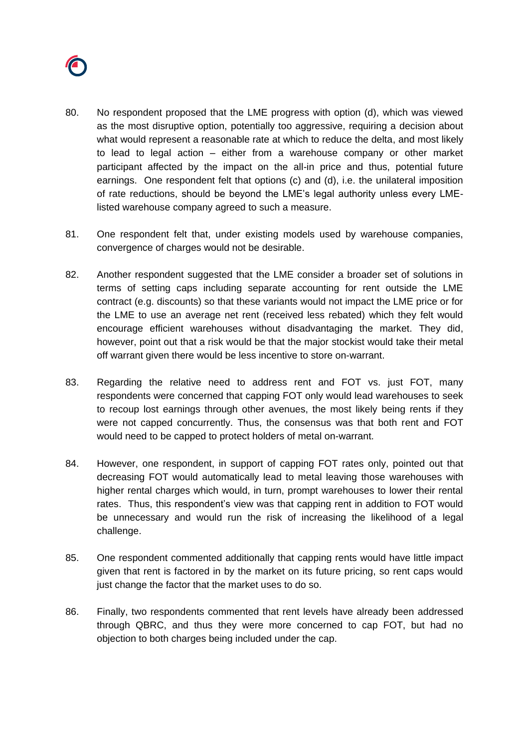80. No respondent proposed that the LME progress with option (d), which was viewed as the most disruptive option, potentially too aggressive, requiring a decision about what would represent a reasonable rate at which to reduce the delta, and most likely to lead to legal action – either from a warehouse company or other market participant affected by the impact on the all-in price and thus, potential future earnings. One respondent felt that options (c) and (d), i.e. the unilateral imposition of rate reductions, should be beyond the LME's legal authority unless every LME-listed warehouse company agreed to such a measure.

81. One respondent felt that, under existing models used by warehouse companies, convergence of charges would not be desirable.

82. Another respondent suggested that the LME consider a broader set of solutions in terms of setting caps including separate accounting for rent outside the LME contract (e.g. discounts) so that these variants would not impact the LME price or for the LME to use an average net rent (received less rebated) which they felt would encourage efficient warehouses without disadvantaging the market. They did, however, point out that a risk would be that the major stockist would take their metal off warrant given there would be less incentive to store on-warrant.

83. Regarding the relative need to address rent and FOT vs. just FOT, many respondents were concerned that capping FOT only would lead warehouses to seek to recoup lost earnings through other avenues, the most likely being rents if they were not capped concurrently. Thus, the consensus was that both rent and FOT would need to be capped to protect holders of metal on-warrant.

84. However, one respondent, in support of capping FOT rates only, pointed out that decreasing FOT would automatically lead to metal leaving those warehouses with higher rental charges which would, in turn, prompt warehouses to lower their rental rates. Thus, this respondent's view was that capping rent in addition to FOT would be unnecessary and would run the risk of increasing the likelihood of a legal challenge.

85. One respondent commented additionally that capping rents would have little impact given that rent is factored in by the market on its future pricing, so rent caps would just change the factor that the market uses to do so.

86. Finally, two respondents commented that rent levels have already been addressed through QBRC, and thus they were more concerned to cap FOT, but had no objection to both charges being included under the cap.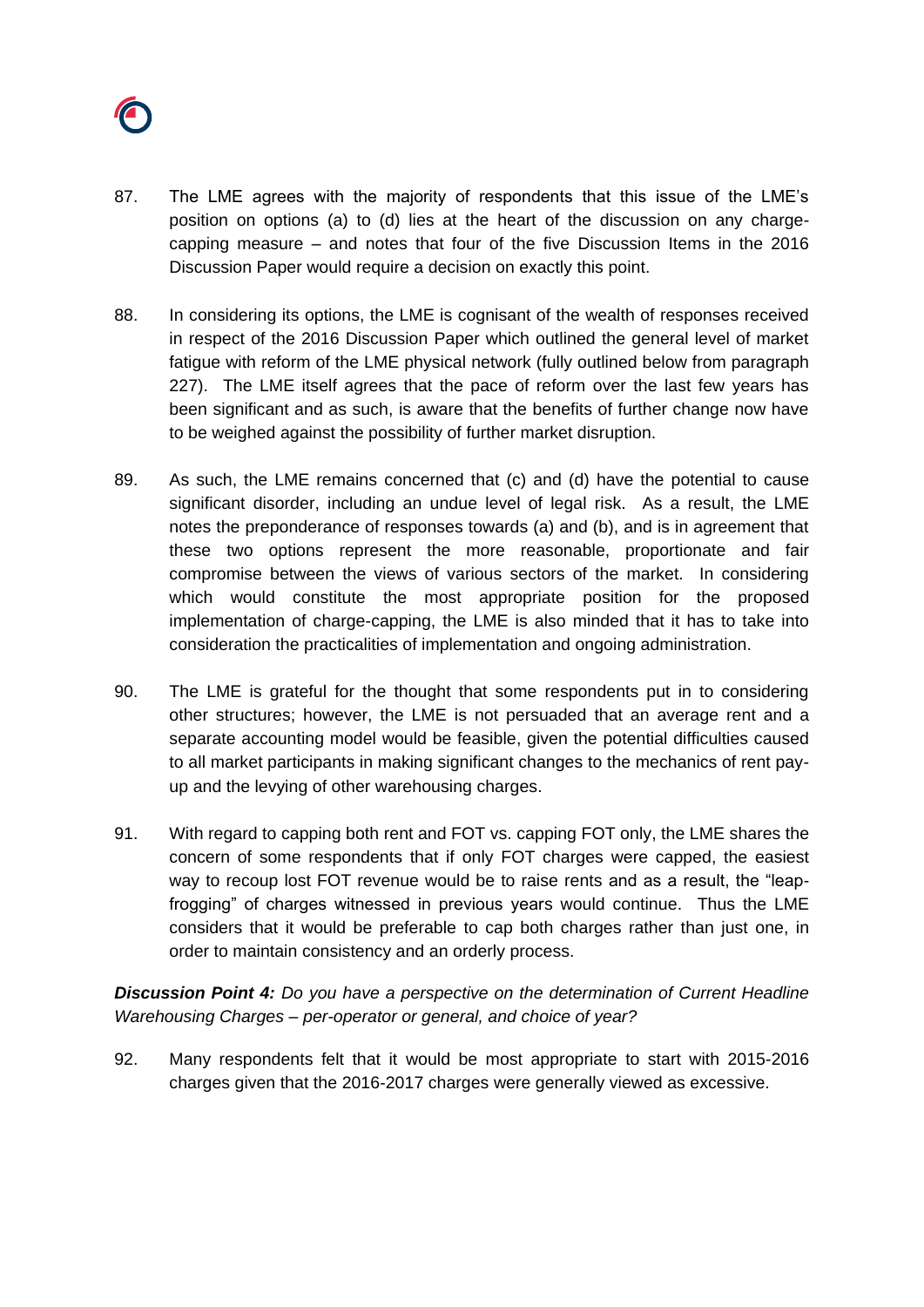87. The LME agrees with the majority of respondents that this issue of the LME's position on options (a) to (d) lies at the heart of the discussion on any charge-capping measure – and notes that four of the five Discussion Items in the 2016 Discussion Paper would require a decision on exactly this point.

88. In considering its options, the LME is cognisant of the wealth of responses received in respect of the 2016 Discussion Paper which outlined the general level of market fatigue with reform of the LME physical network (fully outlined below from paragraph 227). The LME itself agrees that the pace of reform over the last few years has been significant and as such, is aware that the benefits of further change now have to be weighed against the possibility of further market disruption.

89. As such, the LME remains concerned that (c) and (d) have the potential to cause significant disorder, including an undue level of legal risk. As a result, the LME notes the preponderance of responses towards (a) and (b), and is in agreement that these two options represent the more reasonable, proportionate and fair compromise between the views of various sectors of the market. In considering which would constitute the most appropriate position for the proposed implementation of charge-capping, the LME is also minded that it has to take into consideration the practicalities of implementation and ongoing administration.

90. The LME is grateful for the thought that some respondents put in to considering other structures; however, the LME is not persuaded that an average rent and a separate accounting model would be feasible, given the potential difficulties caused to all market participants in making significant changes to the mechanics of rent pay-up and the levying of other warehousing charges.

91. With regard to capping both rent and FOT vs. capping FOT only, the LME shares the concern of some respondents that if only FOT charges were capped, the easiest way to recoup lost FOT revenue would be to raise rents and as a result, the "leap-frogging" of charges witnessed in previous years would continue. Thus the LME considers that it would be preferable to cap both charges rather than just one, in order to maintain consistency and an orderly process.

***Discussion Point 4:*** *Do you have a perspective on the determination of Current Headline Warehousing Charges – per-operator or general, and choice of year?*

92. Many respondents felt that it would be most appropriate to start with 2015-2016 charges given that the 2016-2017 charges were generally viewed as excessive.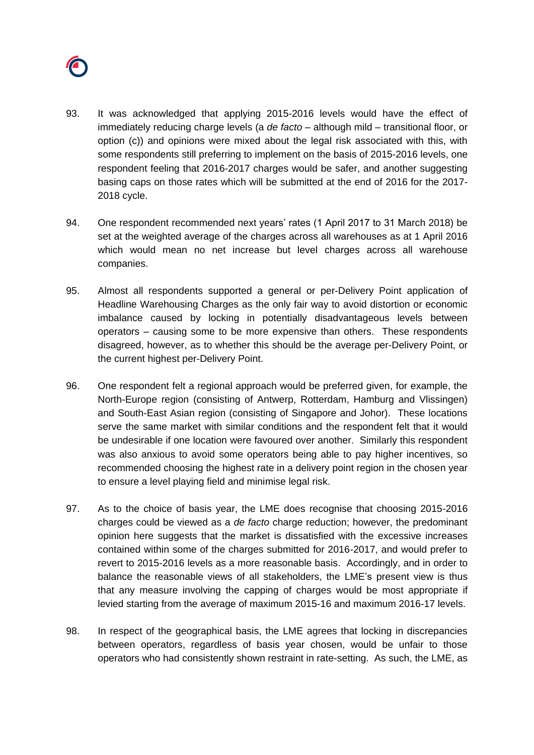93. It was acknowledged that applying 2015-2016 levels would have the effect of immediately reducing charge levels (a *de facto* – although mild – transitional floor, or option (c)) and opinions were mixed about the legal risk associated with this, with some respondents still preferring to implement on the basis of 2015-2016 levels, one respondent feeling that 2016-2017 charges would be safer, and another suggesting basing caps on those rates which will be submitted at the end of 2016 for the 2017-2018 cycle.

94. One respondent recommended next years' rates (1 April 2017 to 31 March 2018) be set at the weighted average of the charges across all warehouses as at 1 April 2016 which would mean no net increase but level charges across all warehouse companies.

95. Almost all respondents supported a general or per-Delivery Point application of Headline Warehousing Charges as the only fair way to avoid distortion or economic imbalance caused by locking in potentially disadvantageous levels between operators – causing some to be more expensive than others. These respondents disagreed, however, as to whether this should be the average per-Delivery Point, or the current highest per-Delivery Point.

96. One respondent felt a regional approach would be preferred given, for example, the North-Europe region (consisting of Antwerp, Rotterdam, Hamburg and Vlissingen) and South-East Asian region (consisting of Singapore and Johor). These locations serve the same market with similar conditions and the respondent felt that it would be undesirable if one location were favoured over another. Similarly this respondent was also anxious to avoid some operators being able to pay higher incentives, so recommended choosing the highest rate in a delivery point region in the chosen year to ensure a level playing field and minimise legal risk.

97. As to the choice of basis year, the LME does recognise that choosing 2015-2016 charges could be viewed as a *de facto* charge reduction; however, the predominant opinion here suggests that the market is dissatisfied with the excessive increases contained within some of the charges submitted for 2016-2017, and would prefer to revert to 2015-2016 levels as a more reasonable basis. Accordingly, and in order to balance the reasonable views of all stakeholders, the LME's present view is thus that any measure involving the capping of charges would be most appropriate if levied starting from the average of maximum 2015-16 and maximum 2016-17 levels.

98. In respect of the geographical basis, the LME agrees that locking in discrepancies between operators, regardless of basis year chosen, would be unfair to those operators who had consistently shown restraint in rate-setting. As such, the LME, as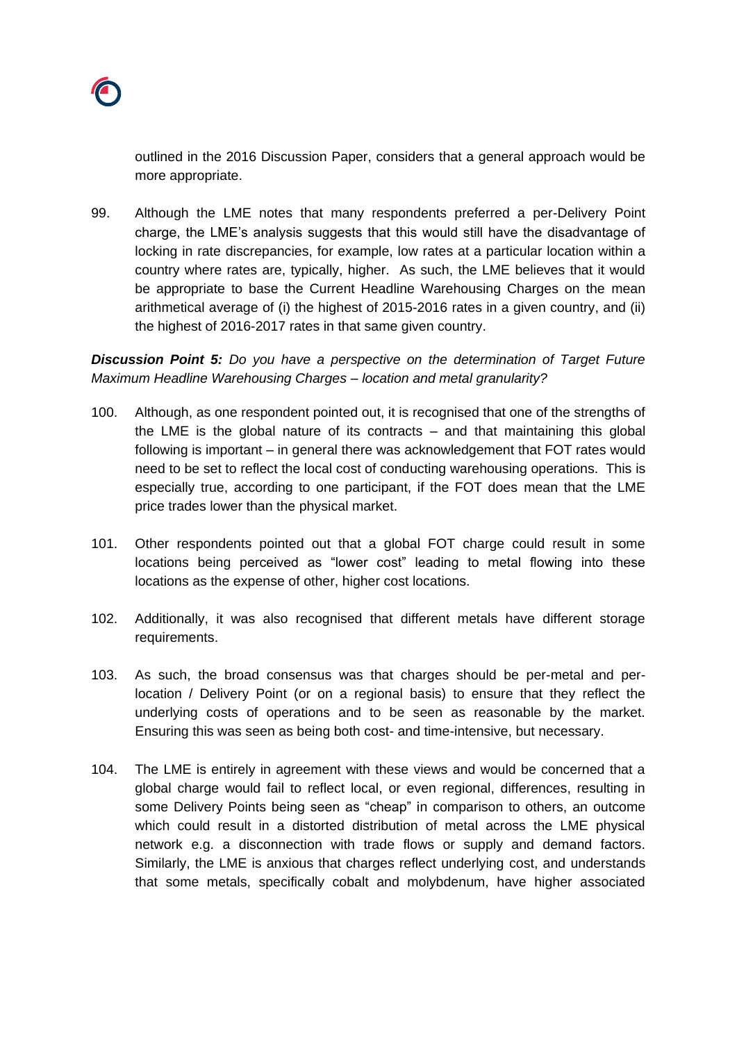outlined in the 2016 Discussion Paper, considers that a general approach would be more appropriate.

99. Although the LME notes that many respondents preferred a per-Delivery Point charge, the LME's analysis suggests that this would still have the disadvantage of locking in rate discrepancies, for example, low rates at a particular location within a country where rates are, typically, higher. As such, the LME believes that it would be appropriate to base the Current Headline Warehousing Charges on the mean arithmetical average of (i) the highest of 2015-2016 rates in a given country, and (ii) the highest of 2016-2017 rates in that same given country.

***Discussion Point 5:*** *Do you have a perspective on the determination of Target Future Maximum Headline Warehousing Charges – location and metal granularity?*

100. Although, as one respondent pointed out, it is recognised that one of the strengths of the LME is the global nature of its contracts – and that maintaining this global following is important – in general there was acknowledgement that FOT rates would need to be set to reflect the local cost of conducting warehousing operations. This is especially true, according to one participant, if the FOT does mean that the LME price trades lower than the physical market.

101. Other respondents pointed out that a global FOT charge could result in some locations being perceived as "lower cost" leading to metal flowing into these locations as the expense of other, higher cost locations.

102. Additionally, it was also recognised that different metals have different storage requirements.

103. As such, the broad consensus was that charges should be per-metal and per-location / Delivery Point (or on a regional basis) to ensure that they reflect the underlying costs of operations and to be seen as reasonable by the market. Ensuring this was seen as being both cost- and time-intensive, but necessary.

104. The LME is entirely in agreement with these views and would be concerned that a global charge would fail to reflect local, or even regional, differences, resulting in some Delivery Points being seen as "cheap" in comparison to others, an outcome which could result in a distorted distribution of metal across the LME physical network e.g. a disconnection with trade flows or supply and demand factors. Similarly, the LME is anxious that charges reflect underlying cost, and understands that some metals, specifically cobalt and molybdenum, have higher associated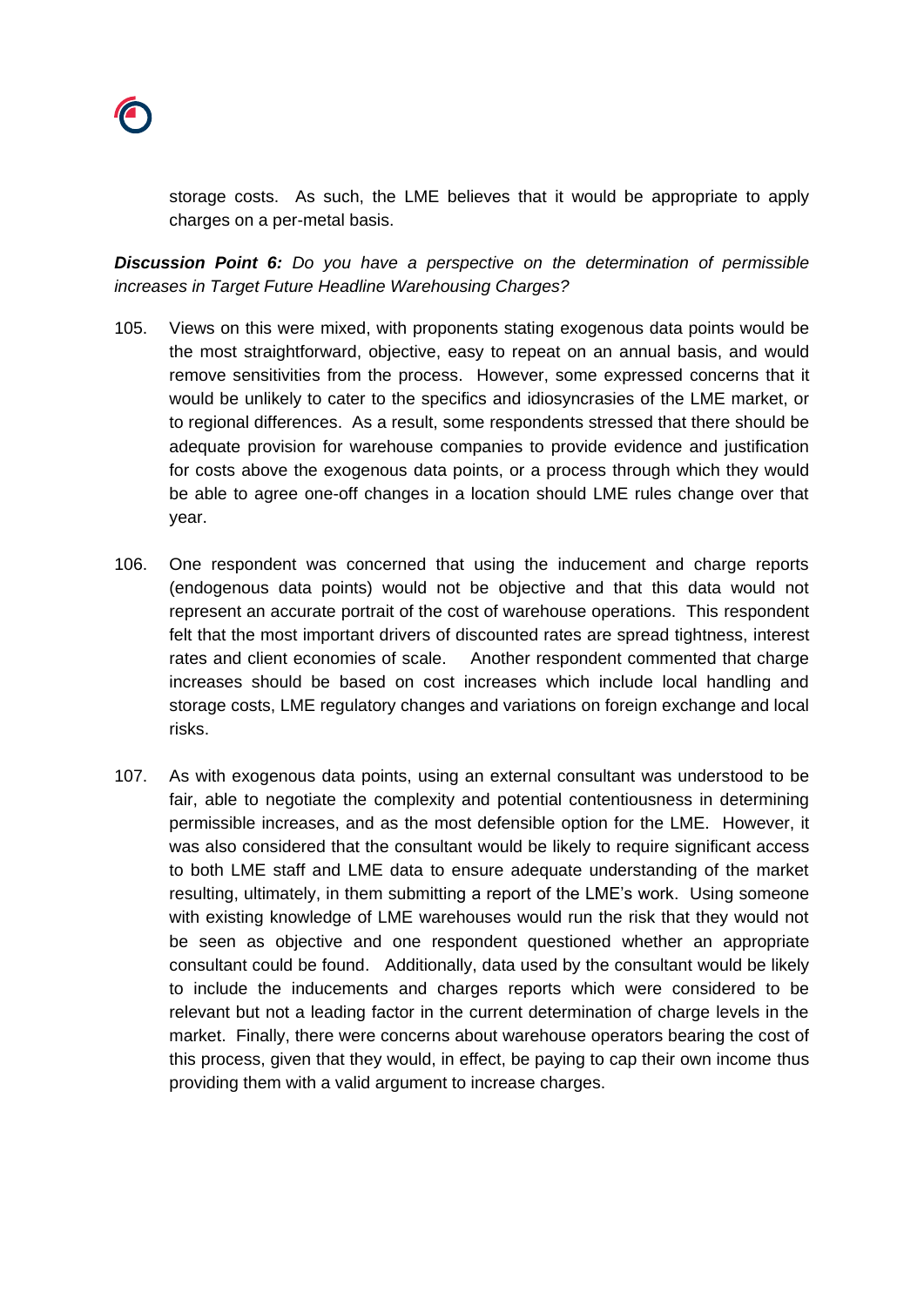storage costs. As such, the LME believes that it would be appropriate to apply charges on a per-metal basis.

***Discussion Point 6:*** *Do you have a perspective on the determination of permissible increases in Target Future Headline Warehousing Charges?*

105. Views on this were mixed, with proponents stating exogenous data points would be the most straightforward, objective, easy to repeat on an annual basis, and would remove sensitivities from the process. However, some expressed concerns that it would be unlikely to cater to the specifics and idiosyncrasies of the LME market, or to regional differences. As a result, some respondents stressed that there should be adequate provision for warehouse companies to provide evidence and justification for costs above the exogenous data points, or a process through which they would be able to agree one-off changes in a location should LME rules change over that year.

106. One respondent was concerned that using the inducement and charge reports (endogenous data points) would not be objective and that this data would not represent an accurate portrait of the cost of warehouse operations. This respondent felt that the most important drivers of discounted rates are spread tightness, interest rates and client economies of scale. Another respondent commented that charge increases should be based on cost increases which include local handling and storage costs, LME regulatory changes and variations on foreign exchange and local risks.

107. As with exogenous data points, using an external consultant was understood to be fair, able to negotiate the complexity and potential contentiousness in determining permissible increases, and as the most defensible option for the LME. However, it was also considered that the consultant would be likely to require significant access to both LME staff and LME data to ensure adequate understanding of the market resulting, ultimately, in them submitting a report of the LME's work. Using someone with existing knowledge of LME warehouses would run the risk that they would not be seen as objective and one respondent questioned whether an appropriate consultant could be found. Additionally, data used by the consultant would be likely to include the inducements and charges reports which were considered to be relevant but not a leading factor in the current determination of charge levels in the market. Finally, there were concerns about warehouse operators bearing the cost of this process, given that they would, in effect, be paying to cap their own income thus providing them with a valid argument to increase charges.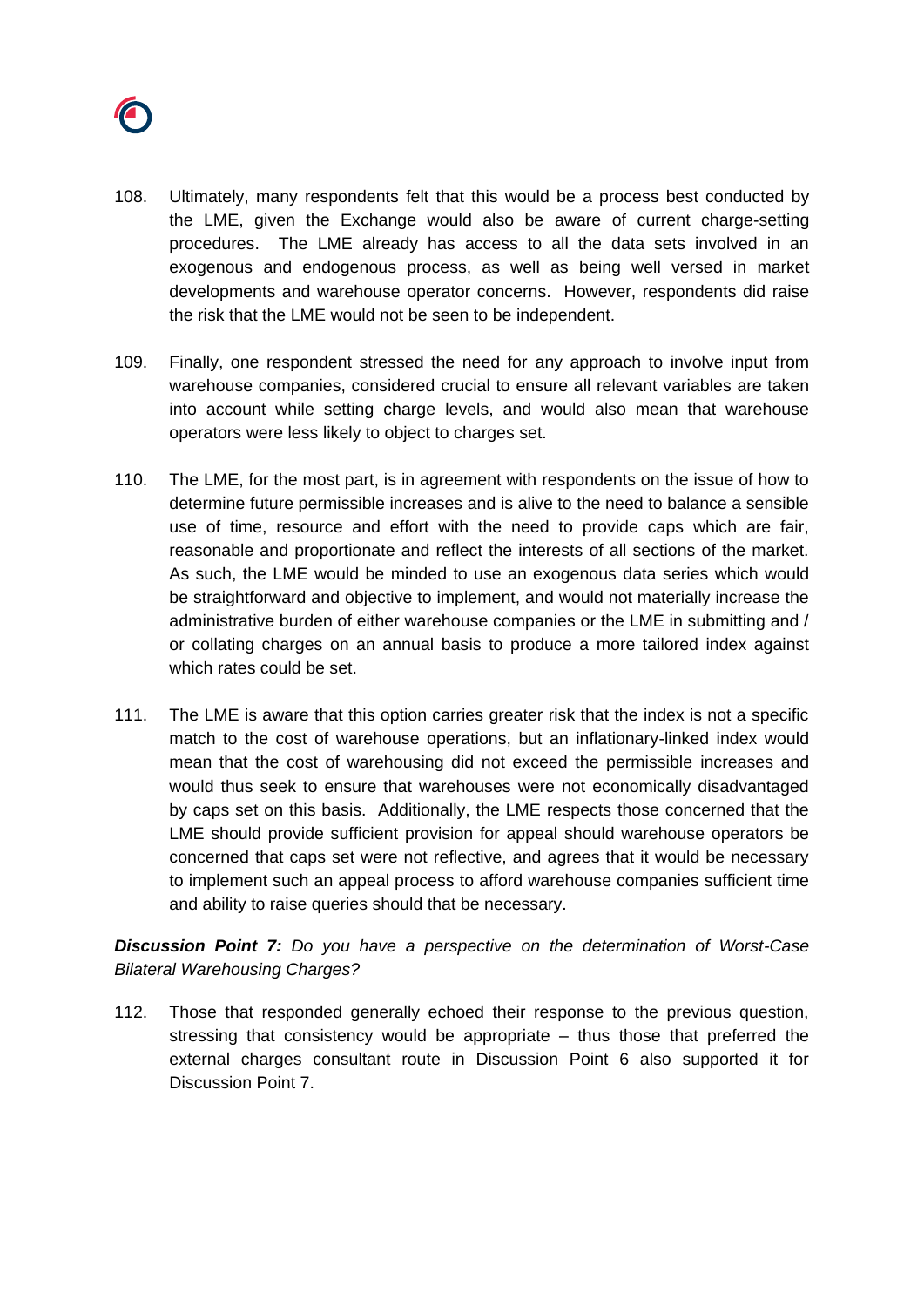108. Ultimately, many respondents felt that this would be a process best conducted by the LME, given the Exchange would also be aware of current charge-setting procedures. The LME already has access to all the data sets involved in an exogenous and endogenous process, as well as being well versed in market developments and warehouse operator concerns. However, respondents did raise the risk that the LME would not be seen to be independent.

109. Finally, one respondent stressed the need for any approach to involve input from warehouse companies, considered crucial to ensure all relevant variables are taken into account while setting charge levels, and would also mean that warehouse operators were less likely to object to charges set.

110. The LME, for the most part, is in agreement with respondents on the issue of how to determine future permissible increases and is alive to the need to balance a sensible use of time, resource and effort with the need to provide caps which are fair, reasonable and proportionate and reflect the interests of all sections of the market. As such, the LME would be minded to use an exogenous data series which would be straightforward and objective to implement, and would not materially increase the administrative burden of either warehouse companies or the LME in submitting and / or collating charges on an annual basis to produce a more tailored index against which rates could be set.

111. The LME is aware that this option carries greater risk that the index is not a specific match to the cost of warehouse operations, but an inflationary-linked index would mean that the cost of warehousing did not exceed the permissible increases and would thus seek to ensure that warehouses were not economically disadvantaged by caps set on this basis. Additionally, the LME respects those concerned that the LME should provide sufficient provision for appeal should warehouse operators be concerned that caps set were not reflective, and agrees that it would be necessary to implement such an appeal process to afford warehouse companies sufficient time and ability to raise queries should that be necessary.

***Discussion Point 7:*** *Do you have a perspective on the determination of Worst-Case Bilateral Warehousing Charges?*

112. Those that responded generally echoed their response to the previous question, stressing that consistency would be appropriate – thus those that preferred the external charges consultant route in Discussion Point 6 also supported it for Discussion Point 7.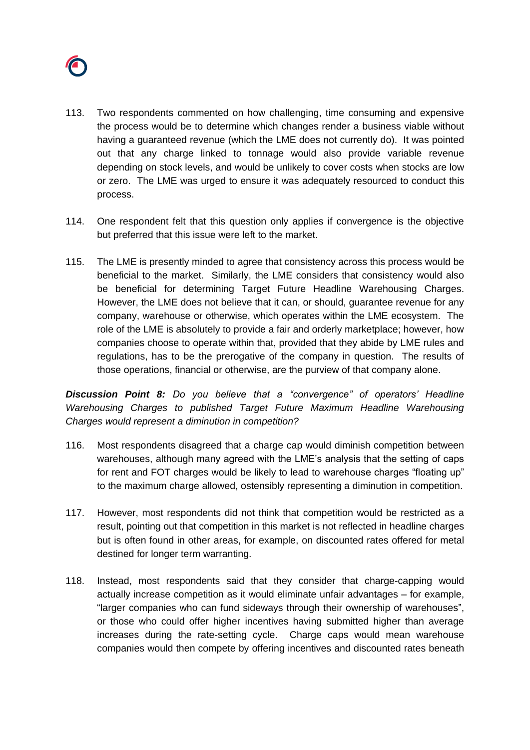113. Two respondents commented on how challenging, time consuming and expensive the process would be to determine which changes render a business viable without having a guaranteed revenue (which the LME does not currently do). It was pointed out that any charge linked to tonnage would also provide variable revenue depending on stock levels, and would be unlikely to cover costs when stocks are low or zero. The LME was urged to ensure it was adequately resourced to conduct this process.

114. One respondent felt that this question only applies if convergence is the objective but preferred that this issue were left to the market.

115. The LME is presently minded to agree that consistency across this process would be beneficial to the market. Similarly, the LME considers that consistency would also be beneficial for determining Target Future Headline Warehousing Charges. However, the LME does not believe that it can, or should, guarantee revenue for any company, warehouse or otherwise, which operates within the LME ecosystem. The role of the LME is absolutely to provide a fair and orderly marketplace; however, how companies choose to operate within that, provided that they abide by LME rules and regulations, has to be the prerogative of the company in question. The results of those operations, financial or otherwise, are the purview of that company alone.

***Discussion Point 8:*** *Do you believe that a "convergence" of operators' Headline Warehousing Charges to published Target Future Maximum Headline Warehousing Charges would represent a diminution in competition?*

116. Most respondents disagreed that a charge cap would diminish competition between warehouses, although many agreed with the LME's analysis that the setting of caps for rent and FOT charges would be likely to lead to warehouse charges "floating up" to the maximum charge allowed, ostensibly representing a diminution in competition.

117. However, most respondents did not think that competition would be restricted as a result, pointing out that competition in this market is not reflected in headline charges but is often found in other areas, for example, on discounted rates offered for metal destined for longer term warranting.

118. Instead, most respondents said that they consider that charge-capping would actually increase competition as it would eliminate unfair advantages – for example, "larger companies who can fund sideways through their ownership of warehouses", or those who could offer higher incentives having submitted higher than average increases during the rate-setting cycle. Charge caps would mean warehouse companies would then compete by offering incentives and discounted rates beneath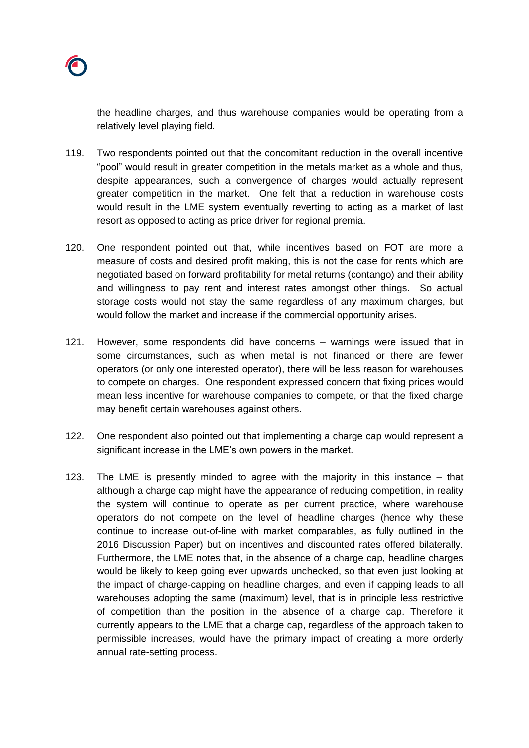the headline charges, and thus warehouse companies would be operating from a relatively level playing field.

119. Two respondents pointed out that the concomitant reduction in the overall incentive "pool" would result in greater competition in the metals market as a whole and thus, despite appearances, such a convergence of charges would actually represent greater competition in the market. One felt that a reduction in warehouse costs would result in the LME system eventually reverting to acting as a market of last resort as opposed to acting as price driver for regional premia.

120. One respondent pointed out that, while incentives based on FOT are more a measure of costs and desired profit making, this is not the case for rents which are negotiated based on forward profitability for metal returns (contango) and their ability and willingness to pay rent and interest rates amongst other things. So actual storage costs would not stay the same regardless of any maximum charges, but would follow the market and increase if the commercial opportunity arises.

121. However, some respondents did have concerns – warnings were issued that in some circumstances, such as when metal is not financed or there are fewer operators (or only one interested operator), there will be less reason for warehouses to compete on charges. One respondent expressed concern that fixing prices would mean less incentive for warehouse companies to compete, or that the fixed charge may benefit certain warehouses against others.

122. One respondent also pointed out that implementing a charge cap would represent a significant increase in the LME's own powers in the market.

123. The LME is presently minded to agree with the majority in this instance – that although a charge cap might have the appearance of reducing competition, in reality the system will continue to operate as per current practice, where warehouse operators do not compete on the level of headline charges (hence why these continue to increase out-of-line with market comparables, as fully outlined in the 2016 Discussion Paper) but on incentives and discounted rates offered bilaterally. Furthermore, the LME notes that, in the absence of a charge cap, headline charges would be likely to keep going ever upwards unchecked, so that even just looking at the impact of charge-capping on headline charges, and even if capping leads to all warehouses adopting the same (maximum) level, that is in principle less restrictive of competition than the position in the absence of a charge cap. Therefore it currently appears to the LME that a charge cap, regardless of the approach taken to permissible increases, would have the primary impact of creating a more orderly annual rate-setting process.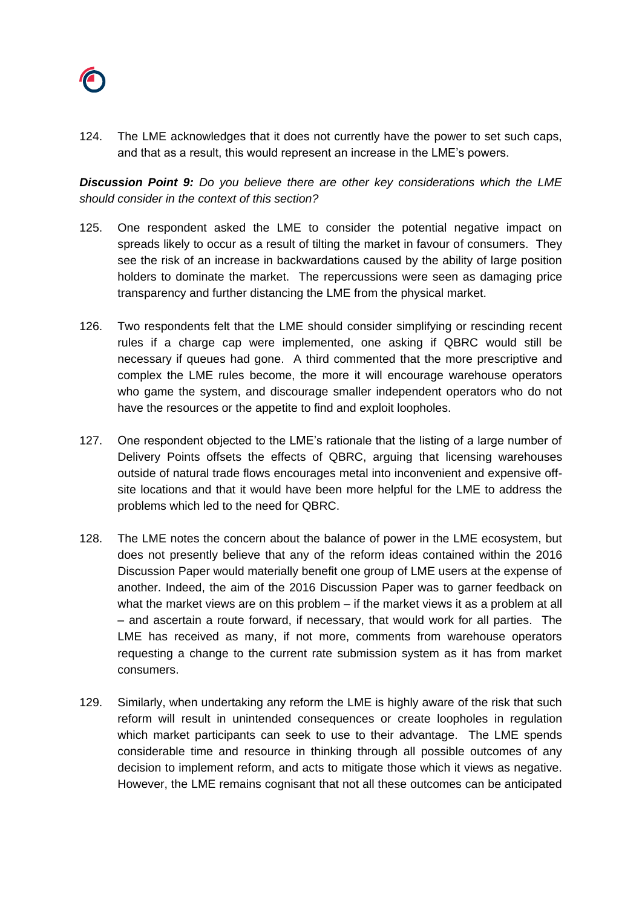124. The LME acknowledges that it does not currently have the power to set such caps, and that as a result, this would represent an increase in the LME's powers.

***Discussion Point 9:*** *Do you believe there are other key considerations which the LME should consider in the context of this section?*

125. One respondent asked the LME to consider the potential negative impact on spreads likely to occur as a result of tilting the market in favour of consumers. They see the risk of an increase in backwardations caused by the ability of large position holders to dominate the market. The repercussions were seen as damaging price transparency and further distancing the LME from the physical market.

126. Two respondents felt that the LME should consider simplifying or rescinding recent rules if a charge cap were implemented, one asking if QBRC would still be necessary if queues had gone. A third commented that the more prescriptive and complex the LME rules become, the more it will encourage warehouse operators who game the system, and discourage smaller independent operators who do not have the resources or the appetite to find and exploit loopholes.

127. One respondent objected to the LME's rationale that the listing of a large number of Delivery Points offsets the effects of QBRC, arguing that licensing warehouses outside of natural trade flows encourages metal into inconvenient and expensive off-site locations and that it would have been more helpful for the LME to address the problems which led to the need for QBRC.

128. The LME notes the concern about the balance of power in the LME ecosystem, but does not presently believe that any of the reform ideas contained within the 2016 Discussion Paper would materially benefit one group of LME users at the expense of another. Indeed, the aim of the 2016 Discussion Paper was to garner feedback on what the market views are on this problem – if the market views it as a problem at all – and ascertain a route forward, if necessary, that would work for all parties. The LME has received as many, if not more, comments from warehouse operators requesting a change to the current rate submission system as it has from market consumers.

129. Similarly, when undertaking any reform the LME is highly aware of the risk that such reform will result in unintended consequences or create loopholes in regulation which market participants can seek to use to their advantage. The LME spends considerable time and resource in thinking through all possible outcomes of any decision to implement reform, and acts to mitigate those which it views as negative. However, the LME remains cognisant that not all these outcomes can be anticipated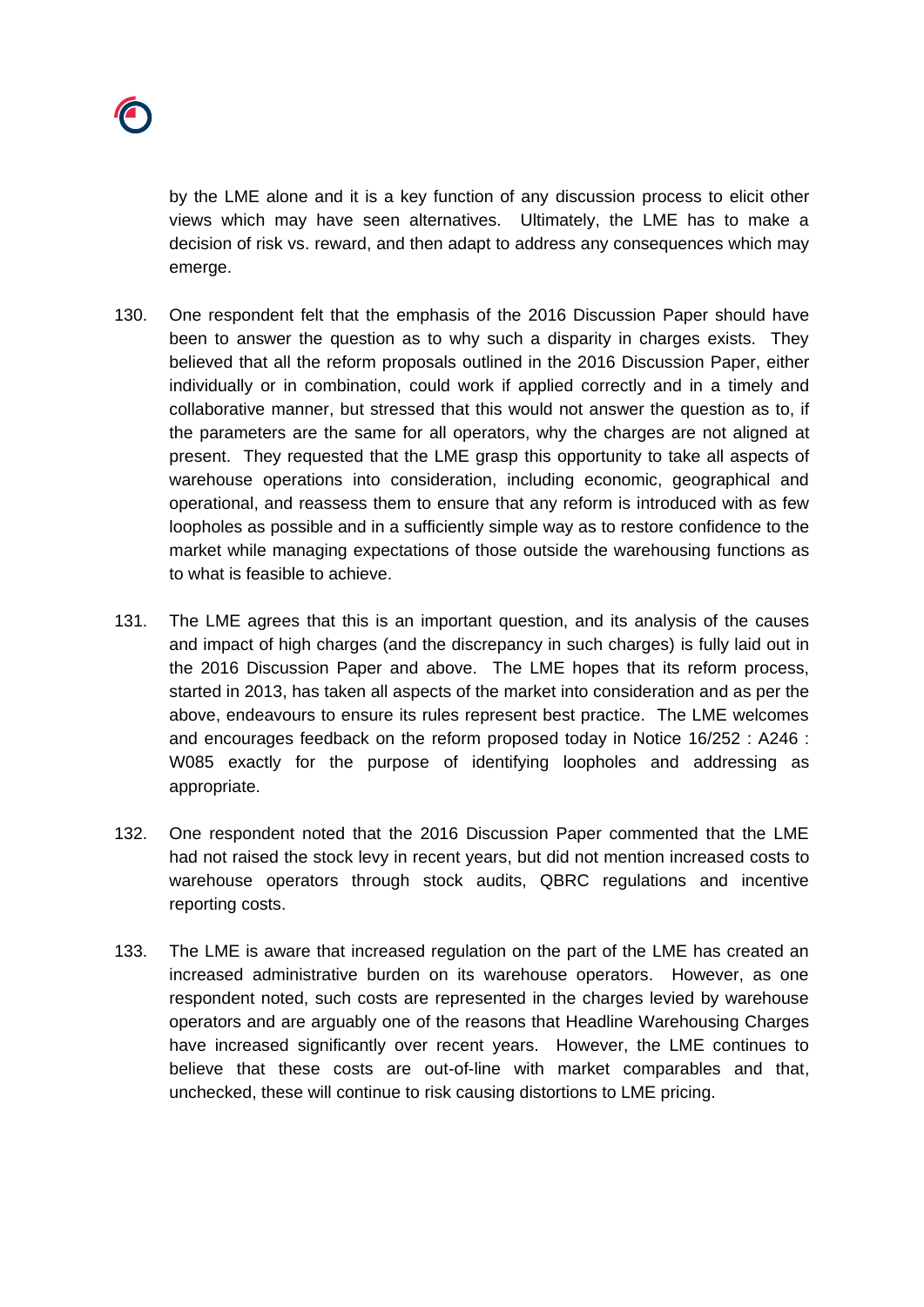by the LME alone and it is a key function of any discussion process to elicit other views which may have seen alternatives. Ultimately, the LME has to make a decision of risk vs. reward, and then adapt to address any consequences which may emerge.

130. One respondent felt that the emphasis of the 2016 Discussion Paper should have been to answer the question as to why such a disparity in charges exists. They believed that all the reform proposals outlined in the 2016 Discussion Paper, either individually or in combination, could work if applied correctly and in a timely and collaborative manner, but stressed that this would not answer the question as to, if the parameters are the same for all operators, why the charges are not aligned at present. They requested that the LME grasp this opportunity to take all aspects of warehouse operations into consideration, including economic, geographical and operational, and reassess them to ensure that any reform is introduced with as few loopholes as possible and in a sufficiently simple way as to restore confidence to the market while managing expectations of those outside the warehousing functions as to what is feasible to achieve.

131. The LME agrees that this is an important question, and its analysis of the causes and impact of high charges (and the discrepancy in such charges) is fully laid out in the 2016 Discussion Paper and above. The LME hopes that its reform process, started in 2013, has taken all aspects of the market into consideration and as per the above, endeavours to ensure its rules represent best practice. The LME welcomes and encourages feedback on the reform proposed today in Notice 16/252 : A246 : W085 exactly for the purpose of identifying loopholes and addressing as appropriate.

132. One respondent noted that the 2016 Discussion Paper commented that the LME had not raised the stock levy in recent years, but did not mention increased costs to warehouse operators through stock audits, QBRC regulations and incentive reporting costs.

133. The LME is aware that increased regulation on the part of the LME has created an increased administrative burden on its warehouse operators. However, as one respondent noted, such costs are represented in the charges levied by warehouse operators and are arguably one of the reasons that Headline Warehousing Charges have increased significantly over recent years. However, the LME continues to believe that these costs are out-of-line with market comparables and that, unchecked, these will continue to risk causing distortions to LME pricing.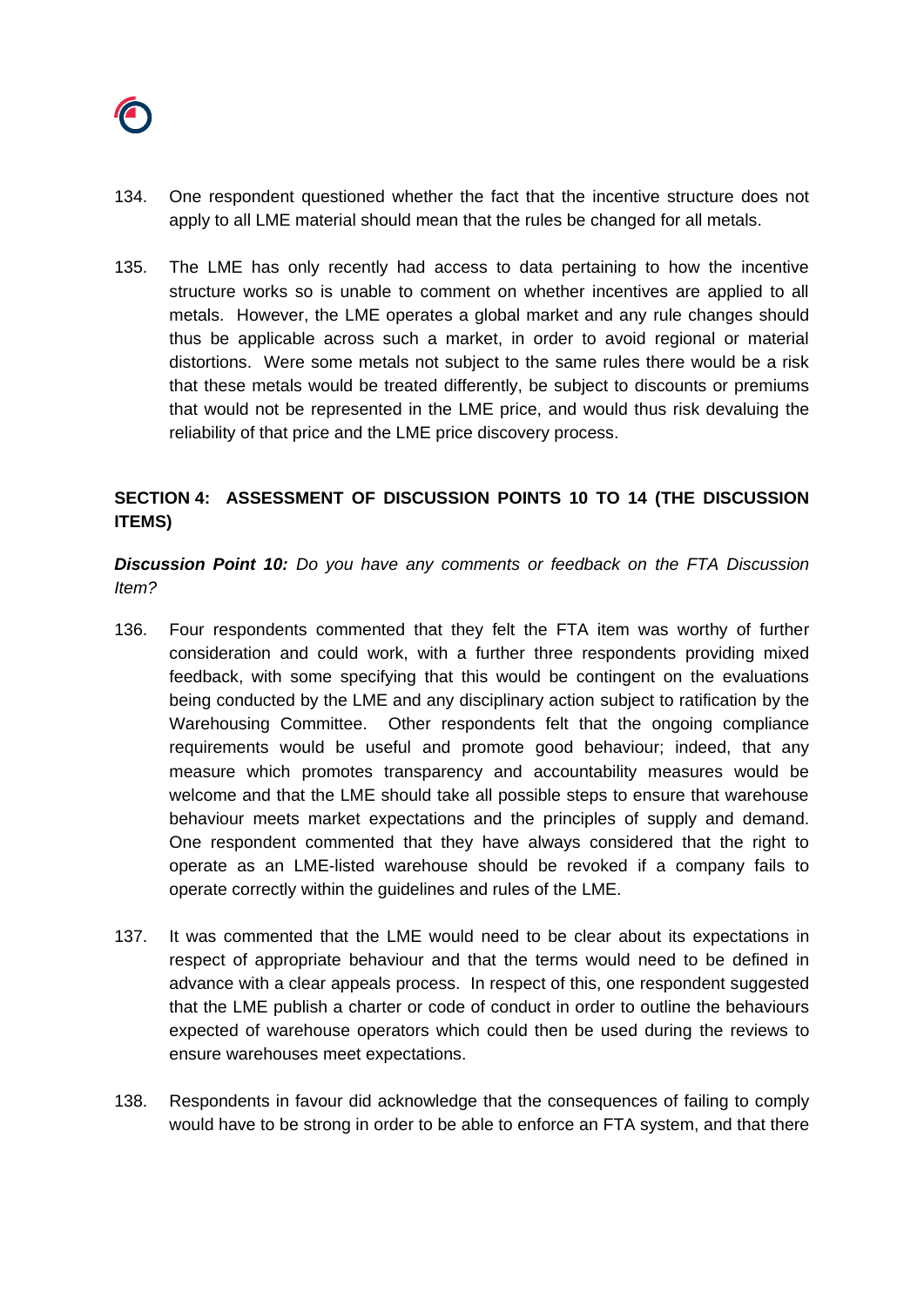134. One respondent questioned whether the fact that the incentive structure does not apply to all LME material should mean that the rules be changed for all metals.

135. The LME has only recently had access to data pertaining to how the incentive structure works so is unable to comment on whether incentives are applied to all metals. However, the LME operates a global market and any rule changes should thus be applicable across such a market, in order to avoid regional or material distortions. Were some metals not subject to the same rules there would be a risk that these metals would be treated differently, be subject to discounts or premiums that would not be represented in the LME price, and would thus risk devaluing the reliability of that price and the LME price discovery process.

## SECTION 4: ASSESSMENT OF DISCUSSION POINTS 10 TO 14 (THE DISCUSSION ITEMS)

***Discussion Point 10:*** *Do you have any comments or feedback on the FTA Discussion Item?*

136. Four respondents commented that they felt the FTA item was worthy of further consideration and could work, with a further three respondents providing mixed feedback, with some specifying that this would be contingent on the evaluations being conducted by the LME and any disciplinary action subject to ratification by the Warehousing Committee. Other respondents felt that the ongoing compliance requirements would be useful and promote good behaviour; indeed, that any measure which promotes transparency and accountability measures would be welcome and that the LME should take all possible steps to ensure that warehouse behaviour meets market expectations and the principles of supply and demand. One respondent commented that they have always considered that the right to operate as an LME-listed warehouse should be revoked if a company fails to operate correctly within the guidelines and rules of the LME.

137. It was commented that the LME would need to be clear about its expectations in respect of appropriate behaviour and that the terms would need to be defined in advance with a clear appeals process. In respect of this, one respondent suggested that the LME publish a charter or code of conduct in order to outline the behaviours expected of warehouse operators which could then be used during the reviews to ensure warehouses meet expectations.

138. Respondents in favour did acknowledge that the consequences of failing to comply would have to be strong in order to be able to enforce an FTA system, and that there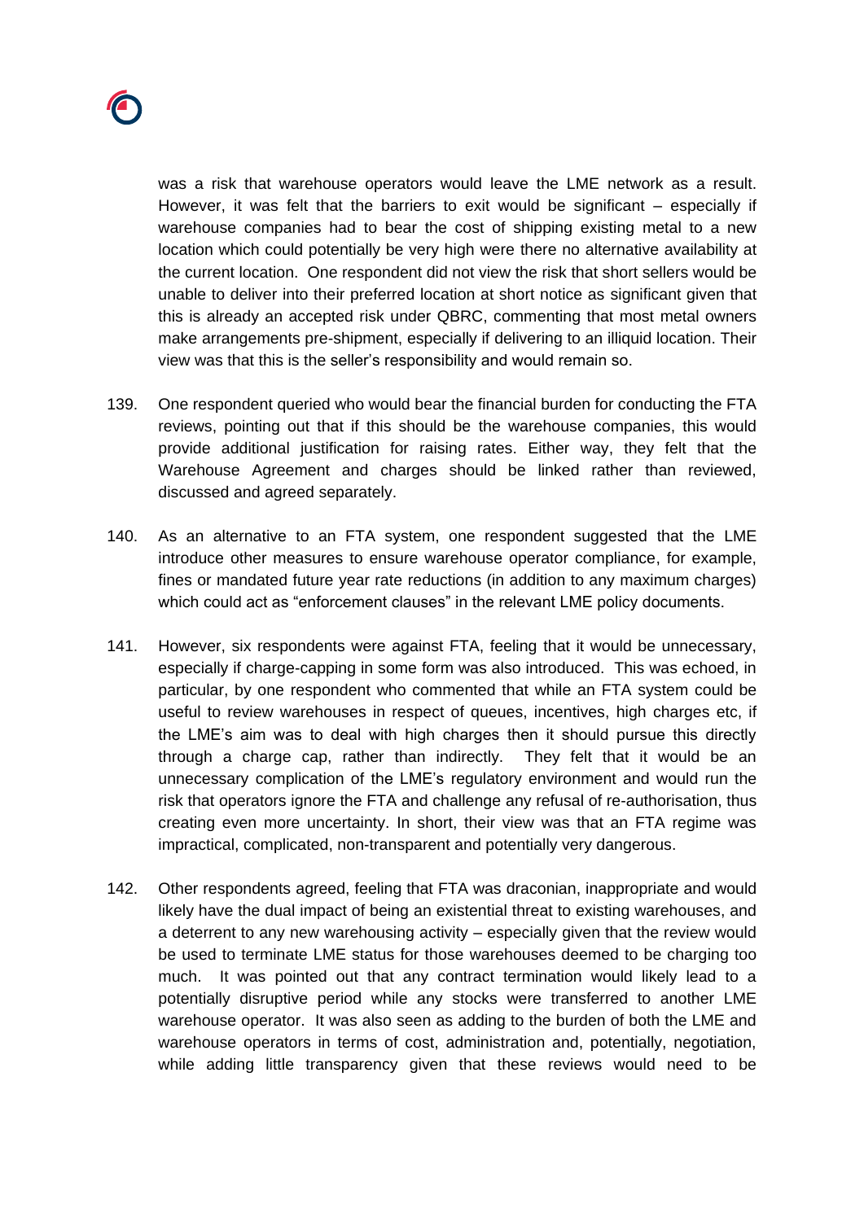was a risk that warehouse operators would leave the LME network as a result. However, it was felt that the barriers to exit would be significant – especially if warehouse companies had to bear the cost of shipping existing metal to a new location which could potentially be very high were there no alternative availability at the current location. One respondent did not view the risk that short sellers would be unable to deliver into their preferred location at short notice as significant given that this is already an accepted risk under QBRC, commenting that most metal owners make arrangements pre-shipment, especially if delivering to an illiquid location. Their view was that this is the seller's responsibility and would remain so.

139. One respondent queried who would bear the financial burden for conducting the FTA reviews, pointing out that if this should be the warehouse companies, this would provide additional justification for raising rates. Either way, they felt that the Warehouse Agreement and charges should be linked rather than reviewed, discussed and agreed separately.

140. As an alternative to an FTA system, one respondent suggested that the LME introduce other measures to ensure warehouse operator compliance, for example, fines or mandated future year rate reductions (in addition to any maximum charges) which could act as "enforcement clauses" in the relevant LME policy documents.

141. However, six respondents were against FTA, feeling that it would be unnecessary, especially if charge-capping in some form was also introduced. This was echoed, in particular, by one respondent who commented that while an FTA system could be useful to review warehouses in respect of queues, incentives, high charges etc, if the LME's aim was to deal with high charges then it should pursue this directly through a charge cap, rather than indirectly. They felt that it would be an unnecessary complication of the LME's regulatory environment and would run the risk that operators ignore the FTA and challenge any refusal of re-authorisation, thus creating even more uncertainty. In short, their view was that an FTA regime was impractical, complicated, non-transparent and potentially very dangerous.

142. Other respondents agreed, feeling that FTA was draconian, inappropriate and would likely have the dual impact of being an existential threat to existing warehouses, and a deterrent to any new warehousing activity – especially given that the review would be used to terminate LME status for those warehouses deemed to be charging too much. It was pointed out that any contract termination would likely lead to a potentially disruptive period while any stocks were transferred to another LME warehouse operator. It was also seen as adding to the burden of both the LME and warehouse operators in terms of cost, administration and, potentially, negotiation, while adding little transparency given that these reviews would need to be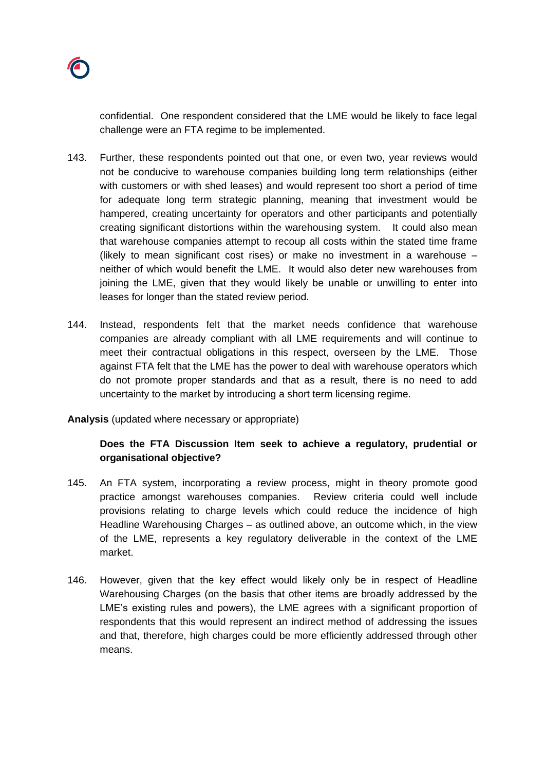confidential. One respondent considered that the LME would be likely to face legal challenge were an FTA regime to be implemented.

143. Further, these respondents pointed out that one, or even two, year reviews would not be conducive to warehouse companies building long term relationships (either with customers or with shed leases) and would represent too short a period of time for adequate long term strategic planning, meaning that investment would be hampered, creating uncertainty for operators and other participants and potentially creating significant distortions within the warehousing system. It could also mean that warehouse companies attempt to recoup all costs within the stated time frame (likely to mean significant cost rises) or make no investment in a warehouse – neither of which would benefit the LME. It would also deter new warehouses from joining the LME, given that they would likely be unable or unwilling to enter into leases for longer than the stated review period.

144. Instead, respondents felt that the market needs confidence that warehouse companies are already compliant with all LME requirements and will continue to meet their contractual obligations in this respect, overseen by the LME. Those against FTA felt that the LME has the power to deal with warehouse operators which do not promote proper standards and that as a result, there is no need to add uncertainty to the market by introducing a short term licensing regime.

**Analysis** (updated where necessary or appropriate)

**Does the FTA Discussion Item seek to achieve a regulatory, prudential or organisational objective?**

145. An FTA system, incorporating a review process, might in theory promote good practice amongst warehouses companies. Review criteria could well include provisions relating to charge levels which could reduce the incidence of high Headline Warehousing Charges – as outlined above, an outcome which, in the view of the LME, represents a key regulatory deliverable in the context of the LME market.

146. However, given that the key effect would likely only be in respect of Headline Warehousing Charges (on the basis that other items are broadly addressed by the LME's existing rules and powers), the LME agrees with a significant proportion of respondents that this would represent an indirect method of addressing the issues and that, therefore, high charges could be more efficiently addressed through other means.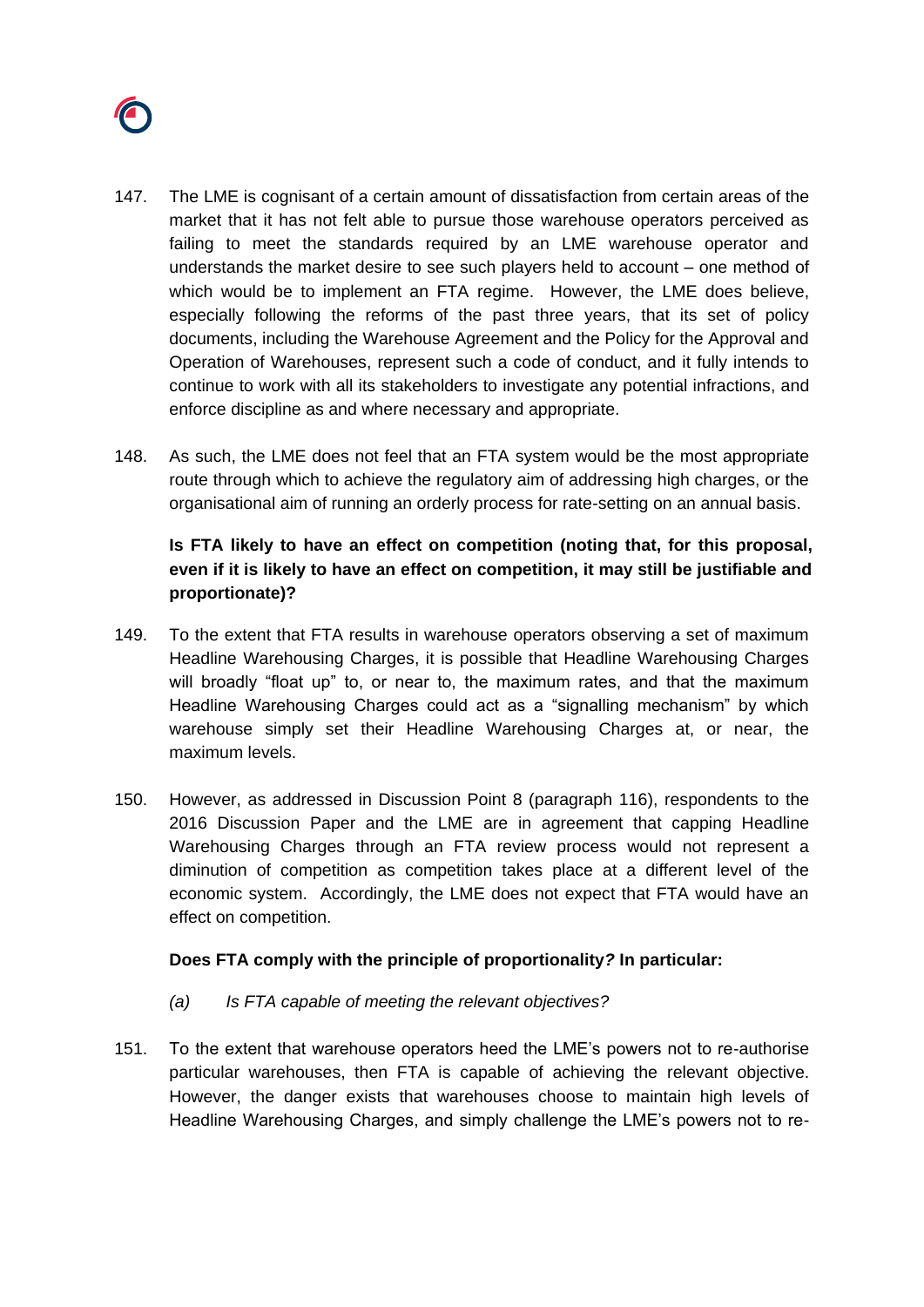147. The LME is cognisant of a certain amount of dissatisfaction from certain areas of the market that it has not felt able to pursue those warehouse operators perceived as failing to meet the standards required by an LME warehouse operator and understands the market desire to see such players held to account – one method of which would be to implement an FTA regime. However, the LME does believe, especially following the reforms of the past three years, that its set of policy documents, including the Warehouse Agreement and the Policy for the Approval and Operation of Warehouses, represent such a code of conduct, and it fully intends to continue to work with all its stakeholders to investigate any potential infractions, and enforce discipline as and where necessary and appropriate.

148. As such, the LME does not feel that an FTA system would be the most appropriate route through which to achieve the regulatory aim of addressing high charges, or the organisational aim of running an orderly process for rate-setting on an annual basis.

**Is FTA likely to have an effect on competition (noting that, for this proposal, even if it is likely to have an effect on competition, it may still be justifiable and proportionate)?**

149. To the extent that FTA results in warehouse operators observing a set of maximum Headline Warehousing Charges, it is possible that Headline Warehousing Charges will broadly "float up" to, or near to, the maximum rates, and that the maximum Headline Warehousing Charges could act as a "signalling mechanism" by which warehouse simply set their Headline Warehousing Charges at, or near, the maximum levels.

150. However, as addressed in Discussion Point 8 (paragraph 116), respondents to the 2016 Discussion Paper and the LME are in agreement that capping Headline Warehousing Charges through an FTA review process would not represent a diminution of competition as competition takes place at a different level of the economic system. Accordingly, the LME does not expect that FTA would have an effect on competition.

**Does FTA comply with the principle of proportionality? In particular:**

*(a) Is FTA capable of meeting the relevant objectives?*

151. To the extent that warehouse operators heed the LME's powers not to re-authorise particular warehouses, then FTA is capable of achieving the relevant objective. However, the danger exists that warehouses choose to maintain high levels of Headline Warehousing Charges, and simply challenge the LME's powers not to re-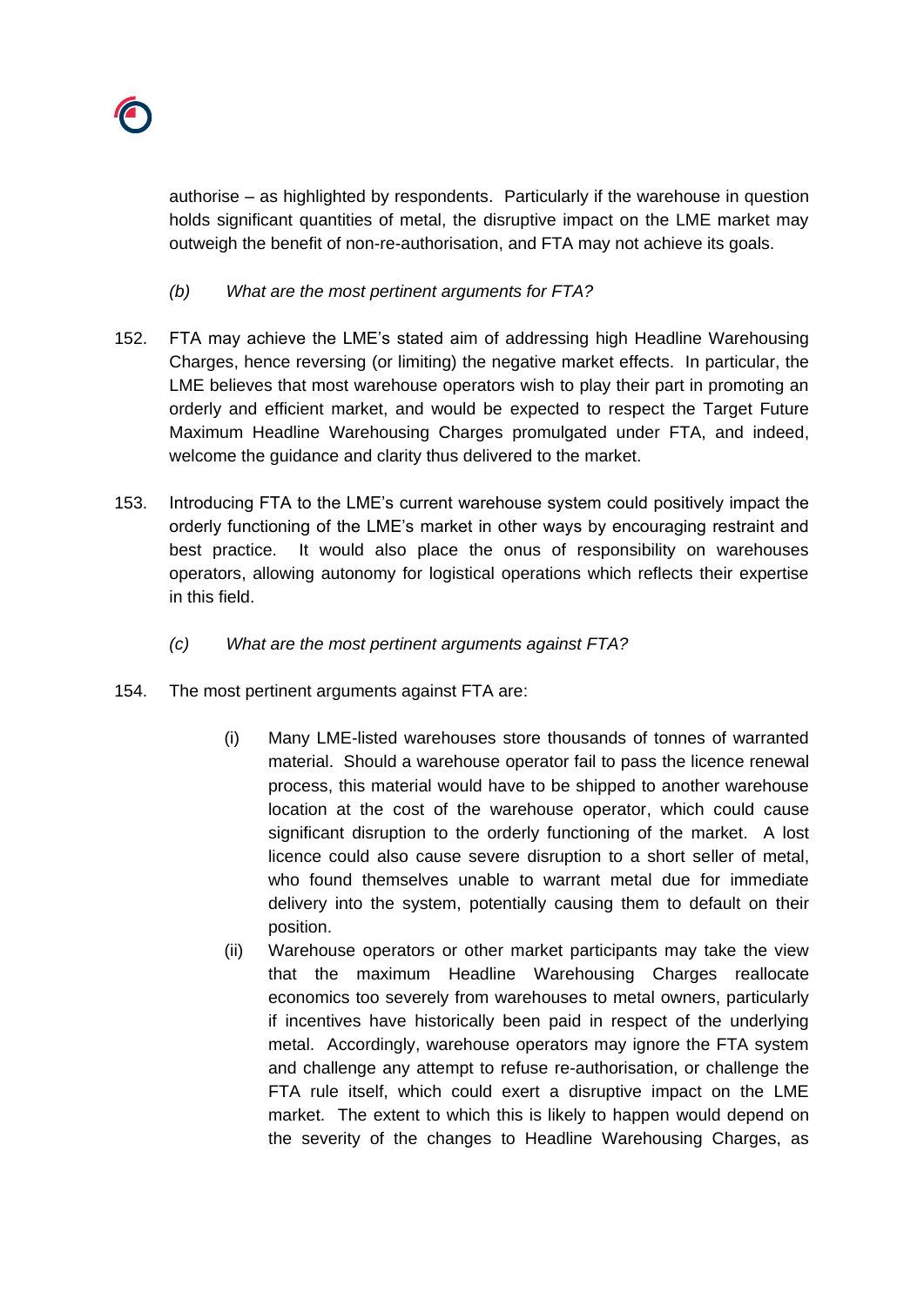authorise – as highlighted by respondents. Particularly if the warehouse in question holds significant quantities of metal, the disruptive impact on the LME market may outweigh the benefit of non-re-authorisation, and FTA may not achieve its goals.

*(b) What are the most pertinent arguments for FTA?*

152. FTA may achieve the LME's stated aim of addressing high Headline Warehousing Charges, hence reversing (or limiting) the negative market effects. In particular, the LME believes that most warehouse operators wish to play their part in promoting an orderly and efficient market, and would be expected to respect the Target Future Maximum Headline Warehousing Charges promulgated under FTA, and indeed, welcome the guidance and clarity thus delivered to the market.

153. Introducing FTA to the LME's current warehouse system could positively impact the orderly functioning of the LME's market in other ways by encouraging restraint and best practice. It would also place the onus of responsibility on warehouses operators, allowing autonomy for logistical operations which reflects their expertise in this field.

*(c) What are the most pertinent arguments against FTA?*

154. The most pertinent arguments against FTA are:

   (i) Many LME-listed warehouses store thousands of tonnes of warranted material. Should a warehouse operator fail to pass the licence renewal process, this material would have to be shipped to another warehouse location at the cost of the warehouse operator, which could cause significant disruption to the orderly functioning of the market. A lost licence could also cause severe disruption to a short seller of metal, who found themselves unable to warrant metal due for immediate delivery into the system, potentially causing them to default on their position.

   (ii) Warehouse operators or other market participants may take the view that the maximum Headline Warehousing Charges reallocate economics too severely from warehouses to metal owners, particularly if incentives have historically been paid in respect of the underlying metal. Accordingly, warehouse operators may ignore the FTA system and challenge any attempt to refuse re-authorisation, or challenge the FTA rule itself, which could exert a disruptive impact on the LME market. The extent to which this is likely to happen would depend on the severity of the changes to Headline Warehousing Charges, as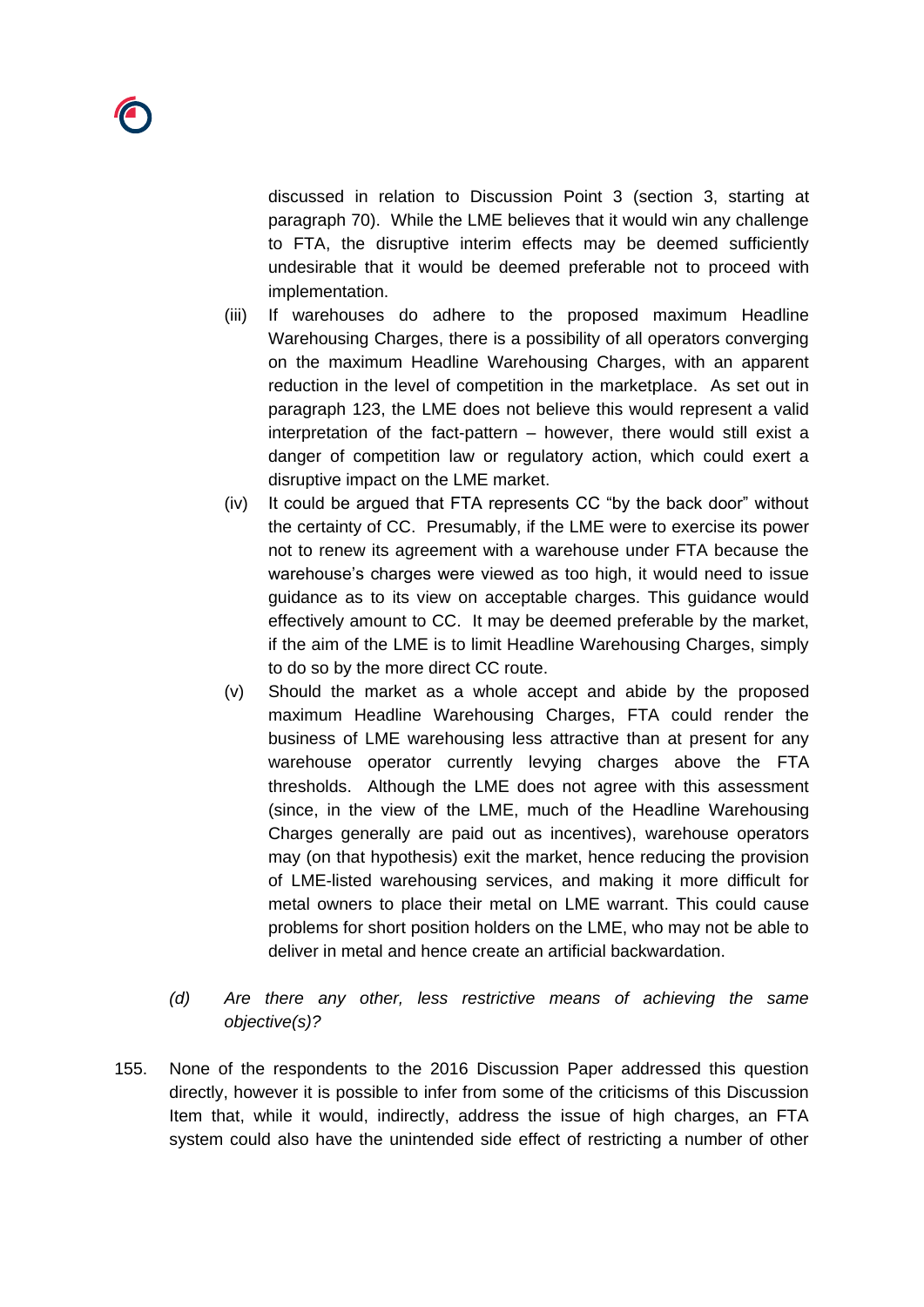discussed in relation to Discussion Point 3 (section 3, starting at paragraph 70). While the LME believes that it would win any challenge to FTA, the disruptive interim effects may be deemed sufficiently undesirable that it would be deemed preferable not to proceed with implementation.

(iii) If warehouses do adhere to the proposed maximum Headline Warehousing Charges, there is a possibility of all operators converging on the maximum Headline Warehousing Charges, with an apparent reduction in the level of competition in the marketplace. As set out in paragraph 123, the LME does not believe this would represent a valid interpretation of the fact-pattern – however, there would still exist a danger of competition law or regulatory action, which could exert a disruptive impact on the LME market.

(iv) It could be argued that FTA represents CC "by the back door" without the certainty of CC. Presumably, if the LME were to exercise its power not to renew its agreement with a warehouse under FTA because the warehouse's charges were viewed as too high, it would need to issue guidance as to its view on acceptable charges. This guidance would effectively amount to CC. It may be deemed preferable by the market, if the aim of the LME is to limit Headline Warehousing Charges, simply to do so by the more direct CC route.

(v) Should the market as a whole accept and abide by the proposed maximum Headline Warehousing Charges, FTA could render the business of LME warehousing less attractive than at present for any warehouse operator currently levying charges above the FTA thresholds. Although the LME does not agree with this assessment (since, in the view of the LME, much of the Headline Warehousing Charges generally are paid out as incentives), warehouse operators may (on that hypothesis) exit the market, hence reducing the provision of LME-listed warehousing services, and making it more difficult for metal owners to place their metal on LME warrant. This could cause problems for short position holders on the LME, who may not be able to deliver in metal and hence create an artificial backwardation.

*(d) Are there any other, less restrictive means of achieving the same objective(s)?*

155. None of the respondents to the 2016 Discussion Paper addressed this question directly, however it is possible to infer from some of the criticisms of this Discussion Item that, while it would, indirectly, address the issue of high charges, an FTA system could also have the unintended side effect of restricting a number of other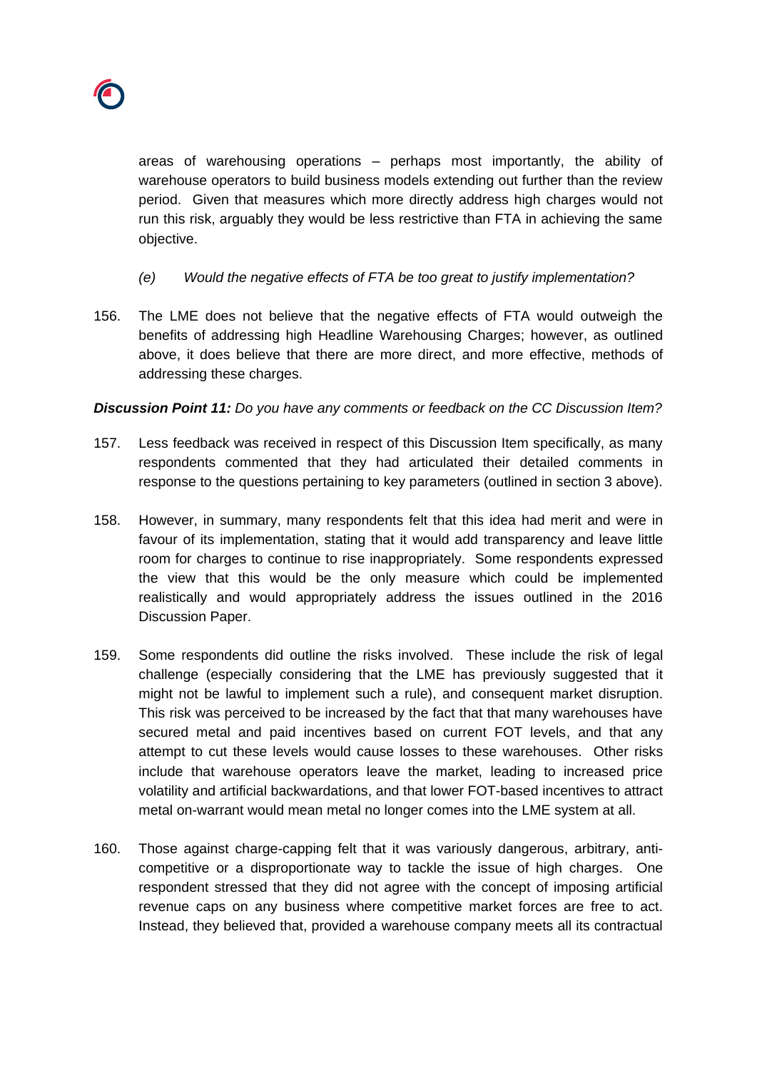areas of warehousing operations – perhaps most importantly, the ability of warehouse operators to build business models extending out further than the review period. Given that measures which more directly address high charges would not run this risk, arguably they would be less restrictive than FTA in achieving the same objective.

*(e) Would the negative effects of FTA be too great to justify implementation?*

156. The LME does not believe that the negative effects of FTA would outweigh the benefits of addressing high Headline Warehousing Charges; however, as outlined above, it does believe that there are more direct, and more effective, methods of addressing these charges.

***Discussion Point 11:*** *Do you have any comments or feedback on the CC Discussion Item?*

157. Less feedback was received in respect of this Discussion Item specifically, as many respondents commented that they had articulated their detailed comments in response to the questions pertaining to key parameters (outlined in section 3 above).

158. However, in summary, many respondents felt that this idea had merit and were in favour of its implementation, stating that it would add transparency and leave little room for charges to continue to rise inappropriately. Some respondents expressed the view that this would be the only measure which could be implemented realistically and would appropriately address the issues outlined in the 2016 Discussion Paper.

159. Some respondents did outline the risks involved. These include the risk of legal challenge (especially considering that the LME has previously suggested that it might not be lawful to implement such a rule), and consequent market disruption. This risk was perceived to be increased by the fact that that many warehouses have secured metal and paid incentives based on current FOT levels, and that any attempt to cut these levels would cause losses to these warehouses. Other risks include that warehouse operators leave the market, leading to increased price volatility and artificial backwardations, and that lower FOT-based incentives to attract metal on-warrant would mean metal no longer comes into the LME system at all.

160. Those against charge-capping felt that it was variously dangerous, arbitrary, anti-competitive or a disproportionate way to tackle the issue of high charges. One respondent stressed that they did not agree with the concept of imposing artificial revenue caps on any business where competitive market forces are free to act. Instead, they believed that, provided a warehouse company meets all its contractual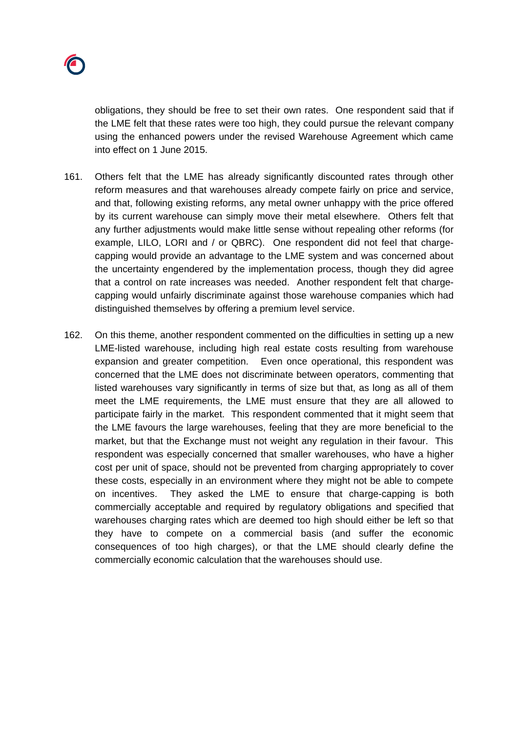obligations, they should be free to set their own rates. One respondent said that if the LME felt that these rates were too high, they could pursue the relevant company using the enhanced powers under the revised Warehouse Agreement which came into effect on 1 June 2015.

161. Others felt that the LME has already significantly discounted rates through other reform measures and that warehouses already compete fairly on price and service, and that, following existing reforms, any metal owner unhappy with the price offered by its current warehouse can simply move their metal elsewhere. Others felt that any further adjustments would make little sense without repealing other reforms (for example, LILO, LORI and / or QBRC). One respondent did not feel that charge-capping would provide an advantage to the LME system and was concerned about the uncertainty engendered by the implementation process, though they did agree that a control on rate increases was needed. Another respondent felt that charge-capping would unfairly discriminate against those warehouse companies which had distinguished themselves by offering a premium level service.

162. On this theme, another respondent commented on the difficulties in setting up a new LME-listed warehouse, including high real estate costs resulting from warehouse expansion and greater competition. Even once operational, this respondent was concerned that the LME does not discriminate between operators, commenting that listed warehouses vary significantly in terms of size but that, as long as all of them meet the LME requirements, the LME must ensure that they are all allowed to participate fairly in the market. This respondent commented that it might seem that the LME favours the large warehouses, feeling that they are more beneficial to the market, but that the Exchange must not weight any regulation in their favour. This respondent was especially concerned that smaller warehouses, who have a higher cost per unit of space, should not be prevented from charging appropriately to cover these costs, especially in an environment where they might not be able to compete on incentives. They asked the LME to ensure that charge-capping is both commercially acceptable and required by regulatory obligations and specified that warehouses charging rates which are deemed too high should either be left so that they have to compete on a commercial basis (and suffer the economic consequences of too high charges), or that the LME should clearly define the commercially economic calculation that the warehouses should use.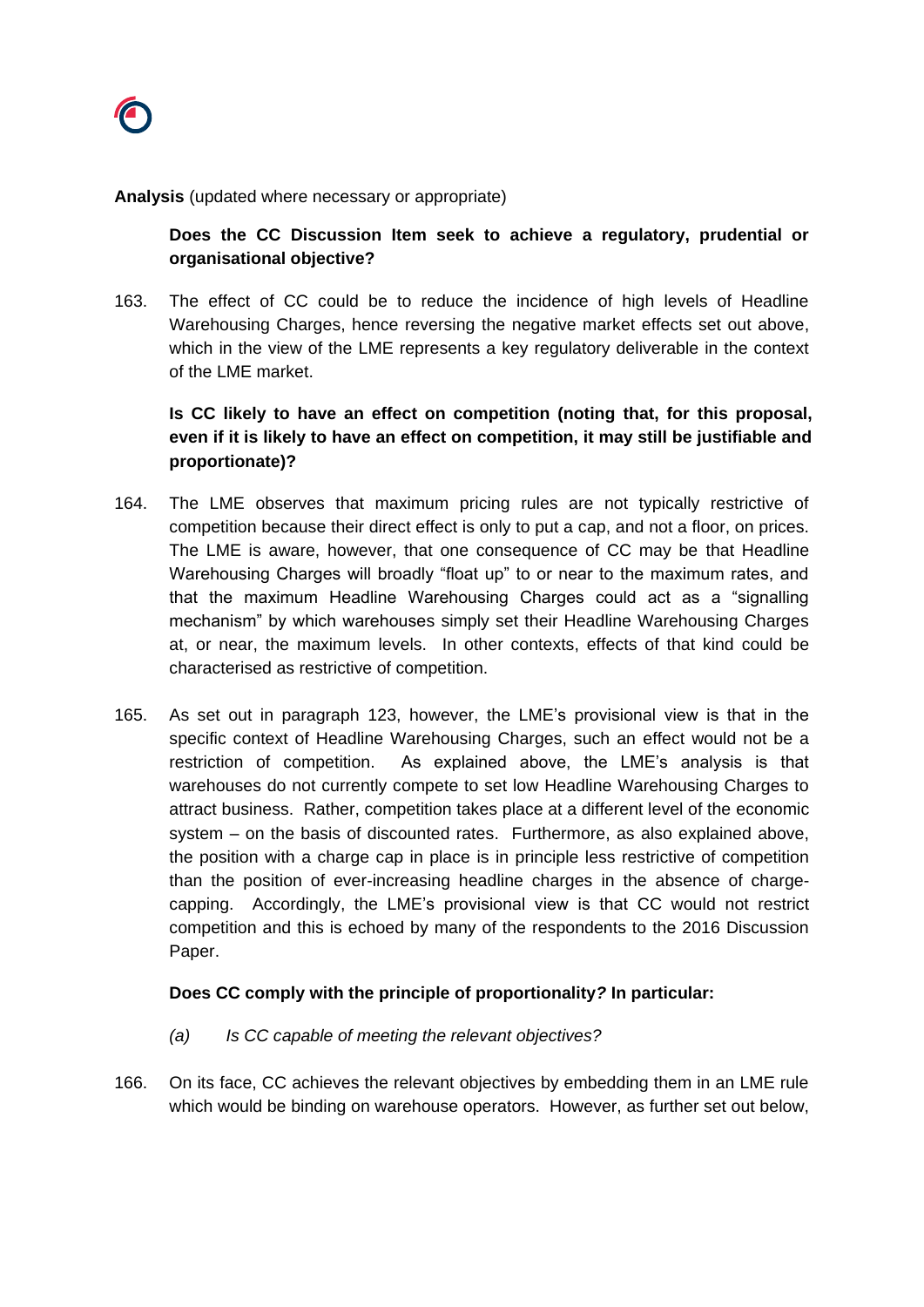**Analysis** (updated where necessary or appropriate)

**Does the CC Discussion Item seek to achieve a regulatory, prudential or organisational objective?**

163. The effect of CC could be to reduce the incidence of high levels of Headline Warehousing Charges, hence reversing the negative market effects set out above, which in the view of the LME represents a key regulatory deliverable in the context of the LME market.

**Is CC likely to have an effect on competition (noting that, for this proposal, even if it is likely to have an effect on competition, it may still be justifiable and proportionate)?**

164. The LME observes that maximum pricing rules are not typically restrictive of competition because their direct effect is only to put a cap, and not a floor, on prices. The LME is aware, however, that one consequence of CC may be that Headline Warehousing Charges will broadly "float up" to or near to the maximum rates, and that the maximum Headline Warehousing Charges could act as a "signalling mechanism" by which warehouses simply set their Headline Warehousing Charges at, or near, the maximum levels. In other contexts, effects of that kind could be characterised as restrictive of competition.

165. As set out in paragraph 123, however, the LME's provisional view is that in the specific context of Headline Warehousing Charges, such an effect would not be a restriction of competition. As explained above, the LME's analysis is that warehouses do not currently compete to set low Headline Warehousing Charges to attract business. Rather, competition takes place at a different level of the economic system – on the basis of discounted rates. Furthermore, as also explained above, the position with a charge cap in place is in principle less restrictive of competition than the position of ever-increasing headline charges in the absence of charge-capping. Accordingly, the LME's provisional view is that CC would not restrict competition and this is echoed by many of the respondents to the 2016 Discussion Paper.

**Does CC comply with the principle of proportionality*?* In particular:**

(a) *Is CC capable of meeting the relevant objectives?*

166. On its face, CC achieves the relevant objectives by embedding them in an LME rule which would be binding on warehouse operators. However, as further set out below,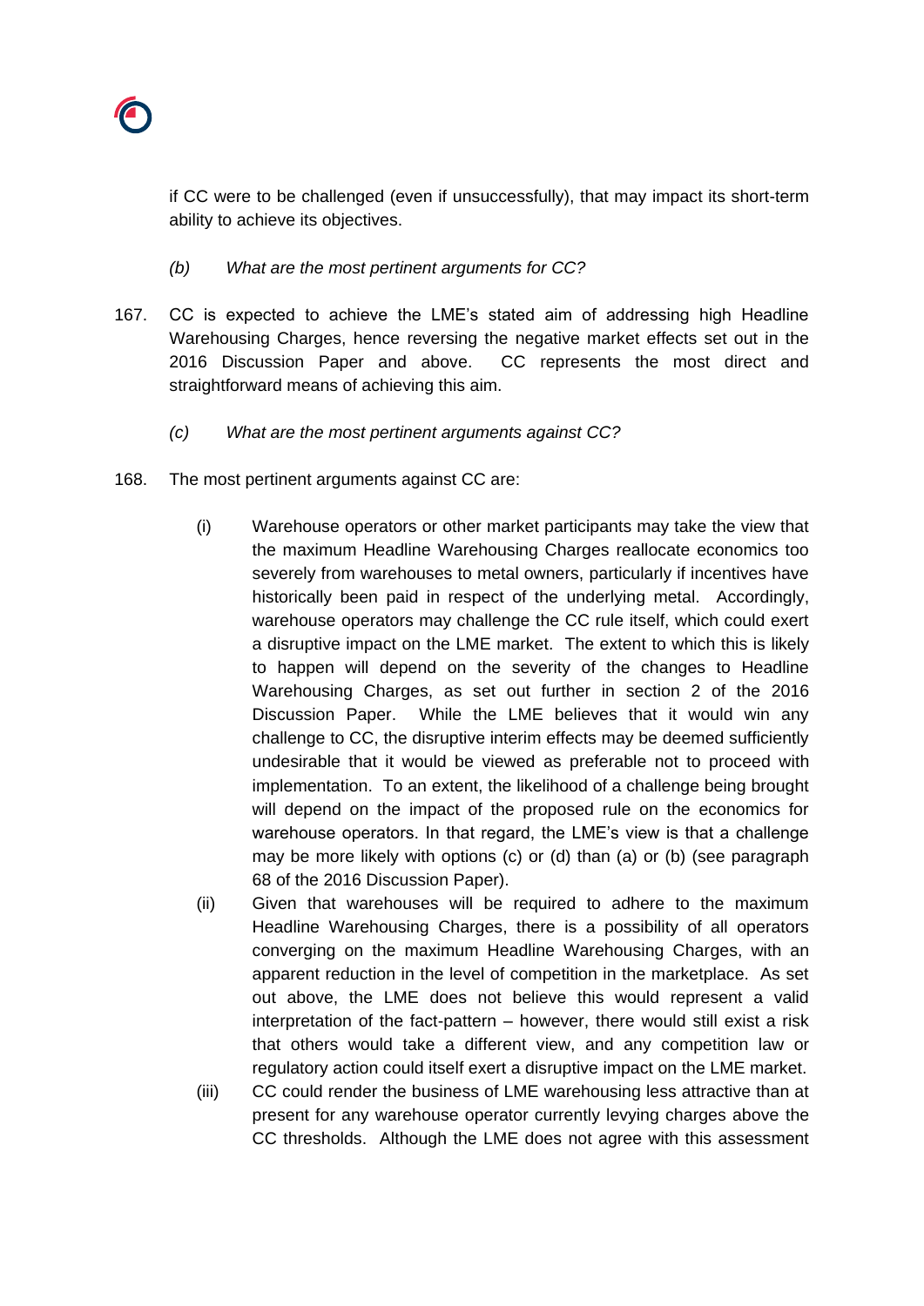if CC were to be challenged (even if unsuccessfully), that may impact its short-term ability to achieve its objectives.

*(b) What are the most pertinent arguments for CC?*

167. CC is expected to achieve the LME's stated aim of addressing high Headline Warehousing Charges, hence reversing the negative market effects set out in the 2016 Discussion Paper and above. CC represents the most direct and straightforward means of achieving this aim.

*(c) What are the most pertinent arguments against CC?*

168. The most pertinent arguments against CC are:

   (i) Warehouse operators or other market participants may take the view that the maximum Headline Warehousing Charges reallocate economics too severely from warehouses to metal owners, particularly if incentives have historically been paid in respect of the underlying metal. Accordingly, warehouse operators may challenge the CC rule itself, which could exert a disruptive impact on the LME market. The extent to which this is likely to happen will depend on the severity of the changes to Headline Warehousing Charges, as set out further in section 2 of the 2016 Discussion Paper. While the LME believes that it would win any challenge to CC, the disruptive interim effects may be deemed sufficiently undesirable that it would be viewed as preferable not to proceed with implementation. To an extent, the likelihood of a challenge being brought will depend on the impact of the proposed rule on the economics for warehouse operators. In that regard, the LME's view is that a challenge may be more likely with options (c) or (d) than (a) or (b) (see paragraph 68 of the 2016 Discussion Paper).

   (ii) Given that warehouses will be required to adhere to the maximum Headline Warehousing Charges, there is a possibility of all operators converging on the maximum Headline Warehousing Charges, with an apparent reduction in the level of competition in the marketplace. As set out above, the LME does not believe this would represent a valid interpretation of the fact-pattern – however, there would still exist a risk that others would take a different view, and any competition law or regulatory action could itself exert a disruptive impact on the LME market.

   (iii) CC could render the business of LME warehousing less attractive than at present for any warehouse operator currently levying charges above the CC thresholds. Although the LME does not agree with this assessment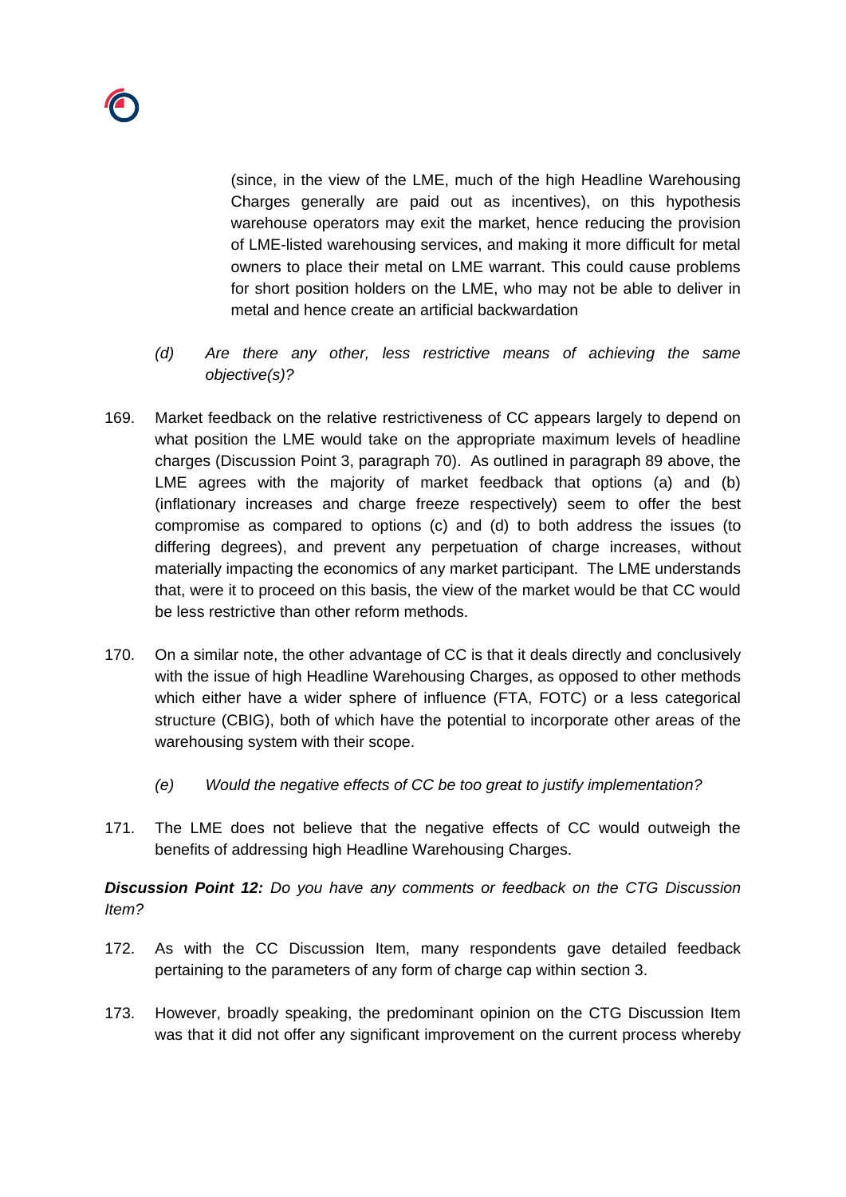(since, in the view of the LME, much of the high Headline Warehousing Charges generally are paid out as incentives), on this hypothesis warehouse operators may exit the market, hence reducing the provision of LME-listed warehousing services, and making it more difficult for metal owners to place their metal on LME warrant. This could cause problems for short position holders on the LME, who may not be able to deliver in metal and hence create an artificial backwardation

*(d) Are there any other, less restrictive means of achieving the same objective(s)?*

169. Market feedback on the relative restrictiveness of CC appears largely to depend on what position the LME would take on the appropriate maximum levels of headline charges (Discussion Point 3, paragraph 70). As outlined in paragraph 89 above, the LME agrees with the majority of market feedback that options (a) and (b) (inflationary increases and charge freeze respectively) seem to offer the best compromise as compared to options (c) and (d) to both address the issues (to differing degrees), and prevent any perpetuation of charge increases, without materially impacting the economics of any market participant. The LME understands that, were it to proceed on this basis, the view of the market would be that CC would be less restrictive than other reform methods.

170. On a similar note, the other advantage of CC is that it deals directly and conclusively with the issue of high Headline Warehousing Charges, as opposed to other methods which either have a wider sphere of influence (FTA, FOTC) or a less categorical structure (CBIG), both of which have the potential to incorporate other areas of the warehousing system with their scope.

*(e) Would the negative effects of CC be too great to justify implementation?*

171. The LME does not believe that the negative effects of CC would outweigh the benefits of addressing high Headline Warehousing Charges.

***Discussion Point 12:*** *Do you have any comments or feedback on the CTG Discussion Item?*

172. As with the CC Discussion Item, many respondents gave detailed feedback pertaining to the parameters of any form of charge cap within section 3.

173. However, broadly speaking, the predominant opinion on the CTG Discussion Item was that it did not offer any significant improvement on the current process whereby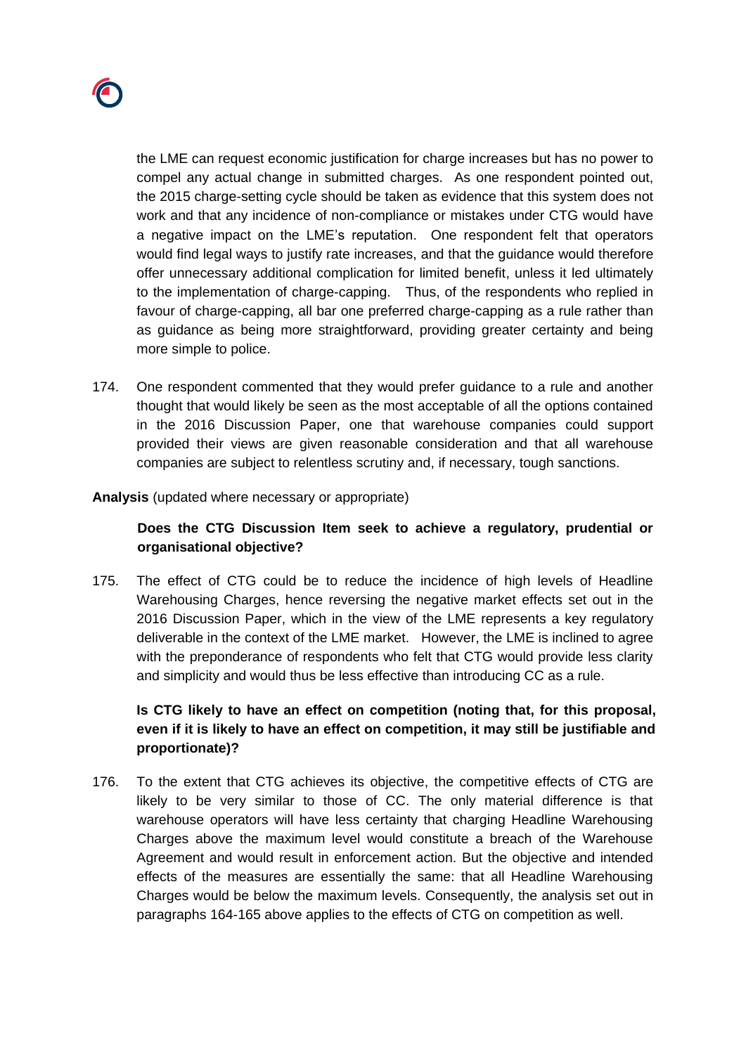the LME can request economic justification for charge increases but has no power to compel any actual change in submitted charges. As one respondent pointed out, the 2015 charge-setting cycle should be taken as evidence that this system does not work and that any incidence of non-compliance or mistakes under CTG would have a negative impact on the LME's reputation. One respondent felt that operators would find legal ways to justify rate increases, and that the guidance would therefore offer unnecessary additional complication for limited benefit, unless it led ultimately to the implementation of charge-capping. Thus, of the respondents who replied in favour of charge-capping, all bar one preferred charge-capping as a rule rather than as guidance as being more straightforward, providing greater certainty and being more simple to police.

174. One respondent commented that they would prefer guidance to a rule and another thought that would likely be seen as the most acceptable of all the options contained in the 2016 Discussion Paper, one that warehouse companies could support provided their views are given reasonable consideration and that all warehouse companies are subject to relentless scrutiny and, if necessary, tough sanctions.

**Analysis** (updated where necessary or appropriate)

**Does the CTG Discussion Item seek to achieve a regulatory, prudential or organisational objective?**

175. The effect of CTG could be to reduce the incidence of high levels of Headline Warehousing Charges, hence reversing the negative market effects set out in the 2016 Discussion Paper, which in the view of the LME represents a key regulatory deliverable in the context of the LME market. However, the LME is inclined to agree with the preponderance of respondents who felt that CTG would provide less clarity and simplicity and would thus be less effective than introducing CC as a rule.

**Is CTG likely to have an effect on competition (noting that, for this proposal, even if it is likely to have an effect on competition, it may still be justifiable and proportionate)?**

176. To the extent that CTG achieves its objective, the competitive effects of CTG are likely to be very similar to those of CC. The only material difference is that warehouse operators will have less certainty that charging Headline Warehousing Charges above the maximum level would constitute a breach of the Warehouse Agreement and would result in enforcement action. But the objective and intended effects of the measures are essentially the same: that all Headline Warehousing Charges would be below the maximum levels. Consequently, the analysis set out in paragraphs 164-165 above applies to the effects of CTG on competition as well.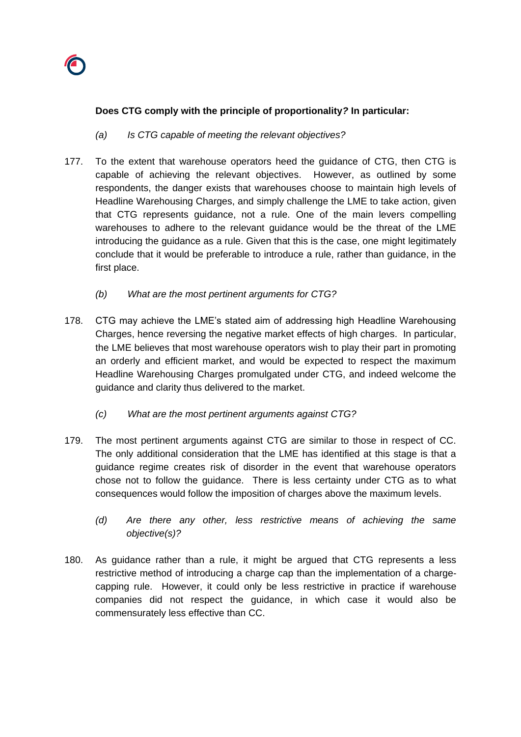**Does CTG comply with the principle of proportionality? In particular:**

*(a) Is CTG capable of meeting the relevant objectives?*

177. To the extent that warehouse operators heed the guidance of CTG, then CTG is capable of achieving the relevant objectives. However, as outlined by some respondents, the danger exists that warehouses choose to maintain high levels of Headline Warehousing Charges, and simply challenge the LME to take action, given that CTG represents guidance, not a rule. One of the main levers compelling warehouses to adhere to the relevant guidance would be the threat of the LME introducing the guidance as a rule. Given that this is the case, one might legitimately conclude that it would be preferable to introduce a rule, rather than guidance, in the first place.

*(b) What are the most pertinent arguments for CTG?*

178. CTG may achieve the LME's stated aim of addressing high Headline Warehousing Charges, hence reversing the negative market effects of high charges. In particular, the LME believes that most warehouse operators wish to play their part in promoting an orderly and efficient market, and would be expected to respect the maximum Headline Warehousing Charges promulgated under CTG, and indeed welcome the guidance and clarity thus delivered to the market.

*(c) What are the most pertinent arguments against CTG?*

179. The most pertinent arguments against CTG are similar to those in respect of CC. The only additional consideration that the LME has identified at this stage is that a guidance regime creates risk of disorder in the event that warehouse operators chose not to follow the guidance. There is less certainty under CTG as to what consequences would follow the imposition of charges above the maximum levels.

*(d) Are there any other, less restrictive means of achieving the same objective(s)?*

180. As guidance rather than a rule, it might be argued that CTG represents a less restrictive method of introducing a charge cap than the implementation of a charge-capping rule. However, it could only be less restrictive in practice if warehouse companies did not respect the guidance, in which case it would also be commensurately less effective than CC.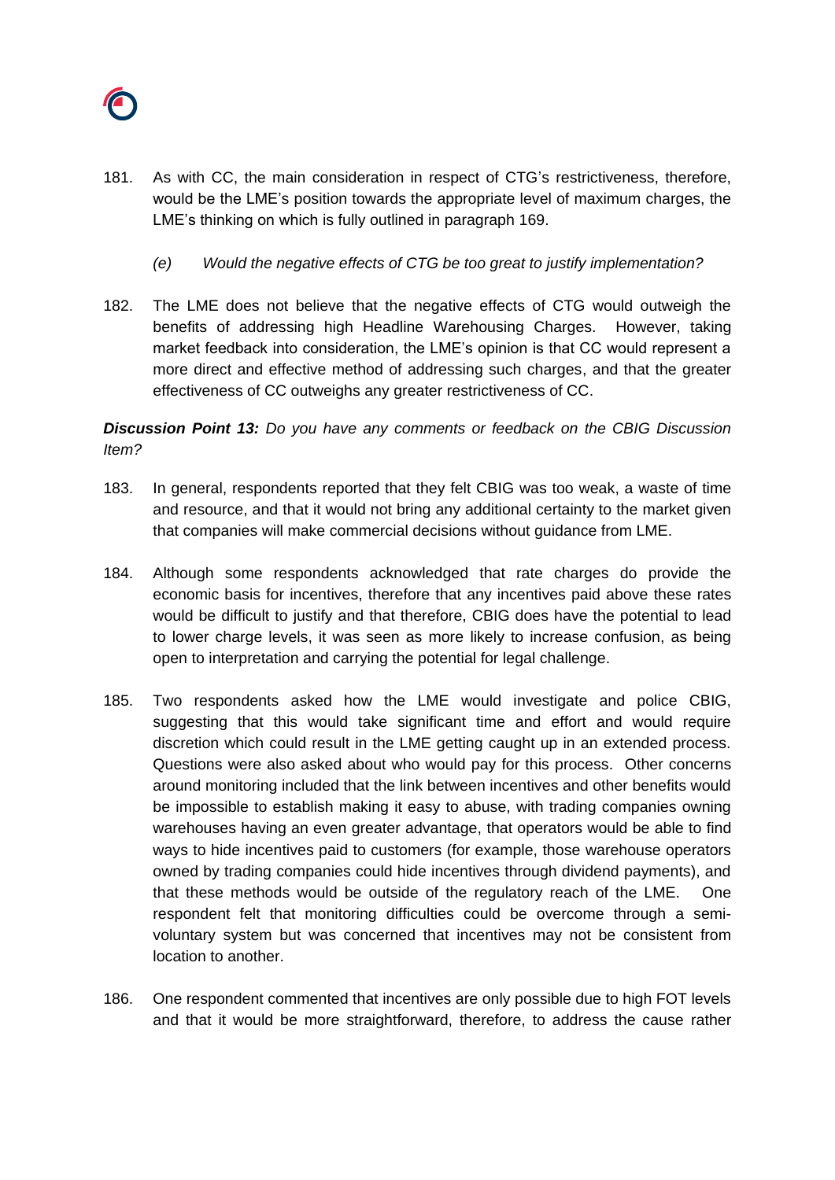181. As with CC, the main consideration in respect of CTG's restrictiveness, therefore, would be the LME's position towards the appropriate level of maximum charges, the LME's thinking on which is fully outlined in paragraph 169.

    *(e) Would the negative effects of CTG be too great to justify implementation?*

182. The LME does not believe that the negative effects of CTG would outweigh the benefits of addressing high Headline Warehousing Charges. However, taking market feedback into consideration, the LME's opinion is that CC would represent a more direct and effective method of addressing such charges, and that the greater effectiveness of CC outweighs any greater restrictiveness of CC.

***Discussion Point 13:*** *Do you have any comments or feedback on the CBIG Discussion Item?*

183. In general, respondents reported that they felt CBIG was too weak, a waste of time and resource, and that it would not bring any additional certainty to the market given that companies will make commercial decisions without guidance from LME.

184. Although some respondents acknowledged that rate charges do provide the economic basis for incentives, therefore that any incentives paid above these rates would be difficult to justify and that therefore, CBIG does have the potential to lead to lower charge levels, it was seen as more likely to increase confusion, as being open to interpretation and carrying the potential for legal challenge.

185. Two respondents asked how the LME would investigate and police CBIG, suggesting that this would take significant time and effort and would require discretion which could result in the LME getting caught up in an extended process. Questions were also asked about who would pay for this process. Other concerns around monitoring included that the link between incentives and other benefits would be impossible to establish making it easy to abuse, with trading companies owning warehouses having an even greater advantage, that operators would be able to find ways to hide incentives paid to customers (for example, those warehouse operators owned by trading companies could hide incentives through dividend payments), and that these methods would be outside of the regulatory reach of the LME. One respondent felt that monitoring difficulties could be overcome through a semi-voluntary system but was concerned that incentives may not be consistent from location to another.

186. One respondent commented that incentives are only possible due to high FOT levels and that it would be more straightforward, therefore, to address the cause rather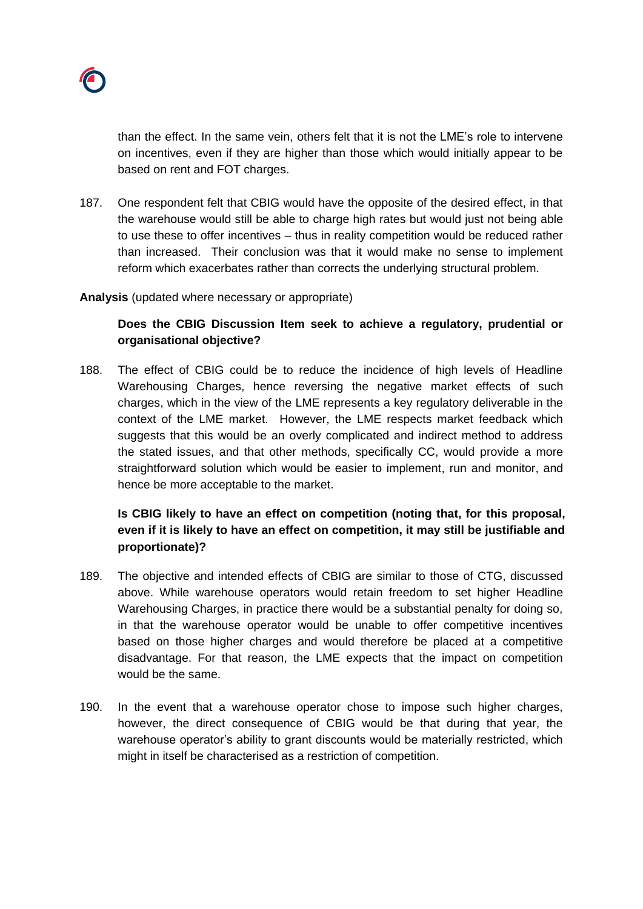than the effect. In the same vein, others felt that it is not the LME's role to intervene on incentives, even if they are higher than those which would initially appear to be based on rent and FOT charges.

187. One respondent felt that CBIG would have the opposite of the desired effect, in that the warehouse would still be able to charge high rates but would just not being able to use these to offer incentives – thus in reality competition would be reduced rather than increased. Their conclusion was that it would make no sense to implement reform which exacerbates rather than corrects the underlying structural problem.

**Analysis** (updated where necessary or appropriate)

**Does the CBIG Discussion Item seek to achieve a regulatory, prudential or organisational objective?**

188. The effect of CBIG could be to reduce the incidence of high levels of Headline Warehousing Charges, hence reversing the negative market effects of such charges, which in the view of the LME represents a key regulatory deliverable in the context of the LME market. However, the LME respects market feedback which suggests that this would be an overly complicated and indirect method to address the stated issues, and that other methods, specifically CC, would provide a more straightforward solution which would be easier to implement, run and monitor, and hence be more acceptable to the market.

**Is CBIG likely to have an effect on competition (noting that, for this proposal, even if it is likely to have an effect on competition, it may still be justifiable and proportionate)?**

189. The objective and intended effects of CBIG are similar to those of CTG, discussed above. While warehouse operators would retain freedom to set higher Headline Warehousing Charges, in practice there would be a substantial penalty for doing so, in that the warehouse operator would be unable to offer competitive incentives based on those higher charges and would therefore be placed at a competitive disadvantage. For that reason, the LME expects that the impact on competition would be the same.

190. In the event that a warehouse operator chose to impose such higher charges, however, the direct consequence of CBIG would be that during that year, the warehouse operator's ability to grant discounts would be materially restricted, which might in itself be characterised as a restriction of competition.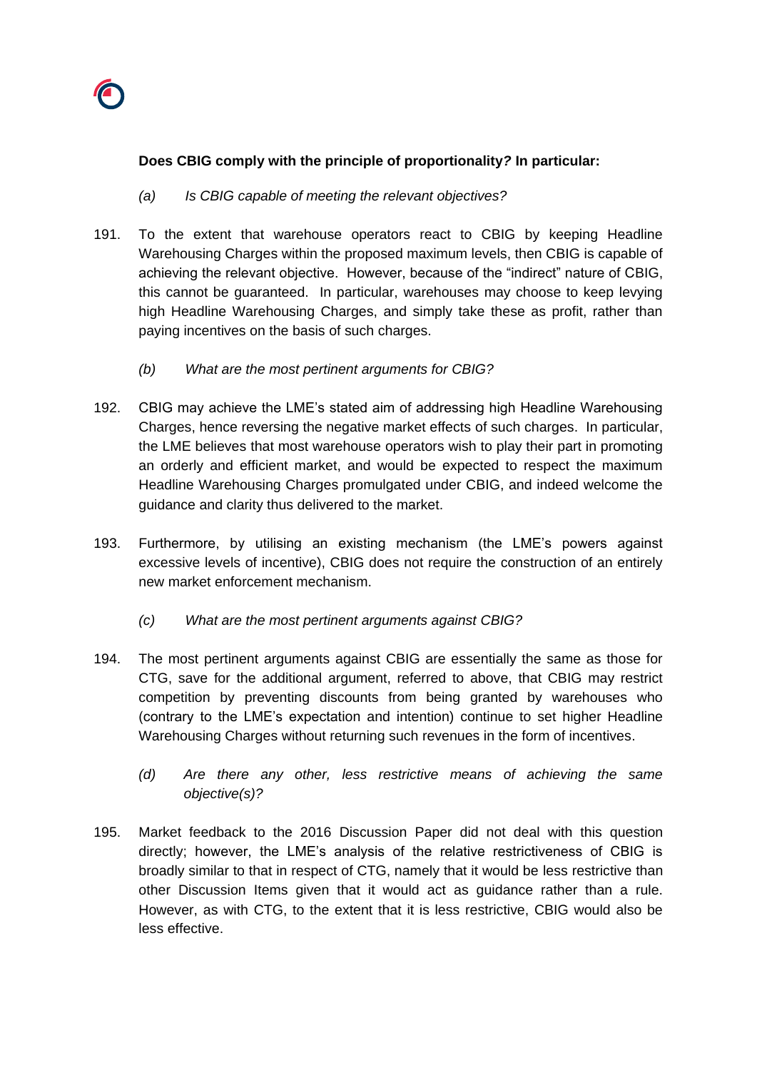**Does CBIG comply with the principle of proportionality? In particular:**

*(a) Is CBIG capable of meeting the relevant objectives?*

191. To the extent that warehouse operators react to CBIG by keeping Headline Warehousing Charges within the proposed maximum levels, then CBIG is capable of achieving the relevant objective. However, because of the "indirect" nature of CBIG, this cannot be guaranteed. In particular, warehouses may choose to keep levying high Headline Warehousing Charges, and simply take these as profit, rather than paying incentives on the basis of such charges.

*(b) What are the most pertinent arguments for CBIG?*

192. CBIG may achieve the LME's stated aim of addressing high Headline Warehousing Charges, hence reversing the negative market effects of such charges. In particular, the LME believes that most warehouse operators wish to play their part in promoting an orderly and efficient market, and would be expected to respect the maximum Headline Warehousing Charges promulgated under CBIG, and indeed welcome the guidance and clarity thus delivered to the market.

193. Furthermore, by utilising an existing mechanism (the LME's powers against excessive levels of incentive), CBIG does not require the construction of an entirely new market enforcement mechanism.

*(c) What are the most pertinent arguments against CBIG?*

194. The most pertinent arguments against CBIG are essentially the same as those for CTG, save for the additional argument, referred to above, that CBIG may restrict competition by preventing discounts from being granted by warehouses who (contrary to the LME's expectation and intention) continue to set higher Headline Warehousing Charges without returning such revenues in the form of incentives.

*(d) Are there any other, less restrictive means of achieving the same objective(s)?*

195. Market feedback to the 2016 Discussion Paper did not deal with this question directly; however, the LME's analysis of the relative restrictiveness of CBIG is broadly similar to that in respect of CTG, namely that it would be less restrictive than other Discussion Items given that it would act as guidance rather than a rule. However, as with CTG, to the extent that it is less restrictive, CBIG would also be less effective.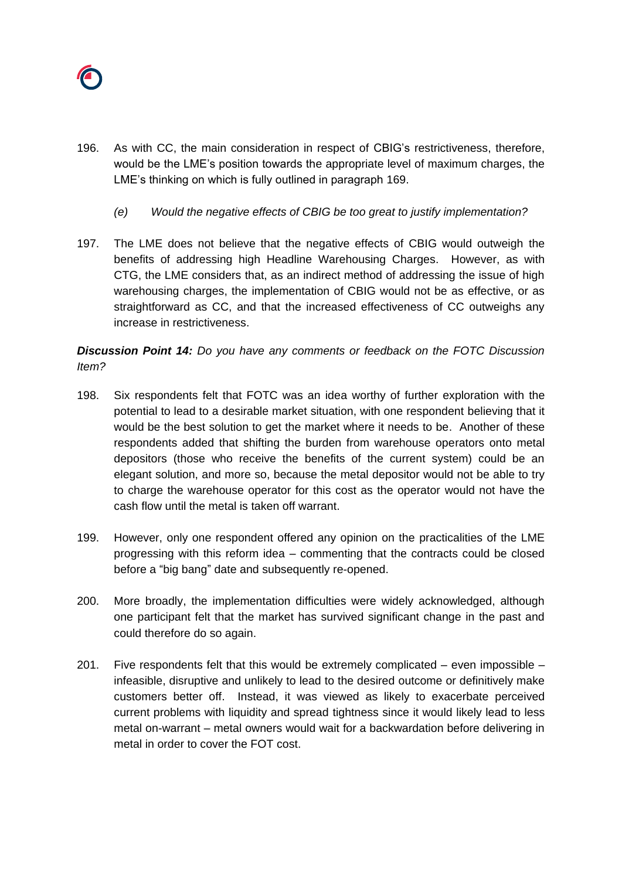196. As with CC, the main consideration in respect of CBIG's restrictiveness, therefore, would be the LME's position towards the appropriate level of maximum charges, the LME's thinking on which is fully outlined in paragraph 169.

*(e) Would the negative effects of CBIG be too great to justify implementation?*

197. The LME does not believe that the negative effects of CBIG would outweigh the benefits of addressing high Headline Warehousing Charges. However, as with CTG, the LME considers that, as an indirect method of addressing the issue of high warehousing charges, the implementation of CBIG would not be as effective, or as straightforward as CC, and that the increased effectiveness of CC outweighs any increase in restrictiveness.

***Discussion Point 14:*** *Do you have any comments or feedback on the FOTC Discussion Item?*

198. Six respondents felt that FOTC was an idea worthy of further exploration with the potential to lead to a desirable market situation, with one respondent believing that it would be the best solution to get the market where it needs to be. Another of these respondents added that shifting the burden from warehouse operators onto metal depositors (those who receive the benefits of the current system) could be an elegant solution, and more so, because the metal depositor would not be able to try to charge the warehouse operator for this cost as the operator would not have the cash flow until the metal is taken off warrant.

199. However, only one respondent offered any opinion on the practicalities of the LME progressing with this reform idea – commenting that the contracts could be closed before a "big bang" date and subsequently re-opened.

200. More broadly, the implementation difficulties were widely acknowledged, although one participant felt that the market has survived significant change in the past and could therefore do so again.

201. Five respondents felt that this would be extremely complicated – even impossible – infeasible, disruptive and unlikely to lead to the desired outcome or definitively make customers better off. Instead, it was viewed as likely to exacerbate perceived current problems with liquidity and spread tightness since it would likely lead to less metal on-warrant – metal owners would wait for a backwardation before delivering in metal in order to cover the FOT cost.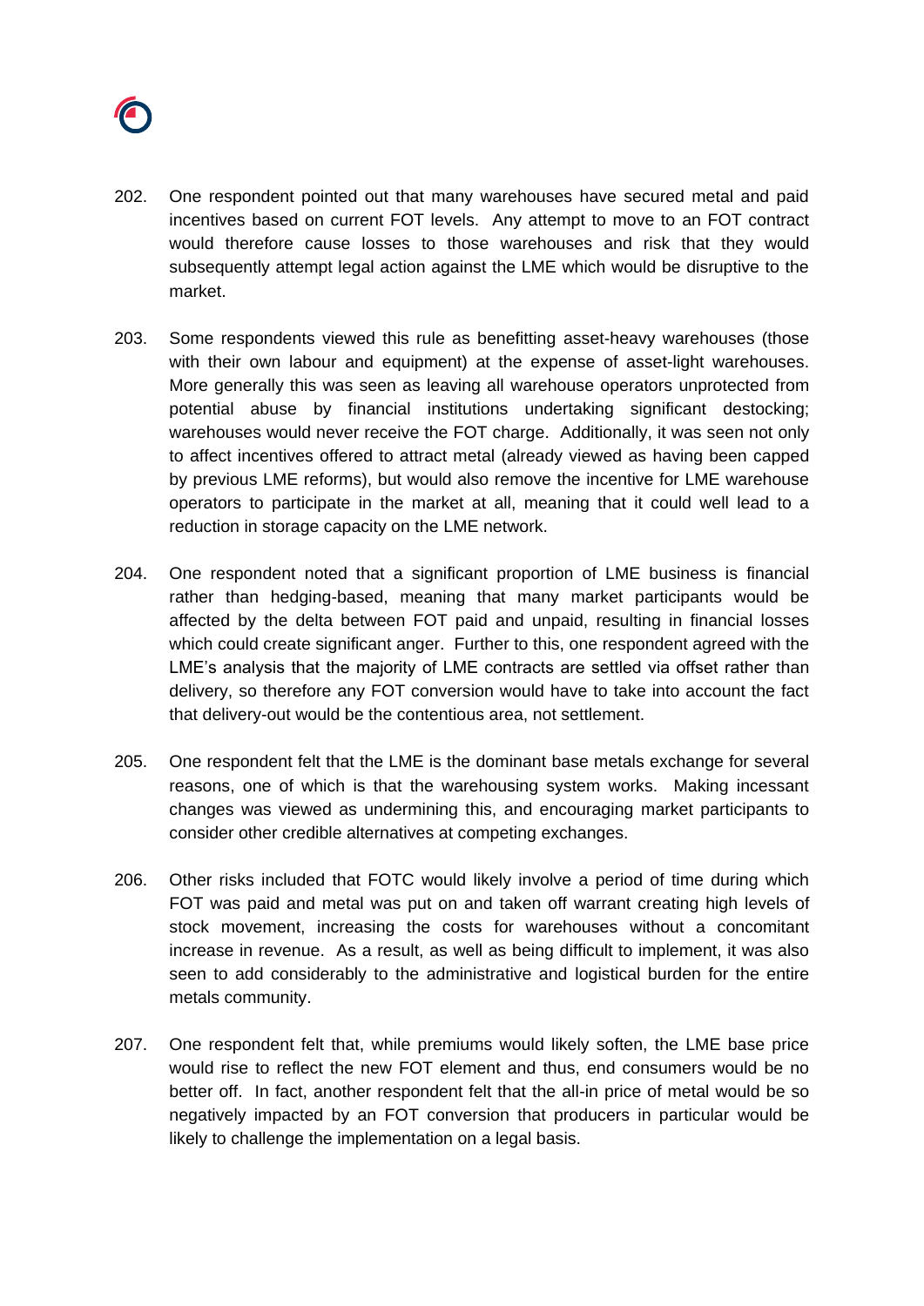202. One respondent pointed out that many warehouses have secured metal and paid incentives based on current FOT levels. Any attempt to move to an FOT contract would therefore cause losses to those warehouses and risk that they would subsequently attempt legal action against the LME which would be disruptive to the market.

203. Some respondents viewed this rule as benefitting asset-heavy warehouses (those with their own labour and equipment) at the expense of asset-light warehouses. More generally this was seen as leaving all warehouse operators unprotected from potential abuse by financial institutions undertaking significant destocking; warehouses would never receive the FOT charge. Additionally, it was seen not only to affect incentives offered to attract metal (already viewed as having been capped by previous LME reforms), but would also remove the incentive for LME warehouse operators to participate in the market at all, meaning that it could well lead to a reduction in storage capacity on the LME network.

204. One respondent noted that a significant proportion of LME business is financial rather than hedging-based, meaning that many market participants would be affected by the delta between FOT paid and unpaid, resulting in financial losses which could create significant anger. Further to this, one respondent agreed with the LME's analysis that the majority of LME contracts are settled via offset rather than delivery, so therefore any FOT conversion would have to take into account the fact that delivery-out would be the contentious area, not settlement.

205. One respondent felt that the LME is the dominant base metals exchange for several reasons, one of which is that the warehousing system works. Making incessant changes was viewed as undermining this, and encouraging market participants to consider other credible alternatives at competing exchanges.

206. Other risks included that FOTC would likely involve a period of time during which FOT was paid and metal was put on and taken off warrant creating high levels of stock movement, increasing the costs for warehouses without a concomitant increase in revenue. As a result, as well as being difficult to implement, it was also seen to add considerably to the administrative and logistical burden for the entire metals community.

207. One respondent felt that, while premiums would likely soften, the LME base price would rise to reflect the new FOT element and thus, end consumers would be no better off. In fact, another respondent felt that the all-in price of metal would be so negatively impacted by an FOT conversion that producers in particular would be likely to challenge the implementation on a legal basis.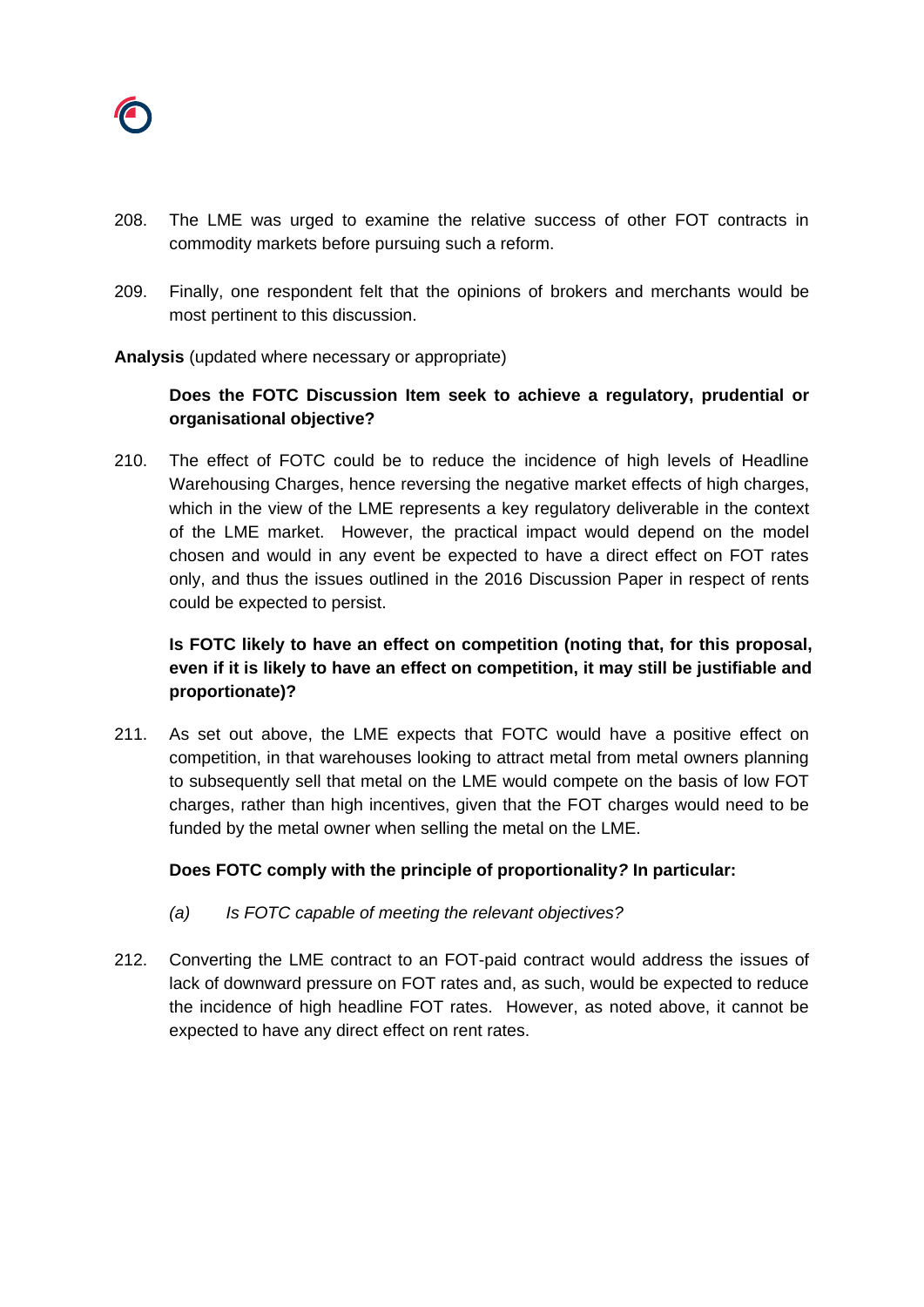208. The LME was urged to examine the relative success of other FOT contracts in commodity markets before pursuing such a reform.

209. Finally, one respondent felt that the opinions of brokers and merchants would be most pertinent to this discussion.

**Analysis** (updated where necessary or appropriate)

**Does the FOTC Discussion Item seek to achieve a regulatory, prudential or organisational objective?**

210. The effect of FOTC could be to reduce the incidence of high levels of Headline Warehousing Charges, hence reversing the negative market effects of high charges, which in the view of the LME represents a key regulatory deliverable in the context of the LME market. However, the practical impact would depend on the model chosen and would in any event be expected to have a direct effect on FOT rates only, and thus the issues outlined in the 2016 Discussion Paper in respect of rents could be expected to persist.

**Is FOTC likely to have an effect on competition (noting that, for this proposal, even if it is likely to have an effect on competition, it may still be justifiable and proportionate)?**

211. As set out above, the LME expects that FOTC would have a positive effect on competition, in that warehouses looking to attract metal from metal owners planning to subsequently sell that metal on the LME would compete on the basis of low FOT charges, rather than high incentives, given that the FOT charges would need to be funded by the metal owner when selling the metal on the LME.

**Does FOTC comply with the principle of proportionality? In particular:**

*(a) Is FOTC capable of meeting the relevant objectives?*

212. Converting the LME contract to an FOT-paid contract would address the issues of lack of downward pressure on FOT rates and, as such, would be expected to reduce the incidence of high headline FOT rates. However, as noted above, it cannot be expected to have any direct effect on rent rates.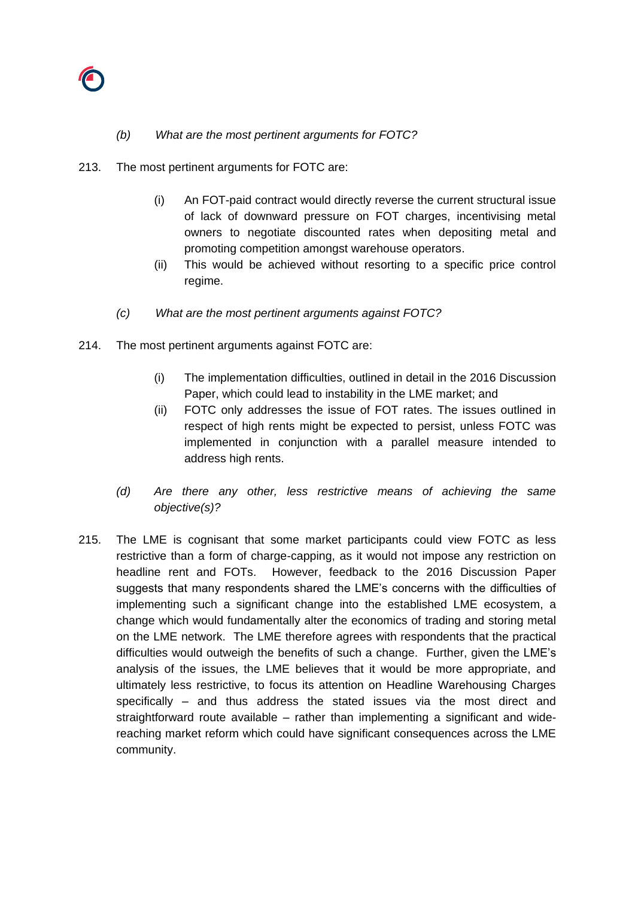*(b) What are the most pertinent arguments for FOTC?*

213. The most pertinent arguments for FOTC are:

   (i) An FOT-paid contract would directly reverse the current structural issue of lack of downward pressure on FOT charges, incentivising metal owners to negotiate discounted rates when depositing metal and promoting competition amongst warehouse operators.

   (ii) This would be achieved without resorting to a specific price control regime.

*(c) What are the most pertinent arguments against FOTC?*

214. The most pertinent arguments against FOTC are:

   (i) The implementation difficulties, outlined in detail in the 2016 Discussion Paper, which could lead to instability in the LME market; and

   (ii) FOTC only addresses the issue of FOT rates. The issues outlined in respect of high rents might be expected to persist, unless FOTC was implemented in conjunction with a parallel measure intended to address high rents.

*(d) Are there any other, less restrictive means of achieving the same objective(s)?*

215. The LME is cognisant that some market participants could view FOTC as less restrictive than a form of charge-capping, as it would not impose any restriction on headline rent and FOTs. However, feedback to the 2016 Discussion Paper suggests that many respondents shared the LME's concerns with the difficulties of implementing such a significant change into the established LME ecosystem, a change which would fundamentally alter the economics of trading and storing metal on the LME network. The LME therefore agrees with respondents that the practical difficulties would outweigh the benefits of such a change. Further, given the LME's analysis of the issues, the LME believes that it would be more appropriate, and ultimately less restrictive, to focus its attention on Headline Warehousing Charges specifically – and thus address the stated issues via the most direct and straightforward route available – rather than implementing a significant and wide-reaching market reform which could have significant consequences across the LME community.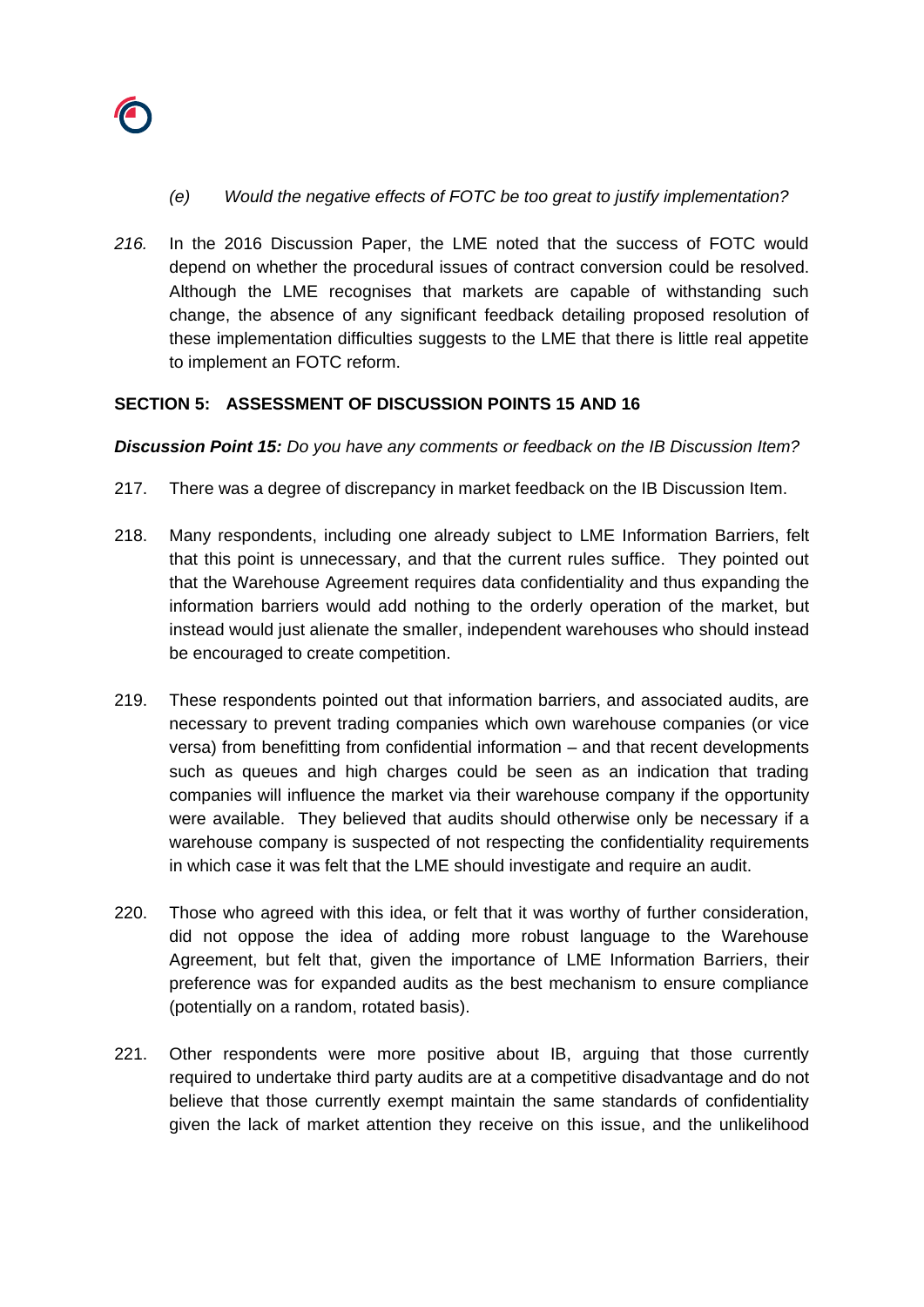*(e) Would the negative effects of FOTC be too great to justify implementation?*

*216.* In the 2016 Discussion Paper, the LME noted that the success of FOTC would depend on whether the procedural issues of contract conversion could be resolved. Although the LME recognises that markets are capable of withstanding such change, the absence of any significant feedback detailing proposed resolution of these implementation difficulties suggests to the LME that there is little real appetite to implement an FOTC reform.

**SECTION 5: ASSESSMENT OF DISCUSSION POINTS 15 AND 16**

***Discussion Point 15:*** *Do you have any comments or feedback on the IB Discussion Item?*

217. There was a degree of discrepancy in market feedback on the IB Discussion Item.

218. Many respondents, including one already subject to LME Information Barriers, felt that this point is unnecessary, and that the current rules suffice. They pointed out that the Warehouse Agreement requires data confidentiality and thus expanding the information barriers would add nothing to the orderly operation of the market, but instead would just alienate the smaller, independent warehouses who should instead be encouraged to create competition.

219. These respondents pointed out that information barriers, and associated audits, are necessary to prevent trading companies which own warehouse companies (or vice versa) from benefitting from confidential information – and that recent developments such as queues and high charges could be seen as an indication that trading companies will influence the market via their warehouse company if the opportunity were available. They believed that audits should otherwise only be necessary if a warehouse company is suspected of not respecting the confidentiality requirements in which case it was felt that the LME should investigate and require an audit.

220. Those who agreed with this idea, or felt that it was worthy of further consideration, did not oppose the idea of adding more robust language to the Warehouse Agreement, but felt that, given the importance of LME Information Barriers, their preference was for expanded audits as the best mechanism to ensure compliance (potentially on a random, rotated basis).

221. Other respondents were more positive about IB, arguing that those currently required to undertake third party audits are at a competitive disadvantage and do not believe that those currently exempt maintain the same standards of confidentiality given the lack of market attention they receive on this issue, and the unlikelihood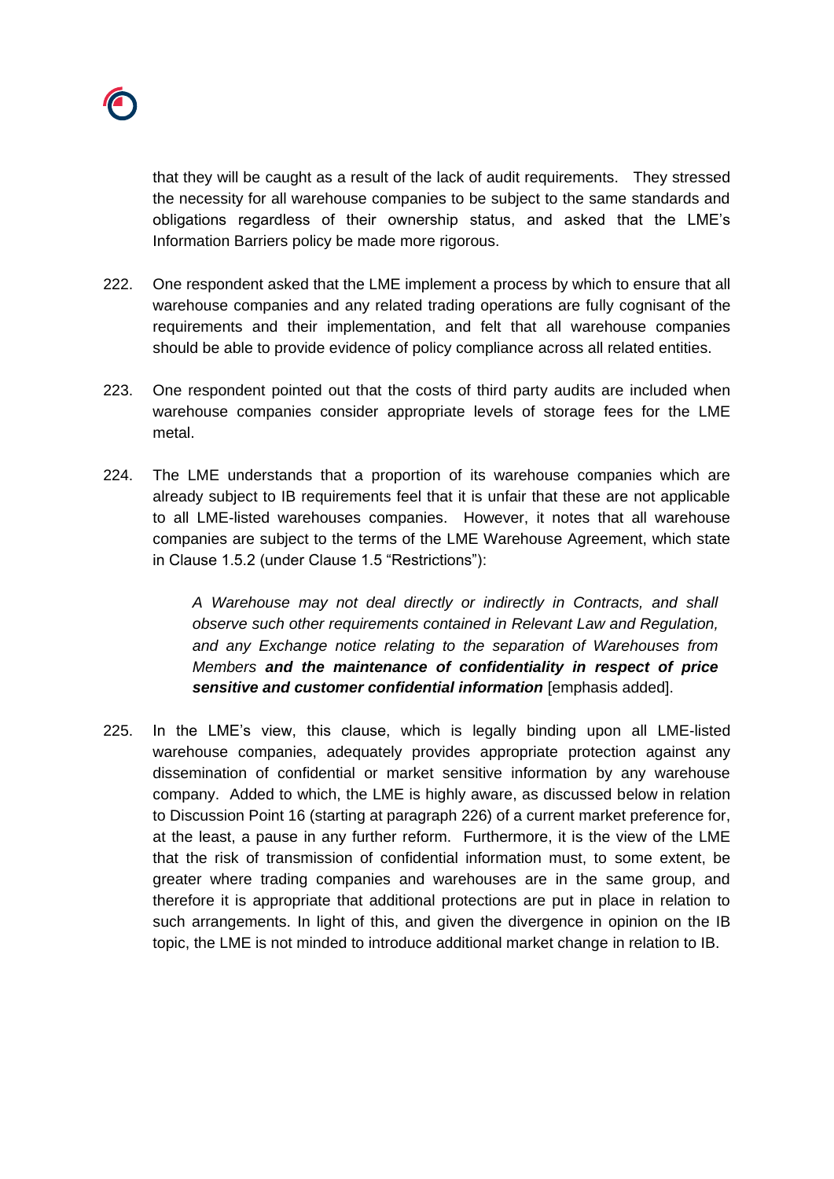that they will be caught as a result of the lack of audit requirements. They stressed the necessity for all warehouse companies to be subject to the same standards and obligations regardless of their ownership status, and asked that the LME's Information Barriers policy be made more rigorous.

222. One respondent asked that the LME implement a process by which to ensure that all warehouse companies and any related trading operations are fully cognisant of the requirements and their implementation, and felt that all warehouse companies should be able to provide evidence of policy compliance across all related entities.

223. One respondent pointed out that the costs of third party audits are included when warehouse companies consider appropriate levels of storage fees for the LME metal.

224. The LME understands that a proportion of its warehouse companies which are already subject to IB requirements feel that it is unfair that these are not applicable to all LME-listed warehouses companies. However, it notes that all warehouse companies are subject to the terms of the LME Warehouse Agreement, which state in Clause 1.5.2 (under Clause 1.5 "Restrictions"):

> *A Warehouse may not deal directly or indirectly in Contracts, and shall observe such other requirements contained in Relevant Law and Regulation, and any Exchange notice relating to the separation of Warehouses from Members* ***and the maintenance of confidentiality in respect of price sensitive and customer confidential information*** [emphasis added].

225. In the LME's view, this clause, which is legally binding upon all LME-listed warehouse companies, adequately provides appropriate protection against any dissemination of confidential or market sensitive information by any warehouse company. Added to which, the LME is highly aware, as discussed below in relation to Discussion Point 16 (starting at paragraph 226) of a current market preference for, at the least, a pause in any further reform. Furthermore, it is the view of the LME that the risk of transmission of confidential information must, to some extent, be greater where trading companies and warehouses are in the same group, and therefore it is appropriate that additional protections are put in place in relation to such arrangements. In light of this, and given the divergence in opinion on the IB topic, the LME is not minded to introduce additional market change in relation to IB.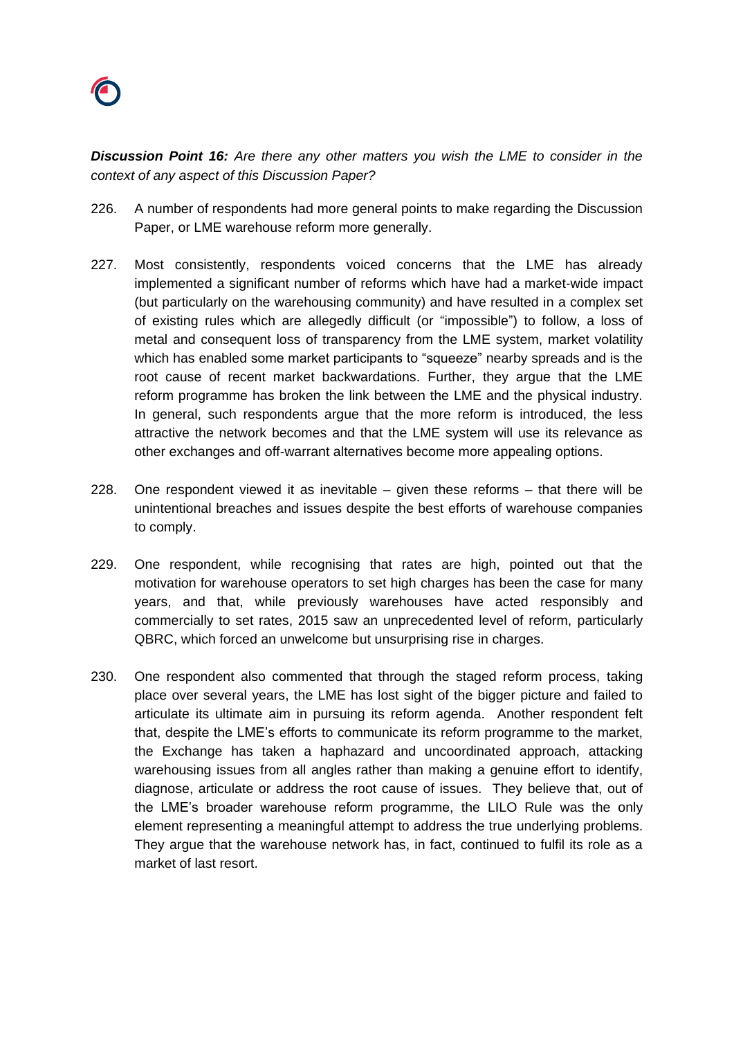***Discussion Point 16:*** *Are there any other matters you wish the LME to consider in the context of any aspect of this Discussion Paper?*

226. A number of respondents had more general points to make regarding the Discussion Paper, or LME warehouse reform more generally.

227. Most consistently, respondents voiced concerns that the LME has already implemented a significant number of reforms which have had a market-wide impact (but particularly on the warehousing community) and have resulted in a complex set of existing rules which are allegedly difficult (or "impossible") to follow, a loss of metal and consequent loss of transparency from the LME system, market volatility which has enabled some market participants to "squeeze" nearby spreads and is the root cause of recent market backwardations. Further, they argue that the LME reform programme has broken the link between the LME and the physical industry. In general, such respondents argue that the more reform is introduced, the less attractive the network becomes and that the LME system will use its relevance as other exchanges and off-warrant alternatives become more appealing options.

228. One respondent viewed it as inevitable – given these reforms – that there will be unintentional breaches and issues despite the best efforts of warehouse companies to comply.

229. One respondent, while recognising that rates are high, pointed out that the motivation for warehouse operators to set high charges has been the case for many years, and that, while previously warehouses have acted responsibly and commercially to set rates, 2015 saw an unprecedented level of reform, particularly QBRC, which forced an unwelcome but unsurprising rise in charges.

230. One respondent also commented that through the staged reform process, taking place over several years, the LME has lost sight of the bigger picture and failed to articulate its ultimate aim in pursuing its reform agenda. Another respondent felt that, despite the LME's efforts to communicate its reform programme to the market, the Exchange has taken a haphazard and uncoordinated approach, attacking warehousing issues from all angles rather than making a genuine effort to identify, diagnose, articulate or address the root cause of issues. They believe that, out of the LME's broader warehouse reform programme, the LILO Rule was the only element representing a meaningful attempt to address the true underlying problems. They argue that the warehouse network has, in fact, continued to fulfil its role as a market of last resort.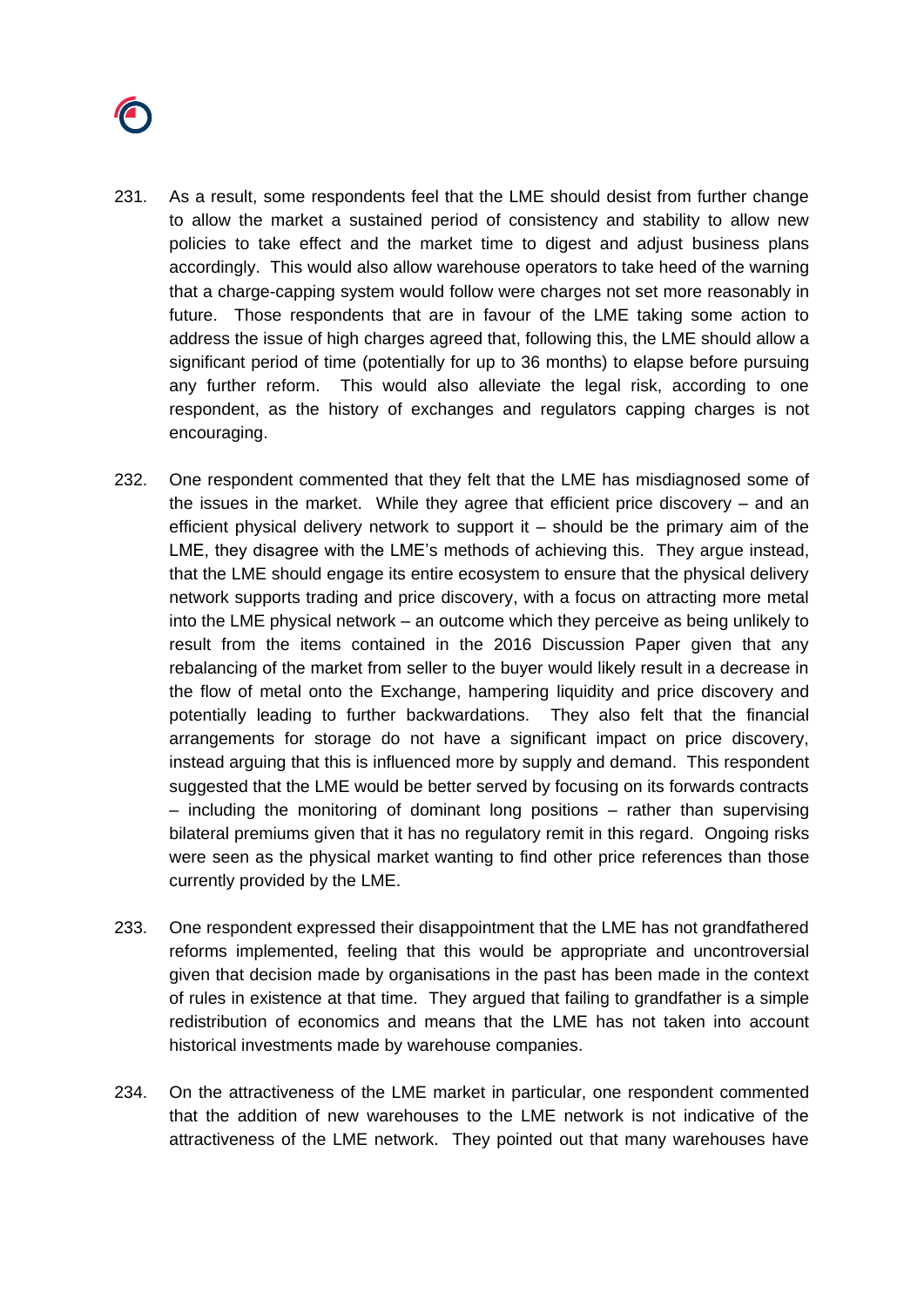231. As a result, some respondents feel that the LME should desist from further change to allow the market a sustained period of consistency and stability to allow new policies to take effect and the market time to digest and adjust business plans accordingly. This would also allow warehouse operators to take heed of the warning that a charge-capping system would follow were charges not set more reasonably in future. Those respondents that are in favour of the LME taking some action to address the issue of high charges agreed that, following this, the LME should allow a significant period of time (potentially for up to 36 months) to elapse before pursuing any further reform. This would also alleviate the legal risk, according to one respondent, as the history of exchanges and regulators capping charges is not encouraging.

232. One respondent commented that they felt that the LME has misdiagnosed some of the issues in the market. While they agree that efficient price discovery – and an efficient physical delivery network to support it – should be the primary aim of the LME, they disagree with the LME's methods of achieving this. They argue instead, that the LME should engage its entire ecosystem to ensure that the physical delivery network supports trading and price discovery, with a focus on attracting more metal into the LME physical network – an outcome which they perceive as being unlikely to result from the items contained in the 2016 Discussion Paper given that any rebalancing of the market from seller to the buyer would likely result in a decrease in the flow of metal onto the Exchange, hampering liquidity and price discovery and potentially leading to further backwardations. They also felt that the financial arrangements for storage do not have a significant impact on price discovery, instead arguing that this is influenced more by supply and demand. This respondent suggested that the LME would be better served by focusing on its forwards contracts – including the monitoring of dominant long positions – rather than supervising bilateral premiums given that it has no regulatory remit in this regard. Ongoing risks were seen as the physical market wanting to find other price references than those currently provided by the LME.

233. One respondent expressed their disappointment that the LME has not grandfathered reforms implemented, feeling that this would be appropriate and uncontroversial given that decision made by organisations in the past has been made in the context of rules in existence at that time. They argued that failing to grandfather is a simple redistribution of economics and means that the LME has not taken into account historical investments made by warehouse companies.

234. On the attractiveness of the LME market in particular, one respondent commented that the addition of new warehouses to the LME network is not indicative of the attractiveness of the LME network. They pointed out that many warehouses have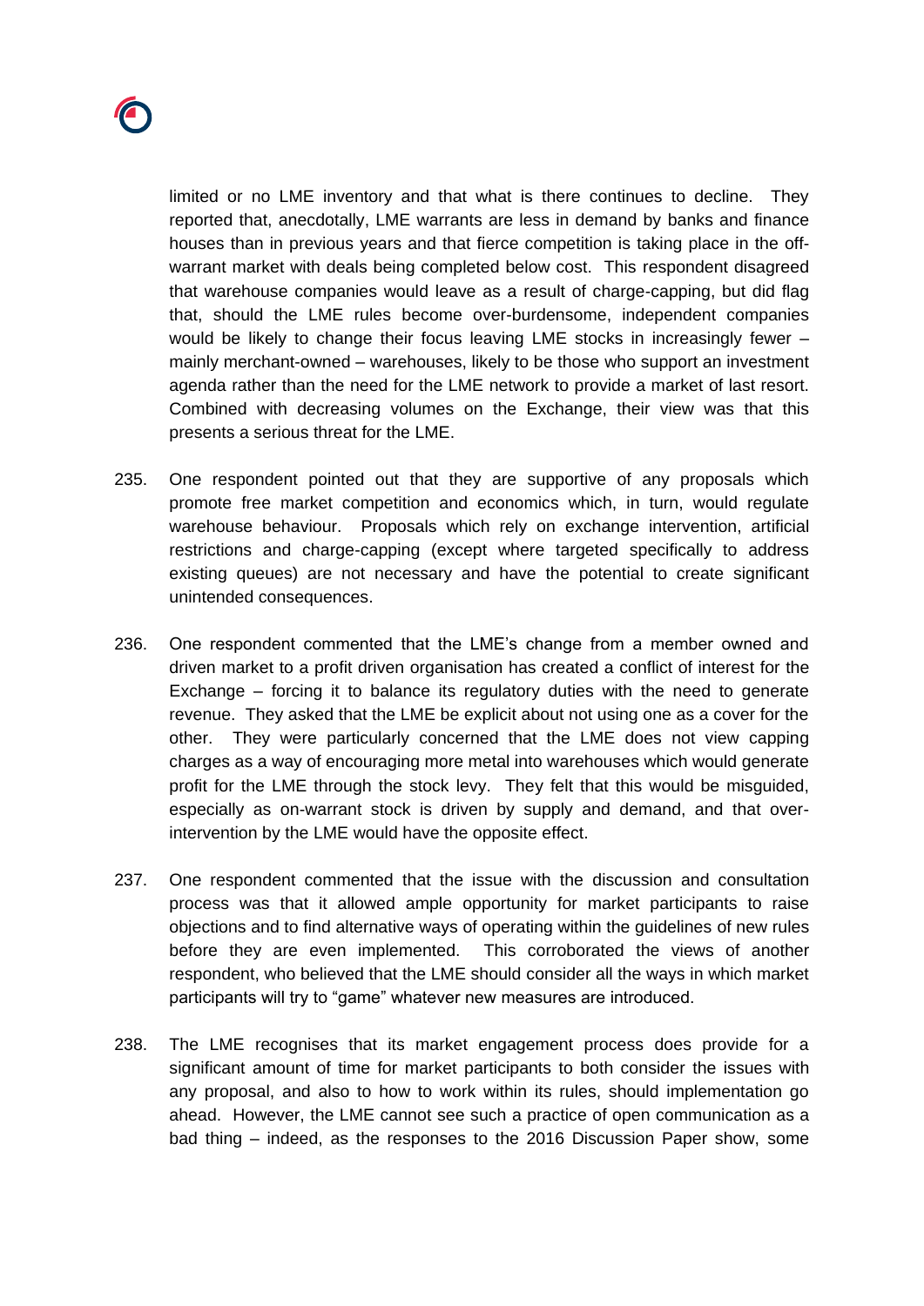limited or no LME inventory and that what is there continues to decline. They reported that, anecdotally, LME warrants are less in demand by banks and finance houses than in previous years and that fierce competition is taking place in the off-warrant market with deals being completed below cost. This respondent disagreed that warehouse companies would leave as a result of charge-capping, but did flag that, should the LME rules become over-burdensome, independent companies would be likely to change their focus leaving LME stocks in increasingly fewer – mainly merchant-owned – warehouses, likely to be those who support an investment agenda rather than the need for the LME network to provide a market of last resort. Combined with decreasing volumes on the Exchange, their view was that this presents a serious threat for the LME.

235. One respondent pointed out that they are supportive of any proposals which promote free market competition and economics which, in turn, would regulate warehouse behaviour. Proposals which rely on exchange intervention, artificial restrictions and charge-capping (except where targeted specifically to address existing queues) are not necessary and have the potential to create significant unintended consequences.

236. One respondent commented that the LME's change from a member owned and driven market to a profit driven organisation has created a conflict of interest for the Exchange – forcing it to balance its regulatory duties with the need to generate revenue. They asked that the LME be explicit about not using one as a cover for the other. They were particularly concerned that the LME does not view capping charges as a way of encouraging more metal into warehouses which would generate profit for the LME through the stock levy. They felt that this would be misguided, especially as on-warrant stock is driven by supply and demand, and that over-intervention by the LME would have the opposite effect.

237. One respondent commented that the issue with the discussion and consultation process was that it allowed ample opportunity for market participants to raise objections and to find alternative ways of operating within the guidelines of new rules before they are even implemented. This corroborated the views of another respondent, who believed that the LME should consider all the ways in which market participants will try to "game" whatever new measures are introduced.

238. The LME recognises that its market engagement process does provide for a significant amount of time for market participants to both consider the issues with any proposal, and also to how to work within its rules, should implementation go ahead. However, the LME cannot see such a practice of open communication as a bad thing – indeed, as the responses to the 2016 Discussion Paper show, some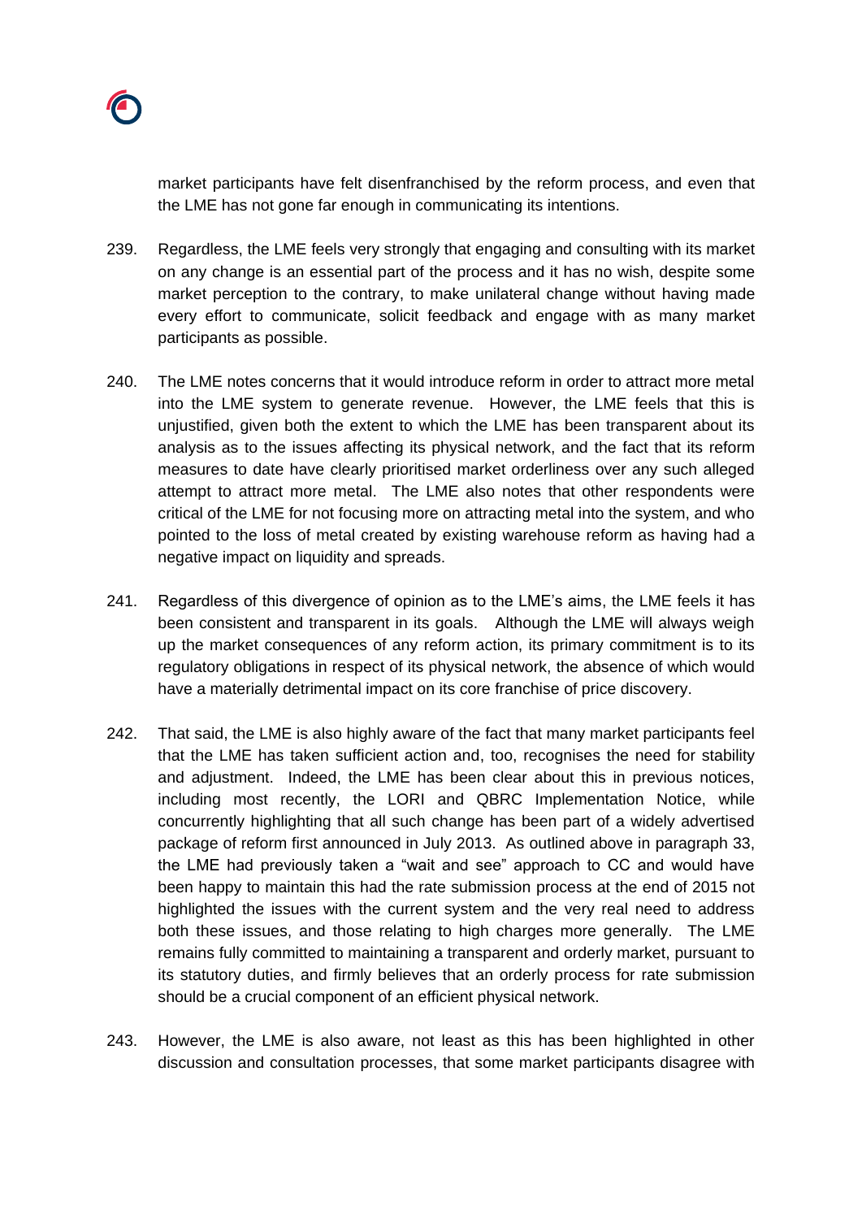market participants have felt disenfranchised by the reform process, and even that the LME has not gone far enough in communicating its intentions.

239. Regardless, the LME feels very strongly that engaging and consulting with its market on any change is an essential part of the process and it has no wish, despite some market perception to the contrary, to make unilateral change without having made every effort to communicate, solicit feedback and engage with as many market participants as possible.

240. The LME notes concerns that it would introduce reform in order to attract more metal into the LME system to generate revenue. However, the LME feels that this is unjustified, given both the extent to which the LME has been transparent about its analysis as to the issues affecting its physical network, and the fact that its reform measures to date have clearly prioritised market orderliness over any such alleged attempt to attract more metal. The LME also notes that other respondents were critical of the LME for not focusing more on attracting metal into the system, and who pointed to the loss of metal created by existing warehouse reform as having had a negative impact on liquidity and spreads.

241. Regardless of this divergence of opinion as to the LME's aims, the LME feels it has been consistent and transparent in its goals. Although the LME will always weigh up the market consequences of any reform action, its primary commitment is to its regulatory obligations in respect of its physical network, the absence of which would have a materially detrimental impact on its core franchise of price discovery.

242. That said, the LME is also highly aware of the fact that many market participants feel that the LME has taken sufficient action and, too, recognises the need for stability and adjustment. Indeed, the LME has been clear about this in previous notices, including most recently, the LORI and QBRC Implementation Notice, while concurrently highlighting that all such change has been part of a widely advertised package of reform first announced in July 2013. As outlined above in paragraph 33, the LME had previously taken a "wait and see" approach to CC and would have been happy to maintain this had the rate submission process at the end of 2015 not highlighted the issues with the current system and the very real need to address both these issues, and those relating to high charges more generally. The LME remains fully committed to maintaining a transparent and orderly market, pursuant to its statutory duties, and firmly believes that an orderly process for rate submission should be a crucial component of an efficient physical network.

243. However, the LME is also aware, not least as this has been highlighted in other discussion and consultation processes, that some market participants disagree with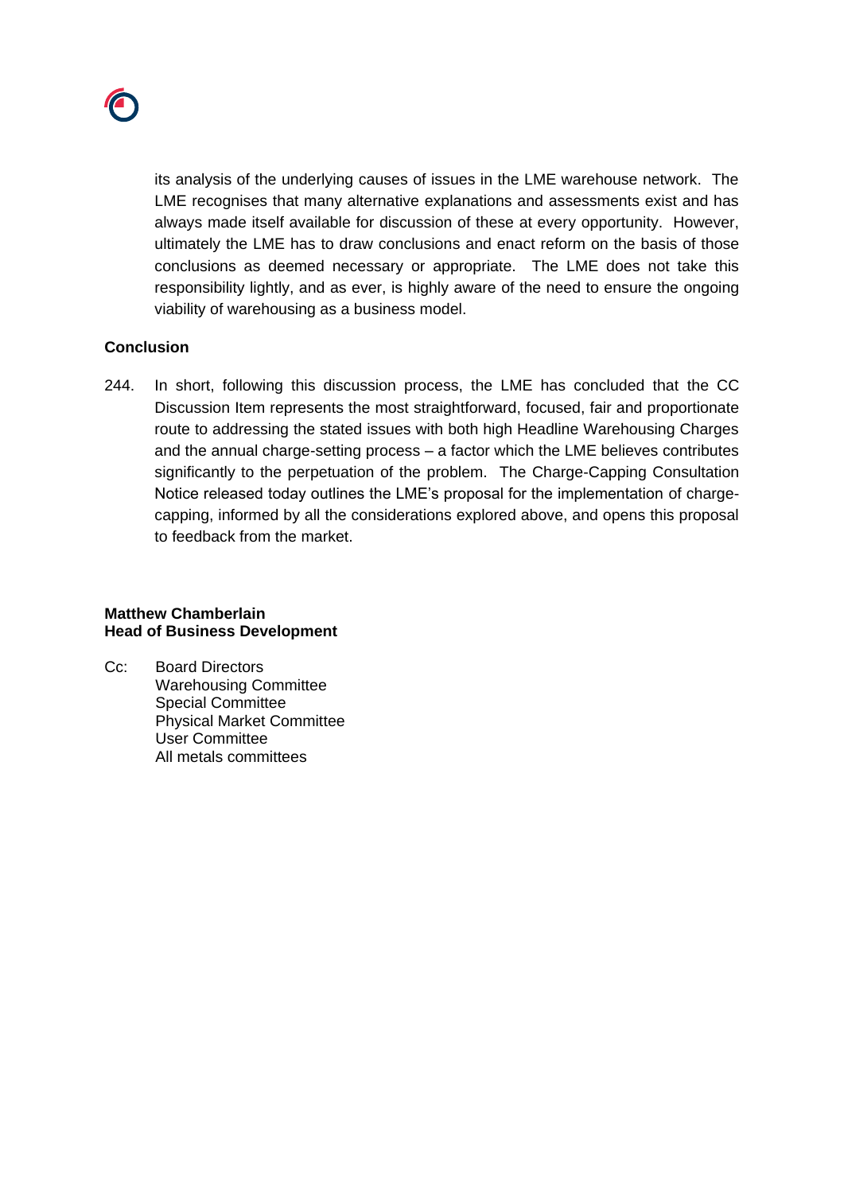its analysis of the underlying causes of issues in the LME warehouse network. The LME recognises that many alternative explanations and assessments exist and has always made itself available for discussion of these at every opportunity. However, ultimately the LME has to draw conclusions and enact reform on the basis of those conclusions as deemed necessary or appropriate. The LME does not take this responsibility lightly, and as ever, is highly aware of the need to ensure the ongoing viability of warehousing as a business model.

**Conclusion**

244. In short, following this discussion process, the LME has concluded that the CC Discussion Item represents the most straightforward, focused, fair and proportionate route to addressing the stated issues with both high Headline Warehousing Charges and the annual charge-setting process – a factor which the LME believes contributes significantly to the perpetuation of the problem. The Charge-Capping Consultation Notice released today outlines the LME's proposal for the implementation of charge-capping, informed by all the considerations explored above, and opens this proposal to feedback from the market.

**Matthew Chamberlain**
**Head of Business Development**

Cc: Board Directors
Warehousing Committee
Special Committee
Physical Market Committee
User Committee
All metals committees